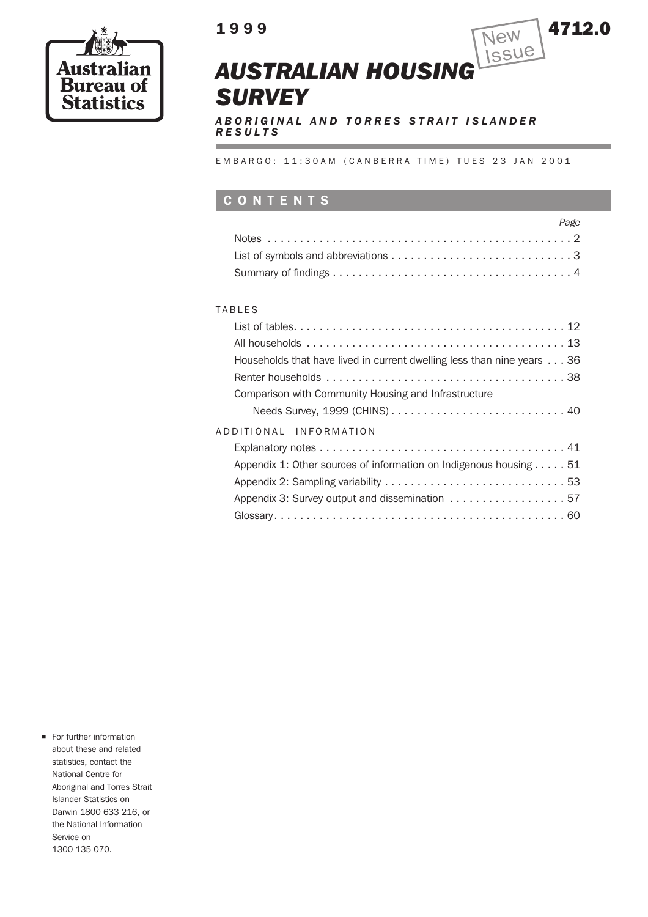Australian Bureau of Statistics

1999

New Issue

4712.0

# AUSTRALIAN HOUSING SURVEY

***ABORIGINAL AND TORRES STRAIT ISLANDER RESULTS***

EMBARGO: 11:30AM (CANBERRA TIME) TUES 23 JAN 2001

## CONTENTS

| | Page |
|---|---|
| Notes | 2 |
| List of symbols and abbreviations | 3 |
| Summary of findings | 4 |

TABLES

| | |
|---|---|
| List of tables | 12 |
| All households | 13 |
| Households that have lived in current dwelling less than nine years | 36 |
| Renter households | 38 |
| Comparison with Community Housing and Infrastructure Needs Survey, 1999 (CHINS) | 40 |

ADDITIONAL INFORMATION

| | |
|---|---|
| Explanatory notes | 41 |
| Appendix 1: Other sources of information on Indigenous housing | 51 |
| Appendix 2: Sampling variability | 53 |
| Appendix 3: Survey output and dissemination | 57 |
| Glossary | 60 |

- For further information about these and related statistics, contact the National Centre for Aboriginal and Torres Strait Islander Statistics on Darwin 1800 633 216, or the National Information Service on 1300 135 070.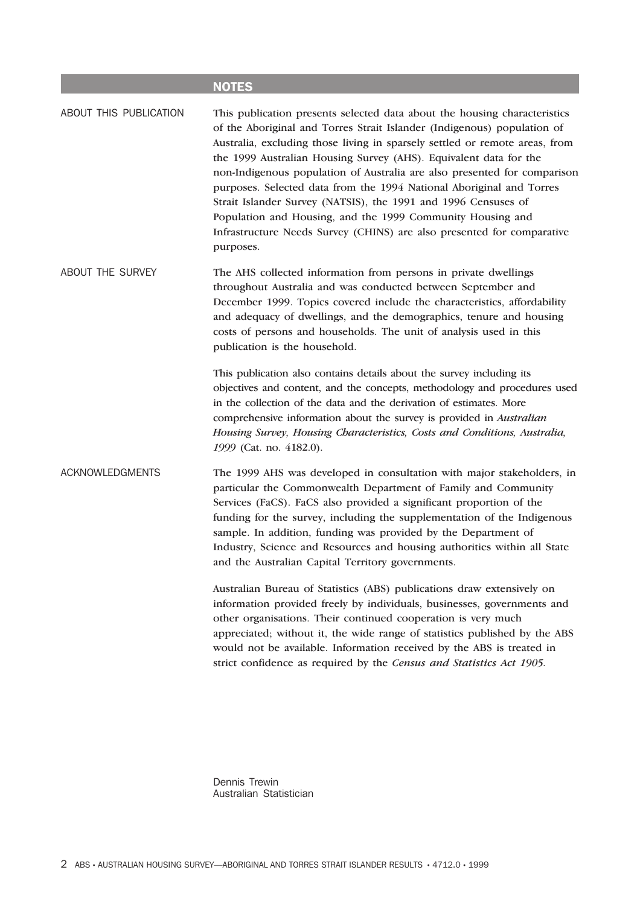## NOTES

**ABOUT THIS PUBLICATION**

This publication presents selected data about the housing characteristics of the Aboriginal and Torres Strait Islander (Indigenous) population of Australia, excluding those living in sparsely settled or remote areas, from the 1999 Australian Housing Survey (AHS). Equivalent data for the non-Indigenous population of Australia are also presented for comparison purposes. Selected data from the 1994 National Aboriginal and Torres Strait Islander Survey (NATSIS), the 1991 and 1996 Censuses of Population and Housing, and the 1999 Community Housing and Infrastructure Needs Survey (CHINS) are also presented for comparative purposes.

**ABOUT THE SURVEY**

The AHS collected information from persons in private dwellings throughout Australia and was conducted between September and December 1999. Topics covered include the characteristics, affordability and adequacy of dwellings, and the demographics, tenure and housing costs of persons and households. The unit of analysis used in this publication is the household.

This publication also contains details about the survey including its objectives and content, and the concepts, methodology and procedures used in the collection of the data and the derivation of estimates. More comprehensive information about the survey is provided in *Australian Housing Survey, Housing Characteristics, Costs and Conditions, Australia, 1999* (Cat. no. 4182.0).

**ACKNOWLEDGMENTS**

The 1999 AHS was developed in consultation with major stakeholders, in particular the Commonwealth Department of Family and Community Services (FaCS). FaCS also provided a significant proportion of the funding for the survey, including the supplementation of the Indigenous sample. In addition, funding was provided by the Department of Industry, Science and Resources and housing authorities within all State and the Australian Capital Territory governments.

Australian Bureau of Statistics (ABS) publications draw extensively on information provided freely by individuals, businesses, governments and other organisations. Their continued cooperation is very much appreciated; without it, the wide range of statistics published by the ABS would not be available. Information received by the ABS is treated in strict confidence as required by the *Census and Statistics Act 1905*.

Dennis Trewin
Australian Statistician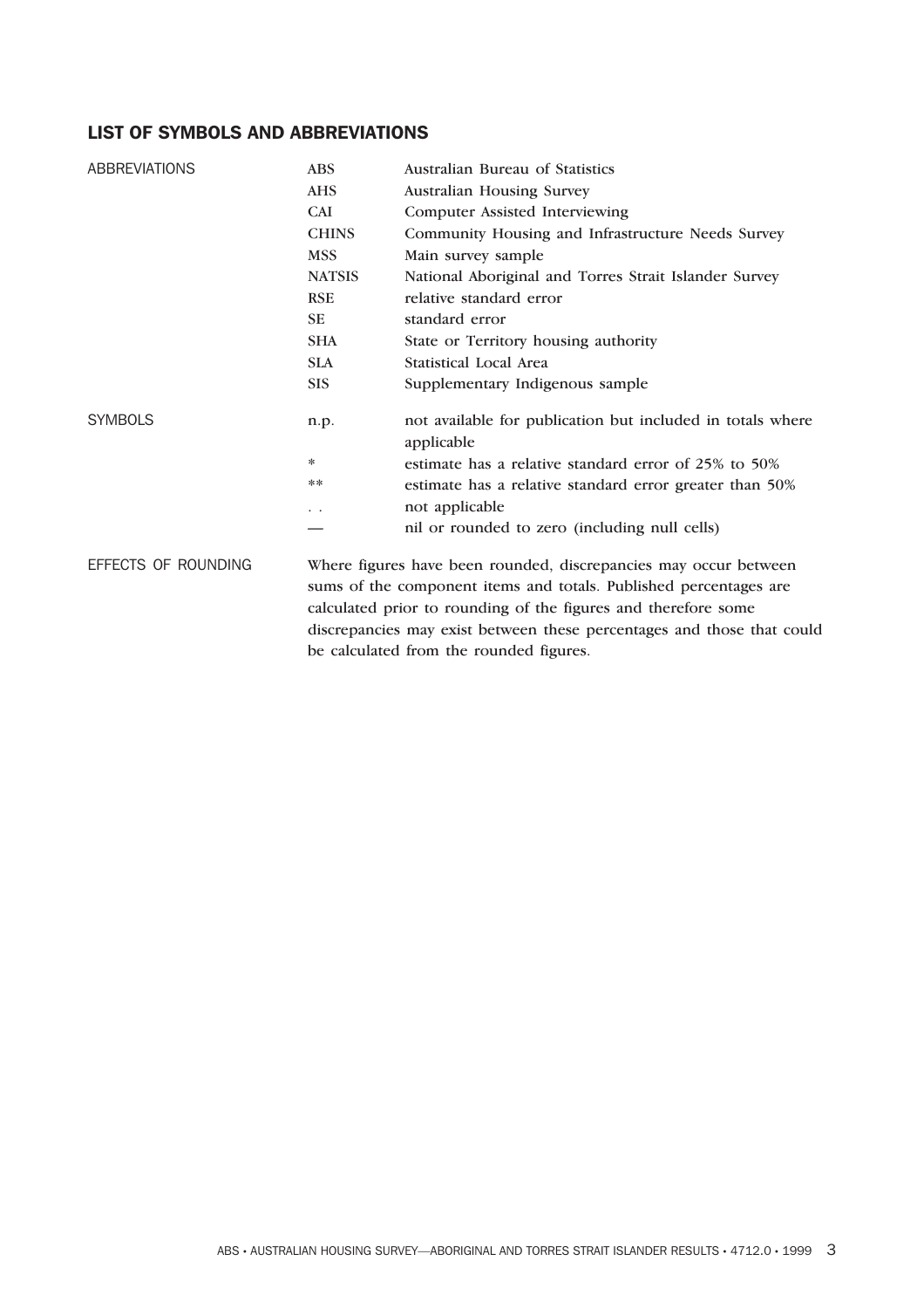## LIST OF SYMBOLS AND ABBREVIATIONS

| | | |
|---|---|---|
| ABBREVIATIONS | ABS | Australian Bureau of Statistics |
| | AHS | Australian Housing Survey |
| | CAI | Computer Assisted Interviewing |
| | CHINS | Community Housing and Infrastructure Needs Survey |
| | MSS | Main survey sample |
| | NATSIS | National Aboriginal and Torres Strait Islander Survey |
| | RSE | relative standard error |
| | SE | standard error |
| | SHA | State or Territory housing authority |
| | SLA | Statistical Local Area |
| | SIS | Supplementary Indigenous sample |
| SYMBOLS | n.p. | not available for publication but included in totals where applicable |
| | * | estimate has a relative standard error of 25% to 50% |
| | ** | estimate has a relative standard error greater than 50% |
| | . . | not applicable |
| | — | nil or rounded to zero (including null cells) |

**EFFECTS OF ROUNDING**

Where figures have been rounded, discrepancies may occur between sums of the component items and totals. Published percentages are calculated prior to rounding of the figures and therefore some discrepancies may exist between these percentages and those that could be calculated from the rounded figures.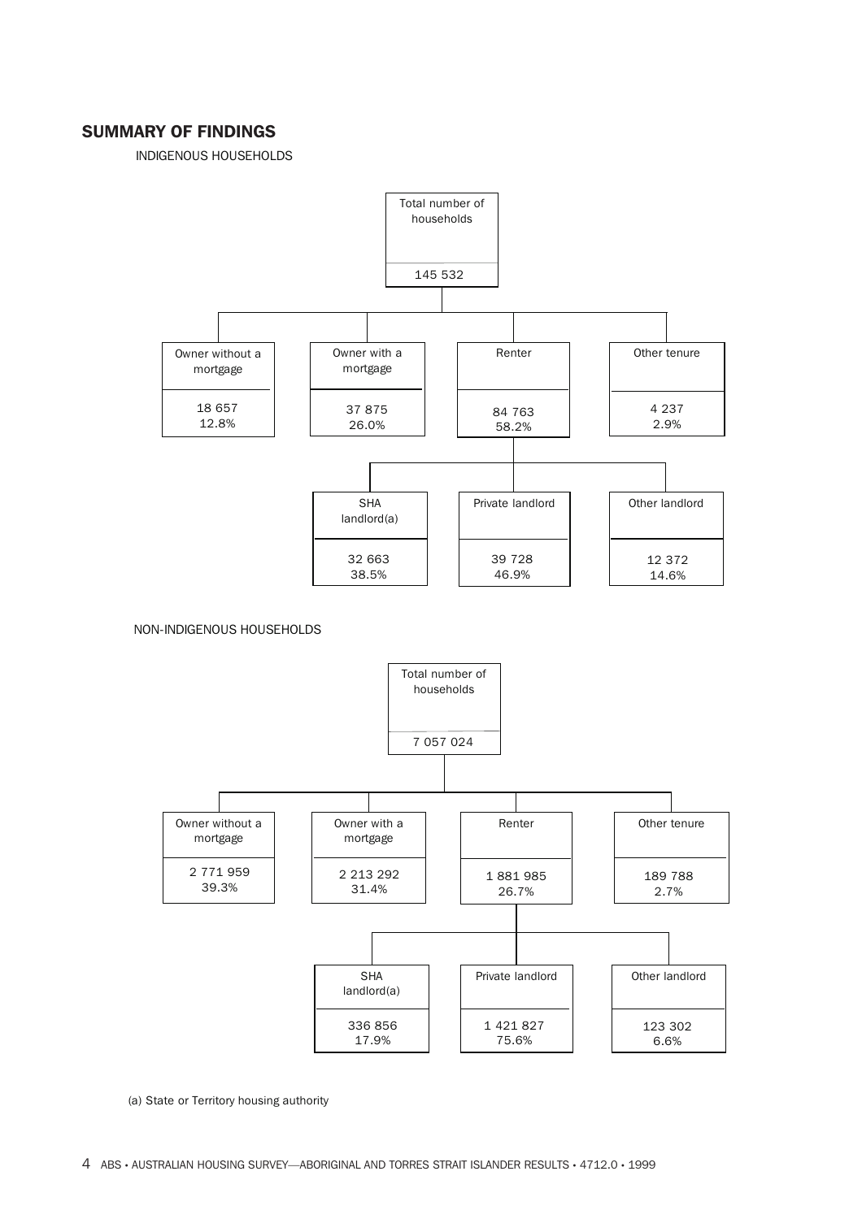## SUMMARY OF FINDINGS

INDIGENOUS HOUSEHOLDS

| Total number of households |
|---|
| 145 532 |

| Owner without a mortgage | Owner with a mortgage | Renter | Other tenure |
|---|---|---|---|
| 18 657 | 37 875 | 84 763 | 4 237 |
| 12.8% | 26.0% | 58.2% | 2.9% |

Renter:

| SHA landlord(a) | Private landlord | Other landlord |
|---|---|---|
| 32 663 | 39 728 | 12 372 |
| 38.5% | 46.9% | 14.6% |

NON-INDIGENOUS HOUSEHOLDS

| Total number of households |
|---|
| 7 057 024 |

| Owner without a mortgage | Owner with a mortgage | Renter | Other tenure |
|---|---|---|---|
| 2 771 959 | 2 213 292 | 1 881 985 | 189 788 |
| 39.3% | 31.4% | 26.7% | 2.7% |

Renter:

| SHA landlord(a) | Private landlord | Other landlord |
|---|---|---|
| 336 856 | 1 421 827 | 123 302 |
| 17.9% | 75.6% | 6.6% |

(a) State or Territory housing authority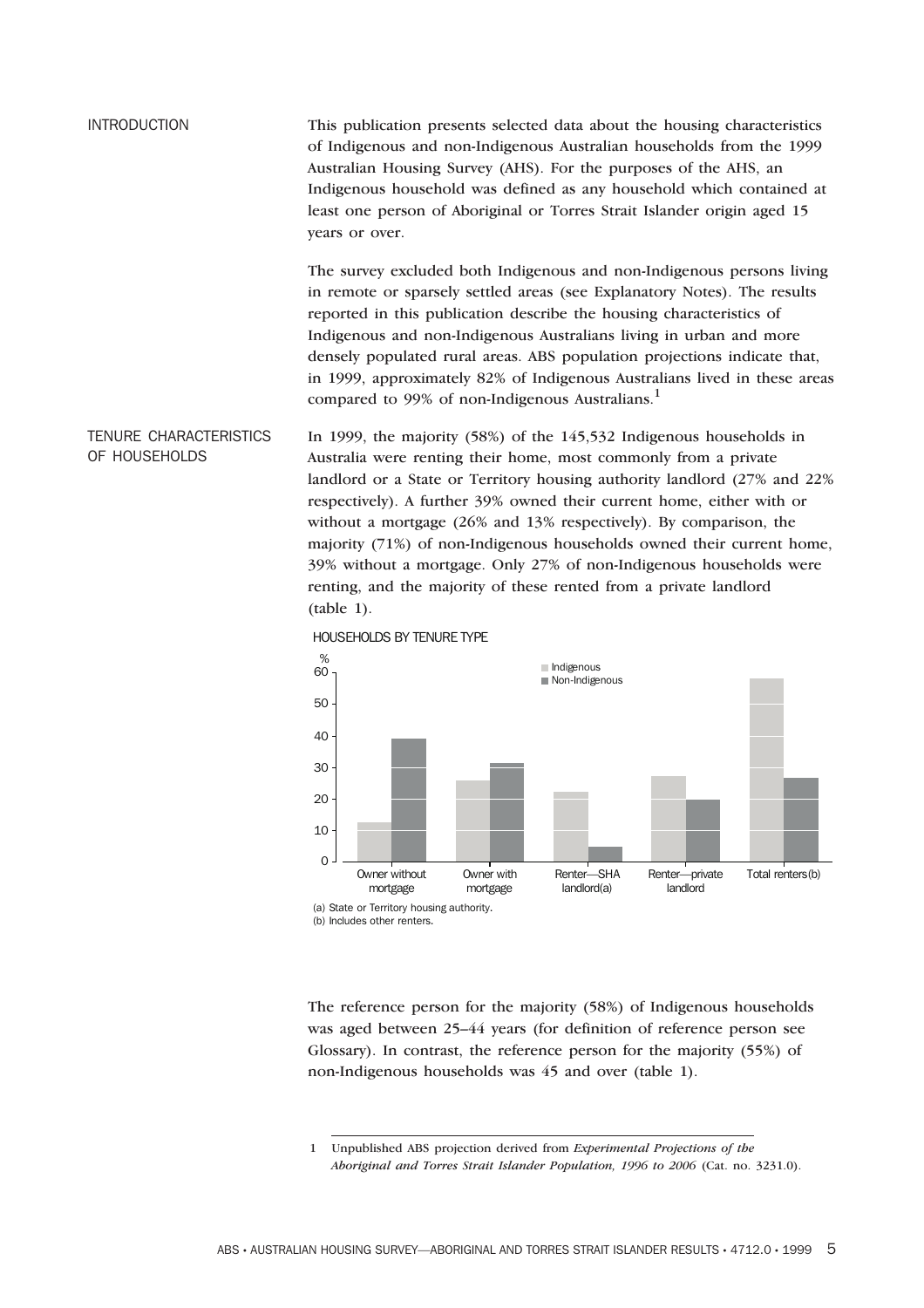## INTRODUCTION

This publication presents selected data about the housing characteristics of Indigenous and non-Indigenous Australian households from the 1999 Australian Housing Survey (AHS). For the purposes of the AHS, an Indigenous household was defined as any household which contained at least one person of Aboriginal or Torres Strait Islander origin aged 15 years or over.

The survey excluded both Indigenous and non-Indigenous persons living in remote or sparsely settled areas (see Explanatory Notes). The results reported in this publication describe the housing characteristics of Indigenous and non-Indigenous Australians living in urban and more densely populated rural areas. ABS population projections indicate that, in 1999, approximately 82% of Indigenous Australians lived in these areas compared to 99% of non-Indigenous Australians.[1]

## TENURE CHARACTERISTICS OF HOUSEHOLDS

In 1999, the majority (58%) of the 145,532 Indigenous households in Australia were renting their home, most commonly from a private landlord or a State or Territory housing authority landlord (27% and 22% respectively). A further 39% owned their current home, either with or without a mortgage (26% and 13% respectively). By comparison, the majority (71%) of non-Indigenous households owned their current home, 39% without a mortgage. Only 27% of non-Indigenous households were renting, and the majority of these rented from a private landlord (table 1).

HOUSEHOLDS BY TENURE TYPE

(a) State or Territory housing authority.
(b) Includes other renters.

The reference person for the majority (58%) of Indigenous households was aged between 25–44 years (for definition of reference person see Glossary). In contrast, the reference person for the majority (55%) of non-Indigenous households was 45 and over (table 1).

---

1 Unpublished ABS projection derived from *Experimental Projections of the Aboriginal and Torres Strait Islander Population, 1996 to 2006* (Cat. no. 3231.0).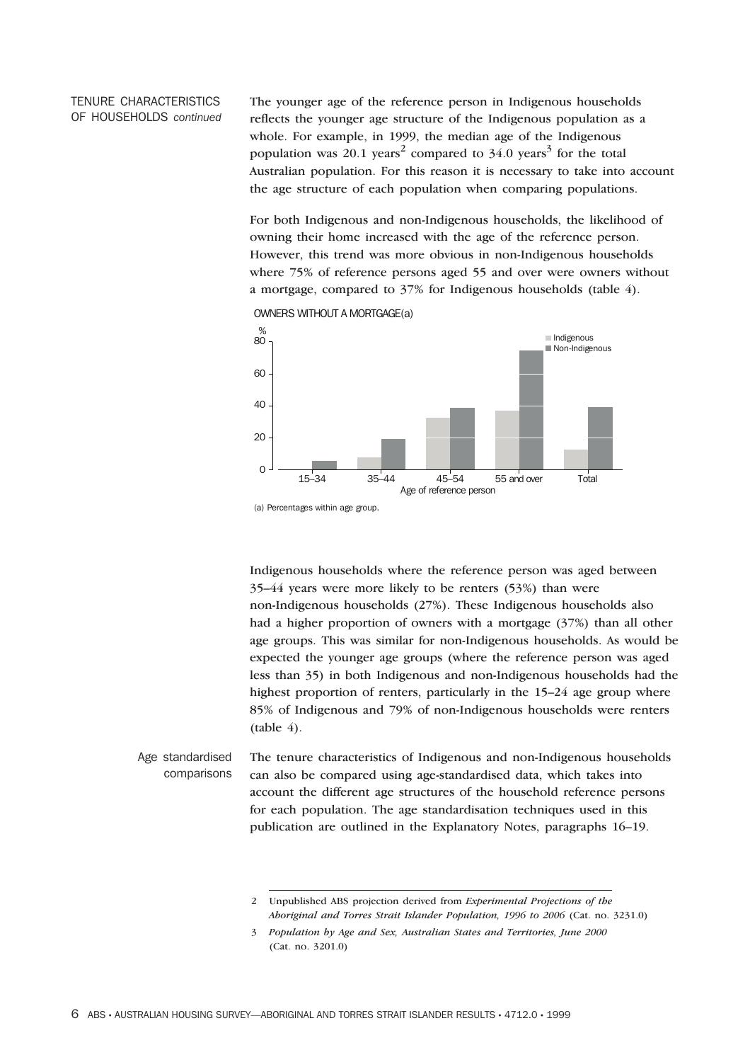## TENURE CHARACTERISTICS OF HOUSEHOLDS *continued*

The younger age of the reference person in Indigenous households reflects the younger age structure of the Indigenous population as a whole. For example, in 1999, the median age of the Indigenous population was 20.1 years[2] compared to 34.0 years[3] for the total Australian population. For this reason it is necessary to take into account the age structure of each population when comparing populations.

For both Indigenous and non-Indigenous households, the likelihood of owning their home increased with the age of the reference person. However, this trend was more obvious in non-Indigenous households where 75% of reference persons aged 55 and over were owners without a mortgage, compared to 37% for Indigenous households (table 4).

OWNERS WITHOUT A MORTGAGE(a)

(a) Percentages within age group.

Indigenous households where the reference person was aged between 35–44 years were more likely to be renters (53%) than were non-Indigenous households (27%). These Indigenous households also had a higher proportion of owners with a mortgage (37%) than all other age groups. This was similar for non-Indigenous households. As would be expected the younger age groups (where the reference person was aged less than 35) in both Indigenous and non-Indigenous households had the highest proportion of renters, particularly in the 15–24 age group where 85% of Indigenous and 79% of non-Indigenous households were renters (table 4).

### Age standardised comparisons

The tenure characteristics of Indigenous and non-Indigenous households can also be compared using age-standardised data, which takes into account the different age structures of the household reference persons for each population. The age standardisation techniques used in this publication are outlined in the Explanatory Notes, paragraphs 16–19.

---

2 Unpublished ABS projection derived from *Experimental Projections of the Aboriginal and Torres Strait Islander Population, 1996 to 2006* (Cat. no. 3231.0)

3 *Population by Age and Sex, Australian States and Territories, June 2000* (Cat. no. 3201.0)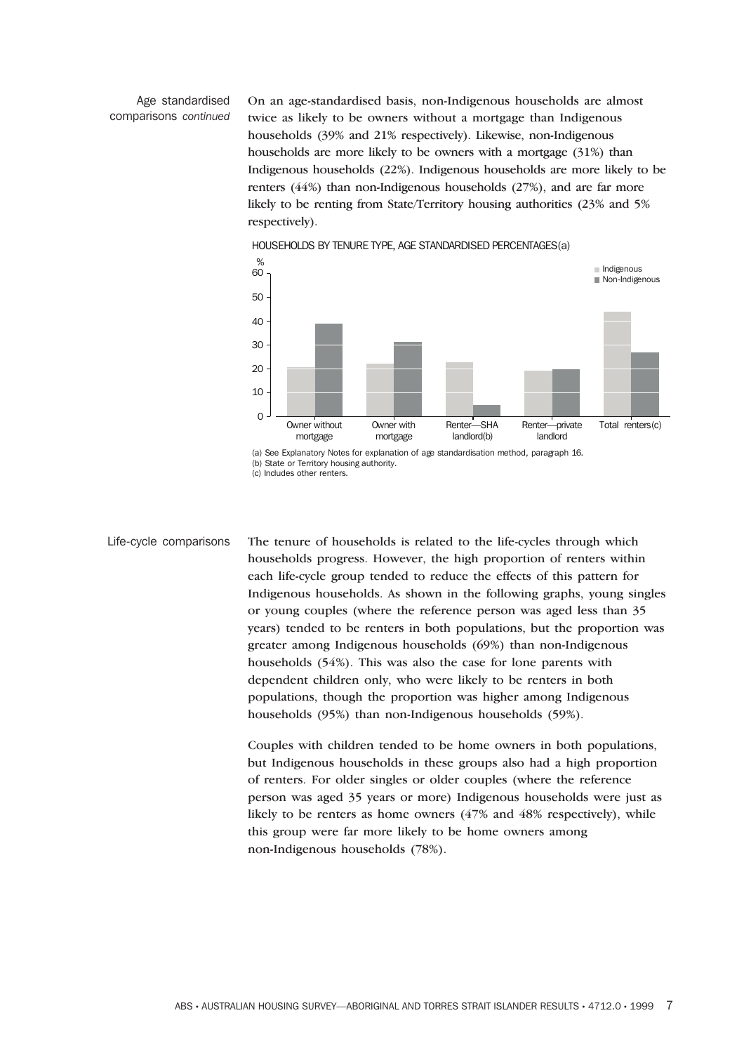## Age standardised comparisons *continued*

On an age-standardised basis, non-Indigenous households are almost twice as likely to be owners without a mortgage than Indigenous households (39% and 21% respectively). Likewise, non-Indigenous households are more likely to be owners with a mortgage (31%) than Indigenous households (22%). Indigenous households are more likely to be renters (44%) than non-Indigenous households (27%), and are far more likely to be renting from State/Territory housing authorities (23% and 5% respectively).

HOUSEHOLDS BY TENURE TYPE, AGE STANDARDISED PERCENTAGES(a)

| Tenure type | Indigenous (%) | Non-Indigenous (%) |
|---|---|---|
| Owner without mortgage | 21 | 39 |
| Owner with mortgage | 22 | 31 |
| Renter—SHA landlord(b) | 23 | 5 |
| Renter—private landlord | 19 | 20 |
| Total renters(c) | 44 | 27 |

(a) See Explanatory Notes for explanation of age standardisation method, paragraph 16.
(b) State or Territory housing authority.
(c) Includes other renters.

## Life-cycle comparisons

The tenure of households is related to the life-cycles through which households progress. However, the high proportion of renters within each life-cycle group tended to reduce the effects of this pattern for Indigenous households. As shown in the following graphs, young singles or young couples (where the reference person was aged less than 35 years) tended to be renters in both populations, but the proportion was greater among Indigenous households (69%) than non-Indigenous households (54%). This was also the case for lone parents with dependent children only, who were likely to be renters in both populations, though the proportion was higher among Indigenous households (95%) than non-Indigenous households (59%).

Couples with children tended to be home owners in both populations, but Indigenous households in these groups also had a high proportion of renters. For older singles or older couples (where the reference person was aged 35 years or more) Indigenous households were just as likely to be renters as home owners (47% and 48% respectively), while this group were far more likely to be home owners among non-Indigenous households (78%).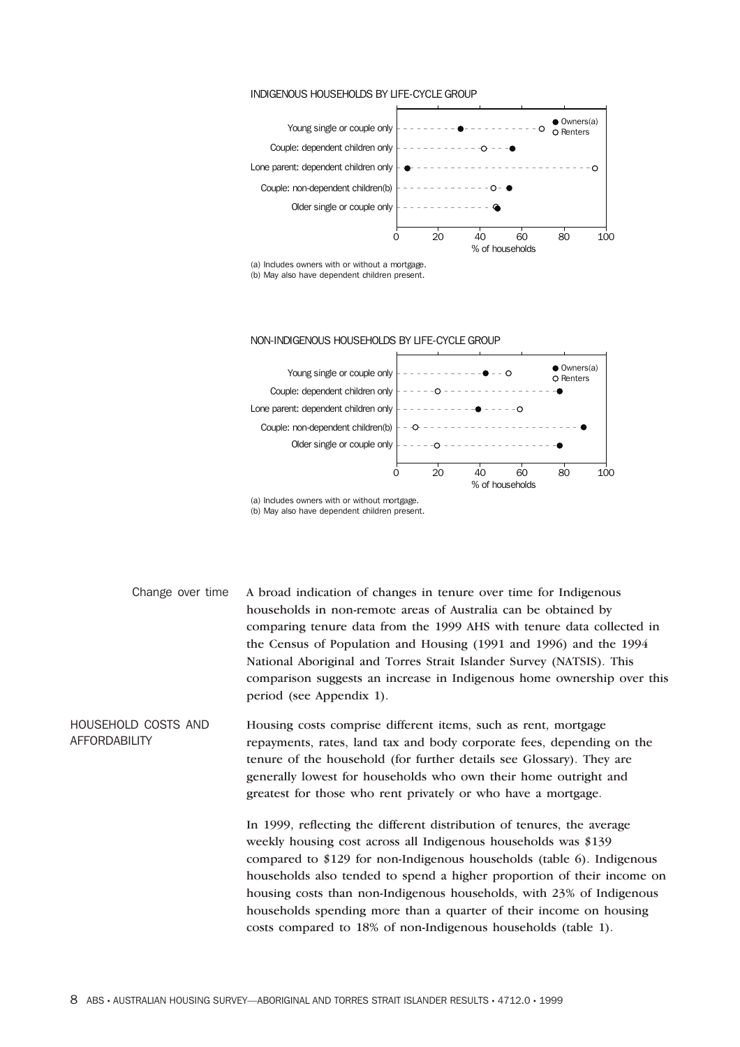INDIGENOUS HOUSEHOLDS BY LIFE-CYCLE GROUP

(a) Includes owners with or without a mortgage.
(b) May also have dependent children present.

NON-INDIGENOUS HOUSEHOLDS BY LIFE-CYCLE GROUP

(a) Includes owners with or without mortgage.
(b) May also have dependent children present.

## Change over time

A broad indication of changes in tenure over time for Indigenous households in non-remote areas of Australia can be obtained by comparing tenure data from the 1999 AHS with tenure data collected in the Census of Population and Housing (1991 and 1996) and the 1994 National Aboriginal and Torres Strait Islander Survey (NATSIS). This comparison suggests an increase in Indigenous home ownership over this period (see Appendix 1).

## HOUSEHOLD COSTS AND AFFORDABILITY

Housing costs comprise different items, such as rent, mortgage repayments, rates, land tax and body corporate fees, depending on the tenure of the household (for further details see Glossary). They are generally lowest for households who own their home outright and greatest for those who rent privately or who have a mortgage.

In 1999, reflecting the different distribution of tenures, the average weekly housing cost across all Indigenous households was $139 compared to $129 for non-Indigenous households (table 6). Indigenous households also tended to spend a higher proportion of their income on housing costs than non-Indigenous households, with 23% of Indigenous households spending more than a quarter of their income on housing costs compared to 18% of non-Indigenous households (table 1).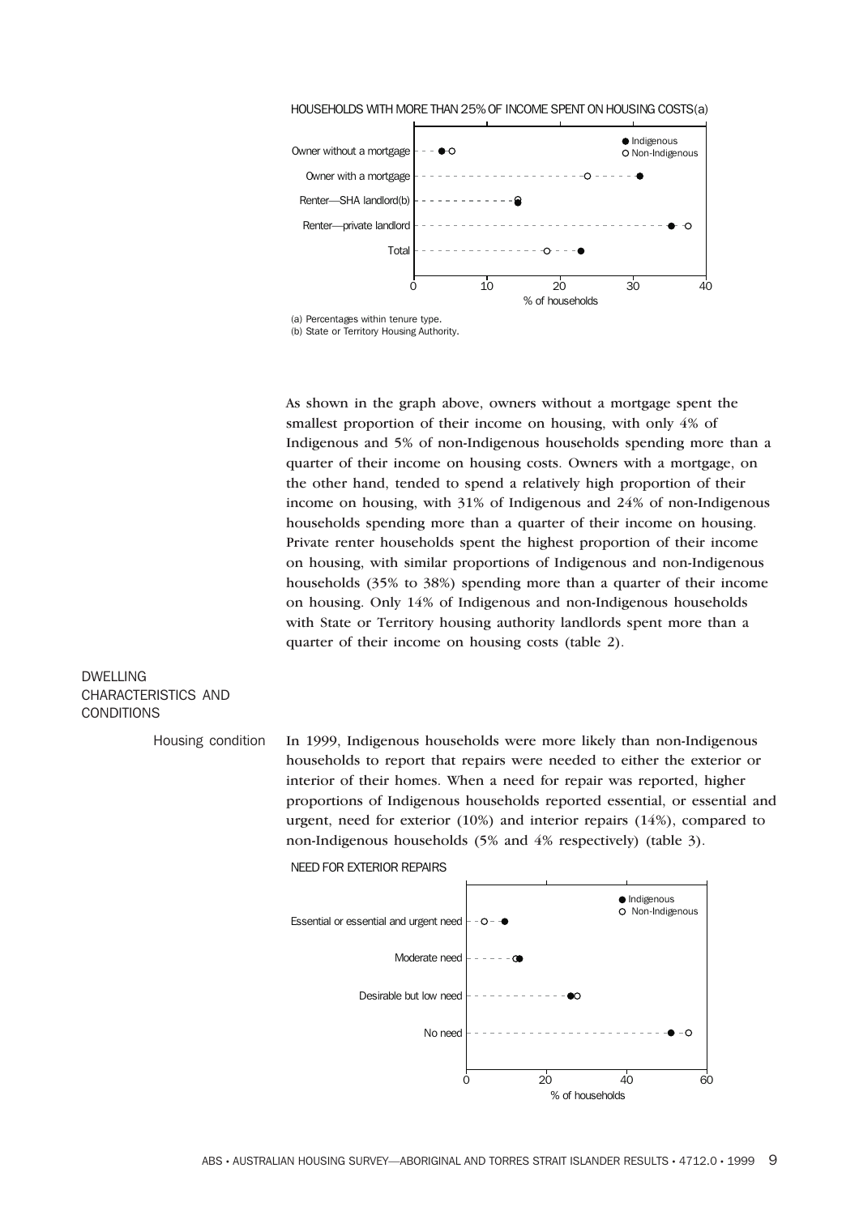HOUSEHOLDS WITH MORE THAN 25% OF INCOME SPENT ON HOUSING COSTS(a)

(a) Percentages within tenure type.
(b) State or Territory Housing Authority.

As shown in the graph above, owners without a mortgage spent the smallest proportion of their income on housing, with only 4% of Indigenous and 5% of non-Indigenous households spending more than a quarter of their income on housing costs. Owners with a mortgage, on the other hand, tended to spend a relatively high proportion of their income on housing, with 31% of Indigenous and 24% of non-Indigenous households spending more than a quarter of their income on housing. Private renter households spent the highest proportion of their income on housing, with similar proportions of Indigenous and non-Indigenous households (35% to 38%) spending more than a quarter of their income on housing. Only 14% of Indigenous and non-Indigenous households with State or Territory housing authority landlords spent more than a quarter of their income on housing costs (table 2).

## DWELLING CHARACTERISTICS AND CONDITIONS

### Housing condition

In 1999, Indigenous households were more likely than non-Indigenous households to report that repairs were needed to either the exterior or interior of their homes. When a need for repair was reported, higher proportions of Indigenous households reported essential, or essential and urgent, need for exterior (10%) and interior repairs (14%), compared to non-Indigenous households (5% and 4% respectively) (table 3).

NEED FOR EXTERIOR REPAIRS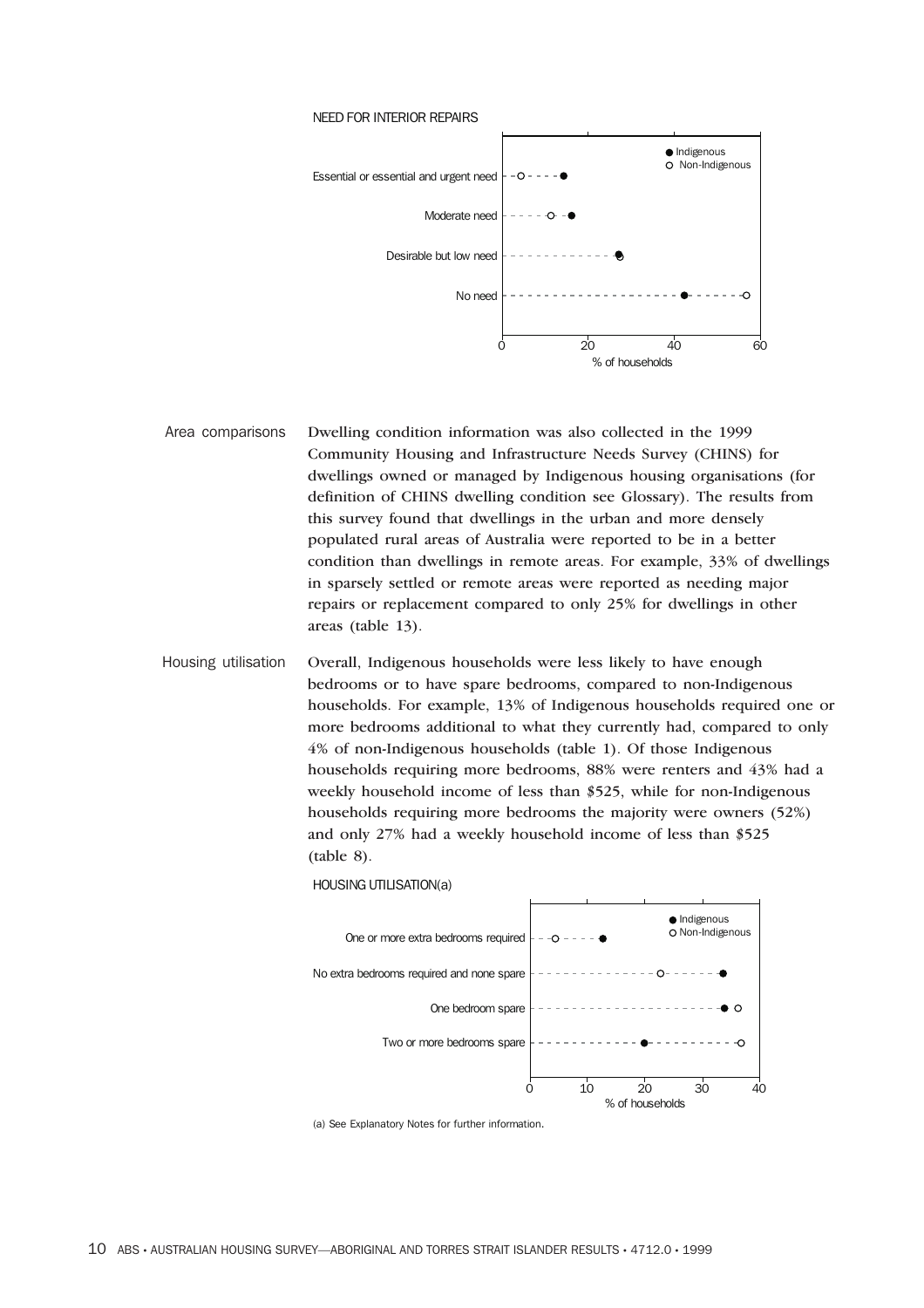NEED FOR INTERIOR REPAIRS

| | Indigenous | Non-Indigenous |
|---|---|---|
| Essential or essential and urgent need | | |
| Moderate need | | |
| Desirable but low need | | |
| No need | | |

% of households (axis: 0, 20, 40, 60)

## Area comparisons

Dwelling condition information was also collected in the 1999 Community Housing and Infrastructure Needs Survey (CHINS) for dwellings owned or managed by Indigenous housing organisations (for definition of CHINS dwelling condition see Glossary). The results from this survey found that dwellings in the urban and more densely populated rural areas of Australia were reported to be in a better condition than dwellings in remote areas. For example, 33% of dwellings in sparsely settled or remote areas were reported as needing major repairs or replacement compared to only 25% for dwellings in other areas (table 13).

## Housing utilisation

Overall, Indigenous households were less likely to have enough bedrooms or to have spare bedrooms, compared to non-Indigenous households. For example, 13% of Indigenous households required one or more bedrooms additional to what they currently had, compared to only 4% of non-Indigenous households (table 1). Of those Indigenous households requiring more bedrooms, 88% were renters and 43% had a weekly household income of less than $525, while for non-Indigenous households requiring more bedrooms the majority were owners (52%) and only 27% had a weekly household income of less than $525 (table 8).

HOUSING UTILISATION(a)

| | Indigenous | Non-Indigenous |
|---|---|---|
| One or more extra bedrooms required | | |
| No extra bedrooms required and none spare | | |
| One bedroom spare | | |
| Two or more bedrooms spare | | |

% of households (axis: 0, 10, 20, 30, 40)

(a) See Explanatory Notes for further information.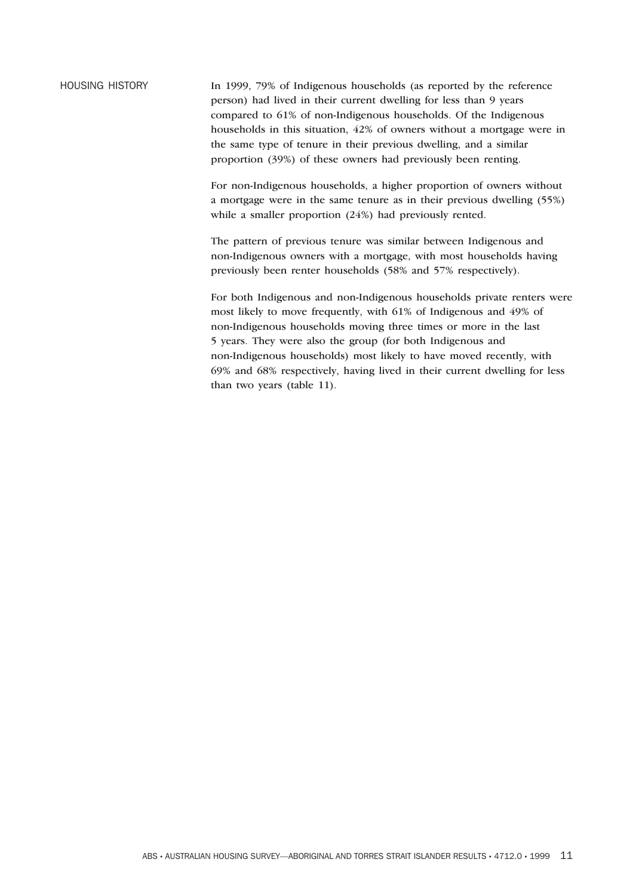## HOUSING HISTORY

In 1999, 79% of Indigenous households (as reported by the reference person) had lived in their current dwelling for less than 9 years compared to 61% of non-Indigenous households. Of the Indigenous households in this situation, 42% of owners without a mortgage were in the same type of tenure in their previous dwelling, and a similar proportion (39%) of these owners had previously been renting.

For non-Indigenous households, a higher proportion of owners without a mortgage were in the same tenure as in their previous dwelling (55%) while a smaller proportion (24%) had previously rented.

The pattern of previous tenure was similar between Indigenous and non-Indigenous owners with a mortgage, with most households having previously been renter households (58% and 57% respectively).

For both Indigenous and non-Indigenous households private renters were most likely to move frequently, with 61% of Indigenous and 49% of non-Indigenous households moving three times or more in the last 5 years. They were also the group (for both Indigenous and non-Indigenous households) most likely to have moved recently, with 69% and 68% respectively, having lived in their current dwelling for less than two years (table 11).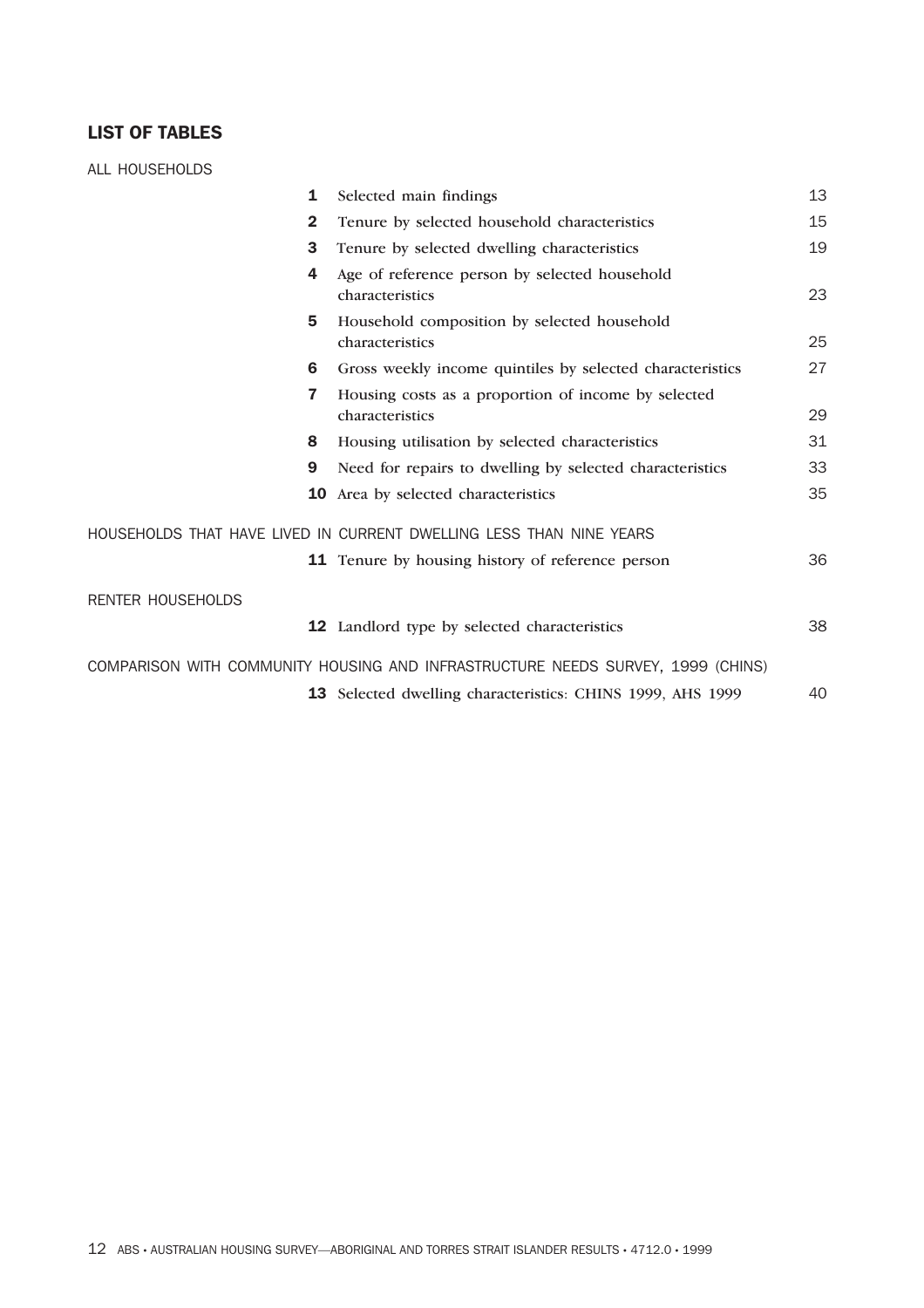## LIST OF TABLES

ALL HOUSEHOLDS

| | | |
|---|---|---|
| **1** | Selected main findings | 13 |
| **2** | Tenure by selected household characteristics | 15 |
| **3** | Tenure by selected dwelling characteristics | 19 |
| **4** | Age of reference person by selected household characteristics | 23 |
| **5** | Household composition by selected household characteristics | 25 |
| **6** | Gross weekly income quintiles by selected characteristics | 27 |
| **7** | Housing costs as a proportion of income by selected characteristics | 29 |
| **8** | Housing utilisation by selected characteristics | 31 |
| **9** | Need for repairs to dwelling by selected characteristics | 33 |
| **10** | Area by selected characteristics | 35 |

HOUSEHOLDS THAT HAVE LIVED IN CURRENT DWELLING LESS THAN NINE YEARS

| | | |
|---|---|---|
| **11** | Tenure by housing history of reference person | 36 |

RENTER HOUSEHOLDS

| | | |
|---|---|---|
| **12** | Landlord type by selected characteristics | 38 |

COMPARISON WITH COMMUNITY HOUSING AND INFRASTRUCTURE NEEDS SURVEY, 1999 (CHINS)

| | | |
|---|---|---|
| **13** | Selected dwelling characteristics: CHINS 1999, AHS 1999 | 40 |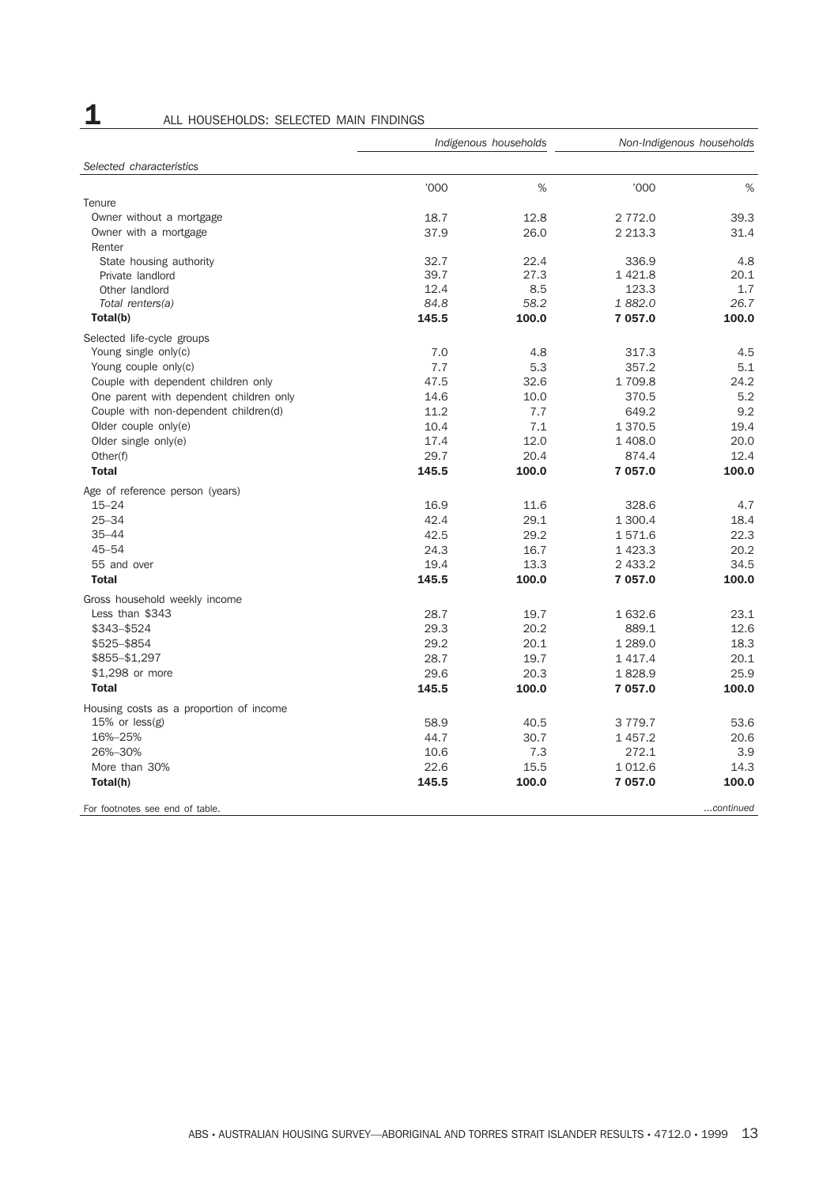# 1 ALL HOUSEHOLDS: SELECTED MAIN FINDINGS

| Selected characteristics | Indigenous households | | Non-Indigenous households | |
|---|---|---|---|---|
| | '000 | % | '000 | % |
| Tenure | | | | |
| Owner without a mortgage | 18.7 | 12.8 | 2 772.0 | 39.3 |
| Owner with a mortgage | 37.9 | 26.0 | 2 213.3 | 31.4 |
| Renter | | | | |
| State housing authority | 32.7 | 22.4 | 336.9 | 4.8 |
| Private landlord | 39.7 | 27.3 | 1 421.8 | 20.1 |
| Other landlord | 12.4 | 8.5 | 123.3 | 1.7 |
| *Total renters(a)* | *84.8* | *58.2* | *1 882.0* | *26.7* |
| **Total(b)** | **145.5** | **100.0** | **7 057.0** | **100.0** |
| Selected life-cycle groups | | | | |
| Young single only(c) | 7.0 | 4.8 | 317.3 | 4.5 |
| Young couple only(c) | 7.7 | 5.3 | 357.2 | 5.1 |
| Couple with dependent children only | 47.5 | 32.6 | 1 709.8 | 24.2 |
| One parent with dependent children only | 14.6 | 10.0 | 370.5 | 5.2 |
| Couple with non-dependent children(d) | 11.2 | 7.7 | 649.2 | 9.2 |
| Older couple only(e) | 10.4 | 7.1 | 1 370.5 | 19.4 |
| Older single only(e) | 17.4 | 12.0 | 1 408.0 | 20.0 |
| Other(f) | 29.7 | 20.4 | 874.4 | 12.4 |
| **Total** | **145.5** | **100.0** | **7 057.0** | **100.0** |
| Age of reference person (years) | | | | |
| 15–24 | 16.9 | 11.6 | 328.6 | 4.7 |
| 25–34 | 42.4 | 29.1 | 1 300.4 | 18.4 |
| 35–44 | 42.5 | 29.2 | 1 571.6 | 22.3 |
| 45–54 | 24.3 | 16.7 | 1 423.3 | 20.2 |
| 55 and over | 19.4 | 13.3 | 2 433.2 | 34.5 |
| **Total** | **145.5** | **100.0** | **7 057.0** | **100.0** |
| Gross household weekly income | | | | |
| Less than $343 | 28.7 | 19.7 | 1 632.6 | 23.1 |
| $343–$524 | 29.3 | 20.2 | 889.1 | 12.6 |
| $525–$854 | 29.2 | 20.1 | 1 289.0 | 18.3 |
| $855–$1,297 | 28.7 | 19.7 | 1 417.4 | 20.1 |
| $1,298 or more | 29.6 | 20.3 | 1 828.9 | 25.9 |
| **Total** | **145.5** | **100.0** | **7 057.0** | **100.0** |
| Housing costs as a proportion of income | | | | |
| 15% or less(g) | 58.9 | 40.5 | 3 779.7 | 53.6 |
| 16%–25% | 44.7 | 30.7 | 1 457.2 | 20.6 |
| 26%–30% | 10.6 | 7.3 | 272.1 | 3.9 |
| More than 30% | 22.6 | 15.5 | 1 012.6 | 14.3 |
| **Total(h)** | **145.5** | **100.0** | **7 057.0** | **100.0** |

For footnotes see end of table. *...continued*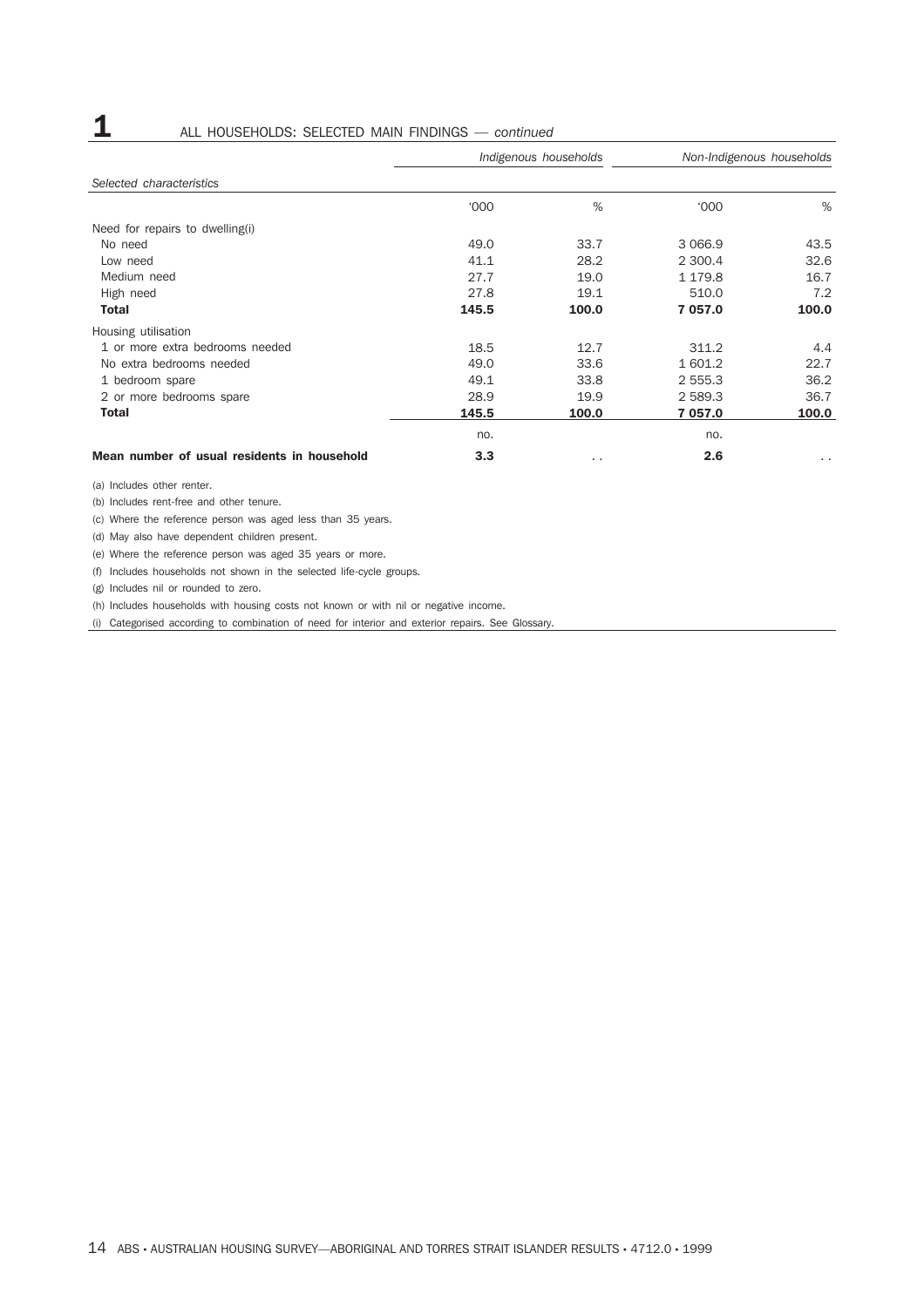## 1 ALL HOUSEHOLDS: SELECTED MAIN FINDINGS — *continued*

| *Selected characteristics* | *Indigenous households* | | *Non-Indigenous households* | |
|---|---|---|---|---|
| | '000 | % | '000 | % |
| Need for repairs to dwelling(i) | | | | |
| No need | 49.0 | 33.7 | 3 066.9 | 43.5 |
| Low need | 41.1 | 28.2 | 2 300.4 | 32.6 |
| Medium need | 27.7 | 19.0 | 1 179.8 | 16.7 |
| High need | 27.8 | 19.1 | 510.0 | 7.2 |
| **Total** | **145.5** | **100.0** | **7 057.0** | **100.0** |
| Housing utilisation | | | | |
| 1 or more extra bedrooms needed | 18.5 | 12.7 | 311.2 | 4.4 |
| No extra bedrooms needed | 49.0 | 33.6 | 1 601.2 | 22.7 |
| 1 bedroom spare | 49.1 | 33.8 | 2 555.3 | 36.2 |
| 2 or more bedrooms spare | 28.9 | 19.9 | 2 589.3 | 36.7 |
| **Total** | **145.5** | **100.0** | **7 057.0** | **100.0** |
| | no. | | no. | |
| **Mean number of usual residents in household** | **3.3** | . . | **2.6** | . . |

(a) Includes other renter.

(b) Includes rent-free and other tenure.

(c) Where the reference person was aged less than 35 years.

(d) May also have dependent children present.

(e) Where the reference person was aged 35 years or more.

(f) Includes households not shown in the selected life-cycle groups.

(g) Includes nil or rounded to zero.

(h) Includes households with housing costs not known or with nil or negative income.

(i) Categorised according to combination of need for interior and exterior repairs. See Glossary.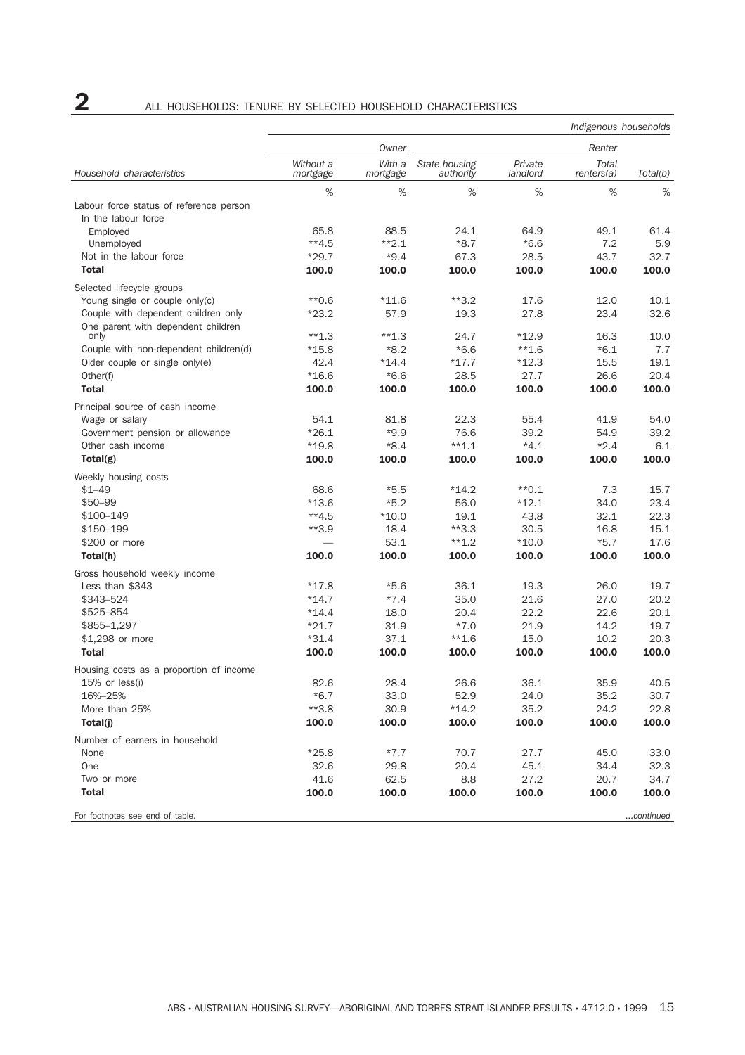## 2 ALL HOUSEHOLDS: TENURE BY SELECTED HOUSEHOLD CHARACTERISTICS

*Indigenous households*

| Household characteristics | Owner | | Renter | | | |
|---|---|---|---|---|---|---|
| | Without a mortgage | With a mortgage | State housing authority | Private landlord | Total renters(a) | Total(b) |
| | % | % | % | % | % | % |
| **Labour force status of reference person** | | | | | | |
| In the labour force | | | | | | |
| Employed | 65.8 | 88.5 | 24.1 | 64.9 | 49.1 | 61.4 |
| Unemployed | **4.5 | **2.1 | *8.7 | *6.6 | 7.2 | 5.9 |
| Not in the labour force | *29.7 | *9.4 | 67.3 | 28.5 | 43.7 | 32.7 |
| **Total** | **100.0** | **100.0** | **100.0** | **100.0** | **100.0** | **100.0** |
| **Selected lifecycle groups** | | | | | | |
| Young single or couple only(c) | **0.6 | *11.6 | **3.2 | 17.6 | 12.0 | 10.1 |
| Couple with dependent children only | *23.2 | 57.9 | 19.3 | 27.8 | 23.4 | 32.6 |
| One parent with dependent children only | **1.3 | **1.3 | 24.7 | *12.9 | 16.3 | 10.0 |
| Couple with non-dependent children(d) | *15.8 | *8.2 | *6.6 | **1.6 | *6.1 | 7.7 |
| Older couple or single only(e) | 42.4 | *14.4 | *17.7 | *12.3 | 15.5 | 19.1 |
| Other(f) | *16.6 | *6.6 | 28.5 | 27.7 | 26.6 | 20.4 |
| **Total** | **100.0** | **100.0** | **100.0** | **100.0** | **100.0** | **100.0** |
| **Principal source of cash income** | | | | | | |
| Wage or salary | 54.1 | 81.8 | 22.3 | 55.4 | 41.9 | 54.0 |
| Government pension or allowance | *26.1 | *9.9 | 76.6 | 39.2 | 54.9 | 39.2 |
| Other cash income | *19.8 | *8.4 | **1.1 | *4.1 | *2.4 | 6.1 |
| **Total(g)** | **100.0** | **100.0** | **100.0** | **100.0** | **100.0** | **100.0** |
| **Weekly housing costs** | | | | | | |
| $1–49 | 68.6 | *5.5 | *14.2 | **0.1 | 7.3 | 15.7 |
| $50–99 | *13.6 | *5.2 | 56.0 | *12.1 | 34.0 | 23.4 |
| $100–149 | **4.5 | *10.0 | 19.1 | 43.8 | 32.1 | 22.3 |
| $150–199 | **3.9 | 18.4 | **3.3 | 30.5 | 16.8 | 15.1 |
| $200 or more | — | 53.1 | **1.2 | *10.0 | *5.7 | 17.6 |
| **Total(h)** | **100.0** | **100.0** | **100.0** | **100.0** | **100.0** | **100.0** |
| **Gross household weekly income** | | | | | | |
| Less than $343 | *17.8 | *5.6 | 36.1 | 19.3 | 26.0 | 19.7 |
| $343–524 | *14.7 | *7.4 | 35.0 | 21.6 | 27.0 | 20.2 |
| $525–854 | *14.4 | 18.0 | 20.4 | 22.2 | 22.6 | 20.1 |
| $855–1,297 | *21.7 | 31.9 | *7.0 | 21.9 | 14.2 | 19.7 |
| $1,298 or more | *31.4 | 37.1 | **1.6 | 15.0 | 10.2 | 20.3 |
| **Total** | **100.0** | **100.0** | **100.0** | **100.0** | **100.0** | **100.0** |
| **Housing costs as a proportion of income** | | | | | | |
| 15% or less(i) | 82.6 | 28.4 | 26.6 | 36.1 | 35.9 | 40.5 |
| 16%–25% | *6.7 | 33.0 | 52.9 | 24.0 | 35.2 | 30.7 |
| More than 25% | **3.8 | 30.9 | *14.2 | 35.2 | 24.2 | 22.8 |
| **Total(j)** | **100.0** | **100.0** | **100.0** | **100.0** | **100.0** | **100.0** |
| **Number of earners in household** | | | | | | |
| None | *25.8 | *7.7 | 70.7 | 27.7 | 45.0 | 33.0 |
| One | 32.6 | 29.8 | 20.4 | 45.1 | 34.4 | 32.3 |
| Two or more | 41.6 | 62.5 | 8.8 | 27.2 | 20.7 | 34.7 |
| **Total** | **100.0** | **100.0** | **100.0** | **100.0** | **100.0** | **100.0** |

For footnotes see end of table. *...continued*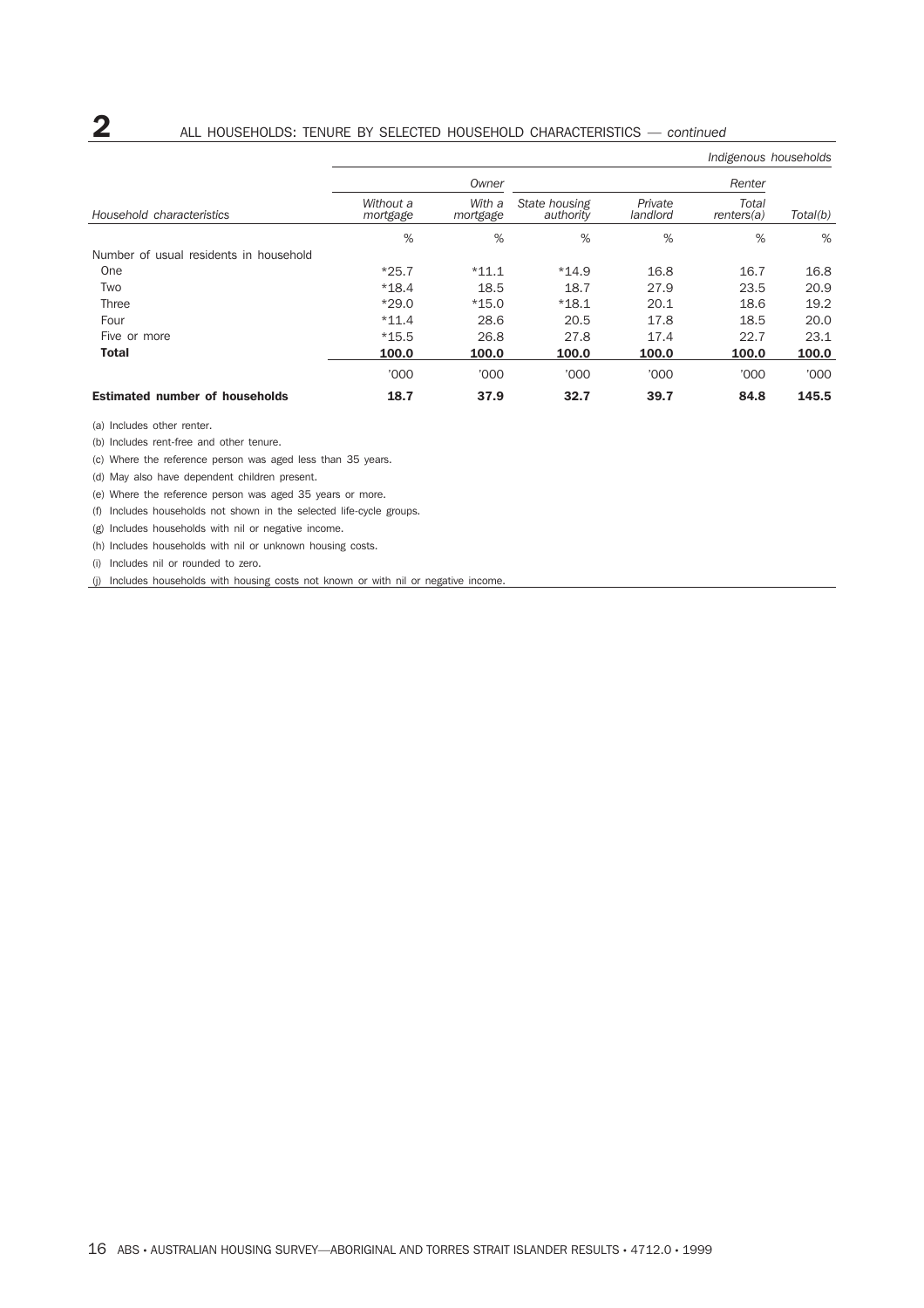## 2 ALL HOUSEHOLDS: TENURE BY SELECTED HOUSEHOLD CHARACTERISTICS — *continued*

*Indigenous households*

| | Owner | | Renter | | | |
|---|---|---|---|---|---|---|
| *Household characteristics* | *Without a mortgage* | *With a mortgage* | *State housing authority* | *Private landlord* | *Total renters(a)* | *Total(b)* |
| | % | % | % | % | % | % |
| Number of usual residents in household | | | | | | |
| One | *25.7 | *11.1 | *14.9 | 16.8 | 16.7 | 16.8 |
| Two | *18.4 | 18.5 | 18.7 | 27.9 | 23.5 | 20.9 |
| Three | *29.0 | *15.0 | *18.1 | 20.1 | 18.6 | 19.2 |
| Four | *11.4 | 28.6 | 20.5 | 17.8 | 18.5 | 20.0 |
| Five or more | *15.5 | 26.8 | 27.8 | 17.4 | 22.7 | 23.1 |
| **Total** | **100.0** | **100.0** | **100.0** | **100.0** | **100.0** | **100.0** |
| | '000 | '000 | '000 | '000 | '000 | '000 |
| **Estimated number of households** | **18.7** | **37.9** | **32.7** | **39.7** | **84.8** | **145.5** |

(a) Includes other renter.

(b) Includes rent-free and other tenure.

(c) Where the reference person was aged less than 35 years.

(d) May also have dependent children present.

(e) Where the reference person was aged 35 years or more.

(f) Includes households not shown in the selected life-cycle groups.

(g) Includes households with nil or negative income.

(h) Includes households with nil or unknown housing costs.

(i) Includes nil or rounded to zero.

(j) Includes households with housing costs not known or with nil or negative income.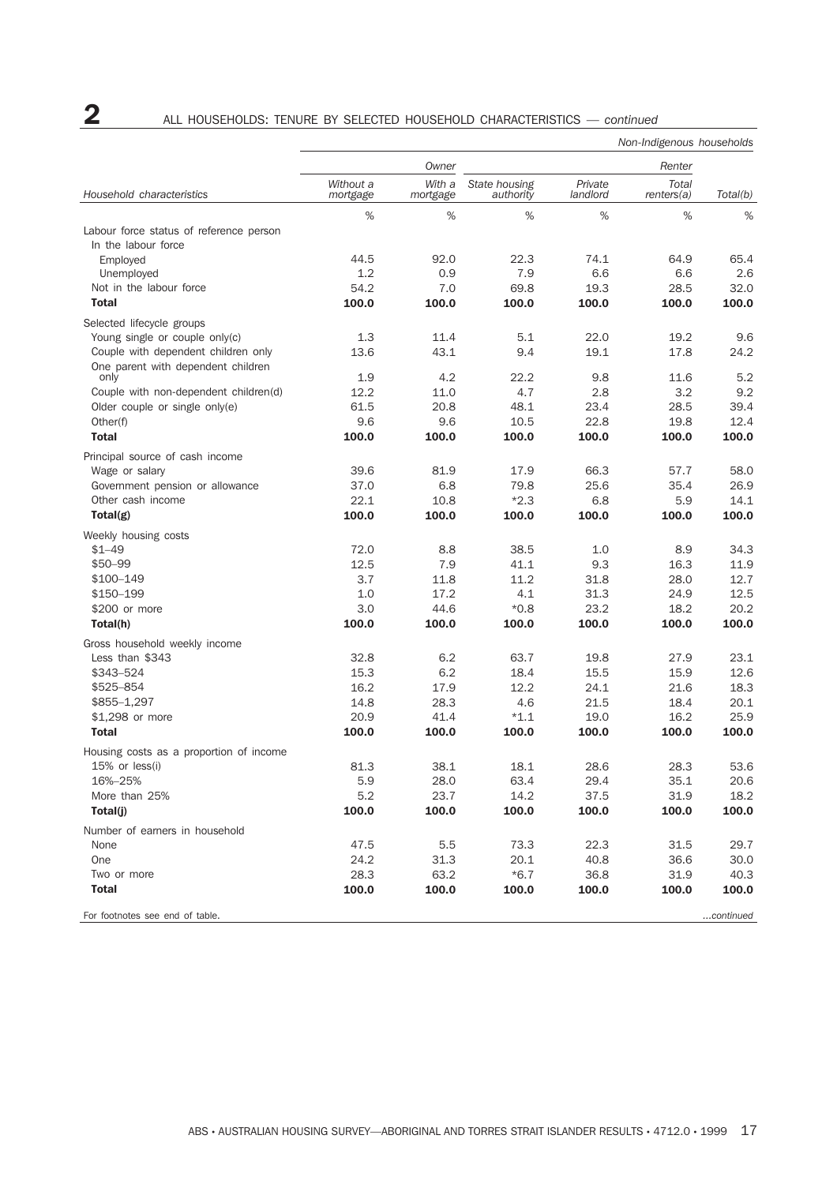## 2 ALL HOUSEHOLDS: TENURE BY SELECTED HOUSEHOLD CHARACTERISTICS — *continued*

*Non-Indigenous households*

| | Owner | | Renter | | | |
|---|---|---|---|---|---|---|
| Household characteristics | Without a mortgage | With a mortgage | State housing authority | Private landlord | Total renters(a) | Total(b) |
| | % | % | % | % | % | % |
| **Labour force status of reference person** | | | | | | |
| In the labour force | | | | | | |
| Employed | 44.5 | 92.0 | 22.3 | 74.1 | 64.9 | 65.4 |
| Unemployed | 1.2 | 0.9 | 7.9 | 6.6 | 6.6 | 2.6 |
| Not in the labour force | 54.2 | 7.0 | 69.8 | 19.3 | 28.5 | 32.0 |
| **Total** | **100.0** | **100.0** | **100.0** | **100.0** | **100.0** | **100.0** |
| **Selected lifecycle groups** | | | | | | |
| Young single or couple only(c) | 1.3 | 11.4 | 5.1 | 22.0 | 19.2 | 9.6 |
| Couple with dependent children only | 13.6 | 43.1 | 9.4 | 19.1 | 17.8 | 24.2 |
| One parent with dependent children only | 1.9 | 4.2 | 22.2 | 9.8 | 11.6 | 5.2 |
| Couple with non-dependent children(d) | 12.2 | 11.0 | 4.7 | 2.8 | 3.2 | 9.2 |
| Older couple or single only(e) | 61.5 | 20.8 | 48.1 | 23.4 | 28.5 | 39.4 |
| Other(f) | 9.6 | 9.6 | 10.5 | 22.8 | 19.8 | 12.4 |
| **Total** | **100.0** | **100.0** | **100.0** | **100.0** | **100.0** | **100.0** |
| **Principal source of cash income** | | | | | | |
| Wage or salary | 39.6 | 81.9 | 17.9 | 66.3 | 57.7 | 58.0 |
| Government pension or allowance | 37.0 | 6.8 | 79.8 | 25.6 | 35.4 | 26.9 |
| Other cash income | 22.1 | 10.8 | *2.3 | 6.8 | 5.9 | 14.1 |
| **Total(g)** | **100.0** | **100.0** | **100.0** | **100.0** | **100.0** | **100.0** |
| **Weekly housing costs** | | | | | | |
| $1–49 | 72.0 | 8.8 | 38.5 | 1.0 | 8.9 | 34.3 |
| $50–99 | 12.5 | 7.9 | 41.1 | 9.3 | 16.3 | 11.9 |
| $100–149 | 3.7 | 11.8 | 11.2 | 31.8 | 28.0 | 12.7 |
| $150–199 | 1.0 | 17.2 | 4.1 | 31.3 | 24.9 | 12.5 |
| $200 or more | 3.0 | 44.6 | *0.8 | 23.2 | 18.2 | 20.2 |
| **Total(h)** | **100.0** | **100.0** | **100.0** | **100.0** | **100.0** | **100.0** |
| **Gross household weekly income** | | | | | | |
| Less than $343 | 32.8 | 6.2 | 63.7 | 19.8 | 27.9 | 23.1 |
| $343–524 | 15.3 | 6.2 | 18.4 | 15.5 | 15.9 | 12.6 |
| $525–854 | 16.2 | 17.9 | 12.2 | 24.1 | 21.6 | 18.3 |
| $855–1,297 | 14.8 | 28.3 | 4.6 | 21.5 | 18.4 | 20.1 |
| $1,298 or more | 20.9 | 41.4 | *1.1 | 19.0 | 16.2 | 25.9 |
| **Total** | **100.0** | **100.0** | **100.0** | **100.0** | **100.0** | **100.0** |
| **Housing costs as a proportion of income** | | | | | | |
| 15% or less(i) | 81.3 | 38.1 | 18.1 | 28.6 | 28.3 | 53.6 |
| 16%–25% | 5.9 | 28.0 | 63.4 | 29.4 | 35.1 | 20.6 |
| More than 25% | 5.2 | 23.7 | 14.2 | 37.5 | 31.9 | 18.2 |
| **Total(j)** | **100.0** | **100.0** | **100.0** | **100.0** | **100.0** | **100.0** |
| **Number of earners in household** | | | | | | |
| None | 47.5 | 5.5 | 73.3 | 22.3 | 31.5 | 29.7 |
| One | 24.2 | 31.3 | 20.1 | 40.8 | 36.6 | 30.0 |
| Two or more | 28.3 | 63.2 | *6.7 | 36.8 | 31.9 | 40.3 |
| **Total** | **100.0** | **100.0** | **100.0** | **100.0** | **100.0** | **100.0** |

For footnotes see end of table. ...continued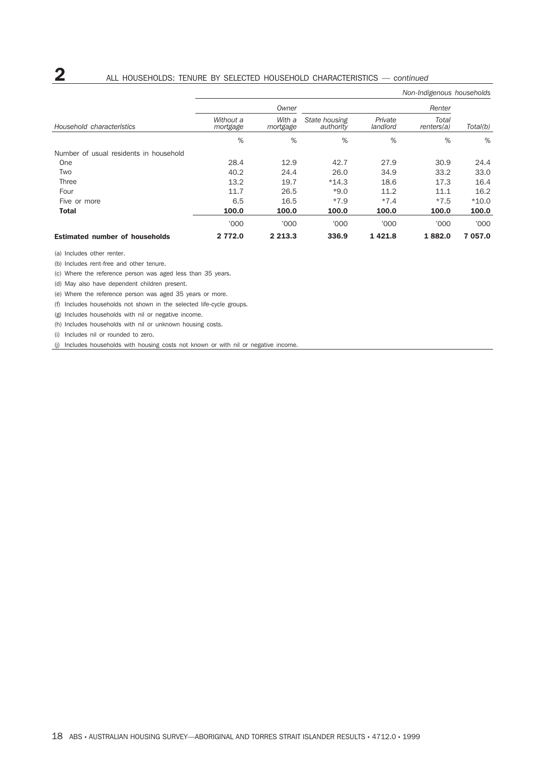## 2 ALL HOUSEHOLDS: TENURE BY SELECTED HOUSEHOLD CHARACTERISTICS — *continued*

*Non-Indigenous households*

| | Owner | | Renter | | | |
|---|---|---|---|---|---|---|
| *Household characteristics* | *Without a mortgage* | *With a mortgage* | *State housing authority* | *Private landlord* | *Total renters(a)* | *Total(b)* |
| | % | % | % | % | % | % |
| Number of usual residents in household | | | | | | |
| One | 28.4 | 12.9 | 42.7 | 27.9 | 30.9 | 24.4 |
| Two | 40.2 | 24.4 | 26.0 | 34.9 | 33.2 | 33.0 |
| Three | 13.2 | 19.7 | *14.3 | 18.6 | 17.3 | 16.4 |
| Four | 11.7 | 26.5 | *9.0 | 11.2 | 11.1 | 16.2 |
| Five or more | 6.5 | 16.5 | *7.9 | *7.4 | *7.5 | *10.0 |
| **Total** | **100.0** | **100.0** | **100.0** | **100.0** | **100.0** | **100.0** |
| | '000 | '000 | '000 | '000 | '000 | '000 |
| **Estimated number of households** | **2 772.0** | **2 213.3** | **336.9** | **1 421.8** | **1 882.0** | **7 057.0** |

(a) Includes other renter.

(b) Includes rent-free and other tenure.

(c) Where the reference person was aged less than 35 years.

(d) May also have dependent children present.

(e) Where the reference person was aged 35 years or more.

(f) Includes households not shown in the selected life-cycle groups.

(g) Includes households with nil or negative income.

(h) Includes households with nil or unknown housing costs.

(i) Includes nil or rounded to zero.

(j) Includes households with housing costs not known or with nil or negative income.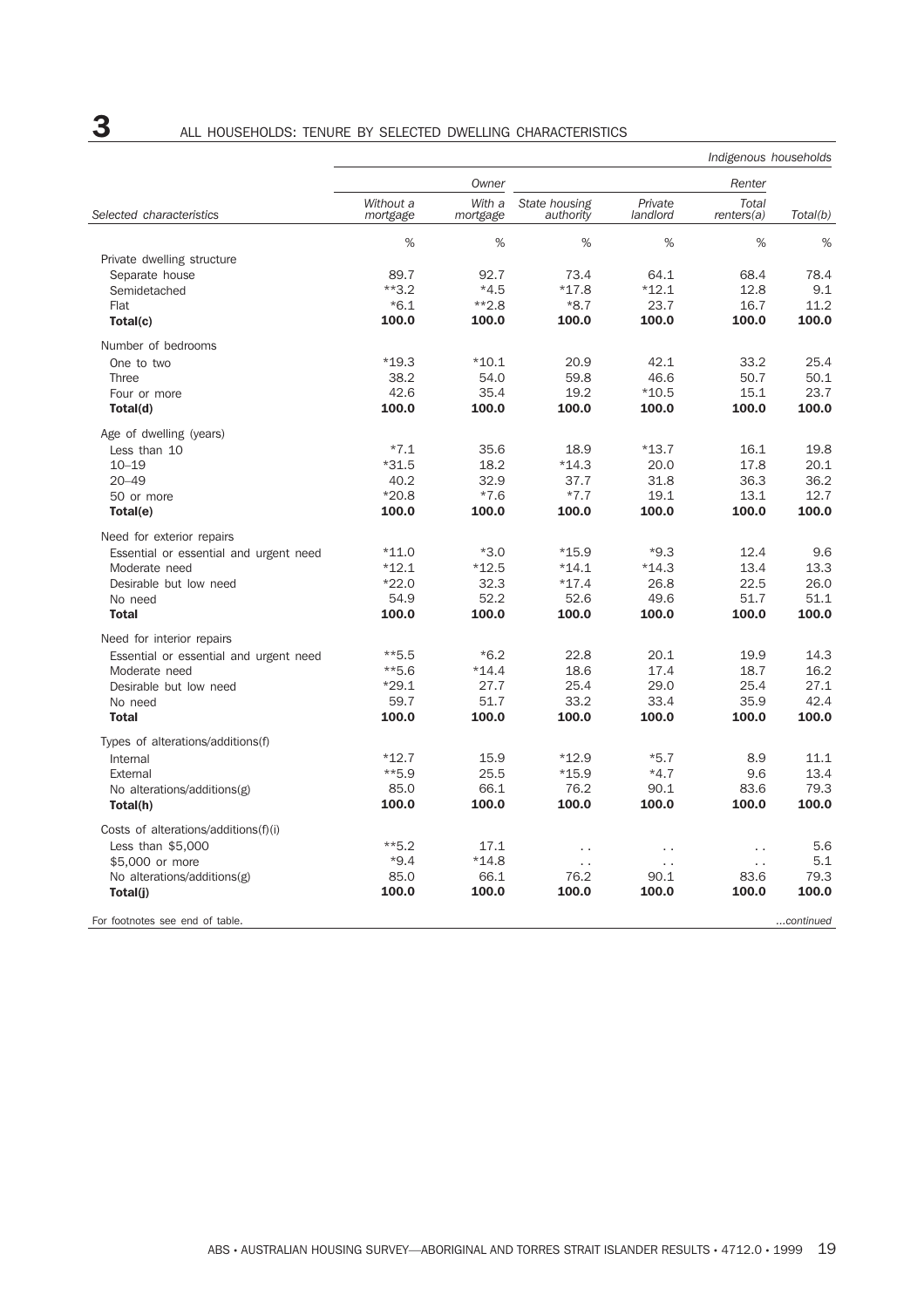# 3 ALL HOUSEHOLDS: TENURE BY SELECTED DWELLING CHARACTERISTICS

*Indigenous households*

| Selected characteristics | Owner | | Renter | | | |
|---|---|---|---|---|---|---|
| | *Without a mortgage* | *With a mortgage* | *State housing authority* | *Private landlord* | *Total renters(a)* | *Total(b)* |
| | % | % | % | % | % | % |
| **Private dwelling structure** | | | | | | |
| Separate house | 89.7 | 92.7 | 73.4 | 64.1 | 68.4 | 78.4 |
| Semidetached | **3.2 | *4.5 | *17.8 | *12.1 | 12.8 | 9.1 |
| Flat | *6.1 | **2.8 | *8.7 | 23.7 | 16.7 | 11.2 |
| **Total(c)** | **100.0** | **100.0** | **100.0** | **100.0** | **100.0** | **100.0** |
| **Number of bedrooms** | | | | | | |
| One to two | *19.3 | *10.1 | 20.9 | 42.1 | 33.2 | 25.4 |
| Three | 38.2 | 54.0 | 59.8 | 46.6 | 50.7 | 50.1 |
| Four or more | 42.6 | 35.4 | 19.2 | *10.5 | 15.1 | 23.7 |
| **Total(d)** | **100.0** | **100.0** | **100.0** | **100.0** | **100.0** | **100.0** |
| **Age of dwelling (years)** | | | | | | |
| Less than 10 | *7.1 | 35.6 | 18.9 | *13.7 | 16.1 | 19.8 |
| 10–19 | *31.5 | 18.2 | *14.3 | 20.0 | 17.8 | 20.1 |
| 20–49 | 40.2 | 32.9 | 37.7 | 31.8 | 36.3 | 36.2 |
| 50 or more | *20.8 | *7.6 | *7.7 | 19.1 | 13.1 | 12.7 |
| **Total(e)** | **100.0** | **100.0** | **100.0** | **100.0** | **100.0** | **100.0** |
| **Need for exterior repairs** | | | | | | |
| Essential or essential and urgent need | *11.0 | *3.0 | *15.9 | *9.3 | 12.4 | 9.6 |
| Moderate need | *12.1 | *12.5 | *14.1 | *14.3 | 13.4 | 13.3 |
| Desirable but low need | *22.0 | 32.3 | *17.4 | 26.8 | 22.5 | 26.0 |
| No need | 54.9 | 52.2 | 52.6 | 49.6 | 51.7 | 51.1 |
| **Total** | **100.0** | **100.0** | **100.0** | **100.0** | **100.0** | **100.0** |
| **Need for interior repairs** | | | | | | |
| Essential or essential and urgent need | **5.5 | *6.2 | 22.8 | 20.1 | 19.9 | 14.3 |
| Moderate need | **5.6 | *14.4 | 18.6 | 17.4 | 18.7 | 16.2 |
| Desirable but low need | *29.1 | 27.7 | 25.4 | 29.0 | 25.4 | 27.1 |
| No need | 59.7 | 51.7 | 33.2 | 33.4 | 35.9 | 42.4 |
| **Total** | **100.0** | **100.0** | **100.0** | **100.0** | **100.0** | **100.0** |
| **Types of alterations/additions(f)** | | | | | | |
| Internal | *12.7 | 15.9 | *12.9 | *5.7 | 8.9 | 11.1 |
| External | **5.9 | 25.5 | *15.9 | *4.7 | 9.6 | 13.4 |
| No alterations/additions(g) | 85.0 | 66.1 | 76.2 | 90.1 | 83.6 | 79.3 |
| **Total(h)** | **100.0** | **100.0** | **100.0** | **100.0** | **100.0** | **100.0** |
| **Costs of alterations/additions(f)(i)** | | | | | | |
| Less than $5,000 | **5.2 | 17.1 | . . | . . | . . | 5.6 |
| $5,000 or more | *9.4 | *14.8 | . . | . . | . . | 5.1 |
| No alterations/additions(g) | 85.0 | 66.1 | 76.2 | 90.1 | 83.6 | 79.3 |
| **Total(j)** | **100.0** | **100.0** | **100.0** | **100.0** | **100.0** | **100.0** |

For footnotes see end of table. *...continued*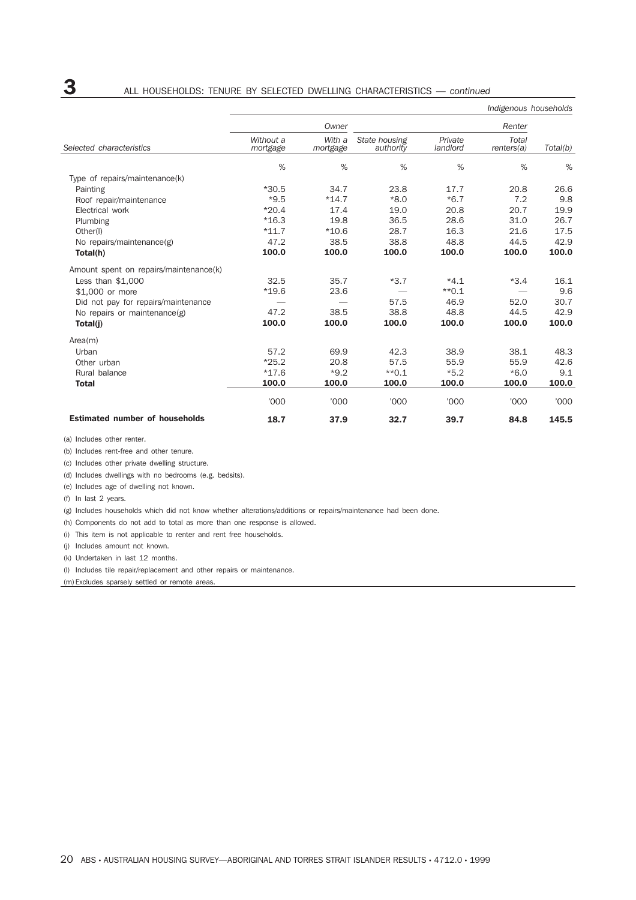# 3 ALL HOUSEHOLDS: TENURE BY SELECTED DWELLING CHARACTERISTICS — *continued*

*Indigenous households*

| | Owner | | Renter | | | |
|---|---|---|---|---|---|---|
| Selected characteristics | Without a mortgage | With a mortgage | State housing authority | Private landlord | Total renters(a) | Total(b) |
| | % | % | % | % | % | % |
| Type of repairs/maintenance(k) | | | | | | |
| Painting | *30.5 | 34.7 | 23.8 | 17.7 | 20.8 | 26.6 |
| Roof repair/maintenance | *9.5 | *14.7 | *8.0 | *6.7 | 7.2 | 9.8 |
| Electrical work | *20.4 | 17.4 | 19.0 | 20.8 | 20.7 | 19.9 |
| Plumbing | *16.3 | 19.8 | 36.5 | 28.6 | 31.0 | 26.7 |
| Other(l) | *11.7 | *10.6 | 28.7 | 16.3 | 21.6 | 17.5 |
| No repairs/maintenance(g) | 47.2 | 38.5 | 38.8 | 48.8 | 44.5 | 42.9 |
| **Total(h)** | **100.0** | **100.0** | **100.0** | **100.0** | **100.0** | **100.0** |
| Amount spent on repairs/maintenance(k) | | | | | | |
| Less than $1,000 | 32.5 | 35.7 | *3.7 | *4.1 | *3.4 | 16.1 |
| $1,000 or more | *19.6 | 23.6 | — | **0.1 | — | 9.6 |
| Did not pay for repairs/maintenance | — | — | 57.5 | 46.9 | 52.0 | 30.7 |
| No repairs or maintenance(g) | 47.2 | 38.5 | 38.8 | 48.8 | 44.5 | 42.9 |
| **Total(j)** | **100.0** | **100.0** | **100.0** | **100.0** | **100.0** | **100.0** |
| Area(m) | | | | | | |
| Urban | 57.2 | 69.9 | 42.3 | 38.9 | 38.1 | 48.3 |
| Other urban | *25.2 | 20.8 | 57.5 | 55.9 | 55.9 | 42.6 |
| Rural balance | *17.6 | *9.2 | **0.1 | *5.2 | *6.0 | 9.1 |
| **Total** | **100.0** | **100.0** | **100.0** | **100.0** | **100.0** | **100.0** |
| | '000 | '000 | '000 | '000 | '000 | '000 |
| **Estimated number of households** | **18.7** | **37.9** | **32.7** | **39.7** | **84.8** | **145.5** |

(a) Includes other renter.

(b) Includes rent-free and other tenure.

(c) Includes other private dwelling structure.

(d) Includes dwellings with no bedrooms (e.g. bedsits).

(e) Includes age of dwelling not known.

(f) In last 2 years.

(g) Includes households which did not know whether alterations/additions or repairs/maintenance had been done.

(h) Components do not add to total as more than one response is allowed.

(i) This item is not applicable to renter and rent free households.

(j) Includes amount not known.

(k) Undertaken in last 12 months.

(l) Includes tile repair/replacement and other repairs or maintenance.

(m) Excludes sparsely settled or remote areas.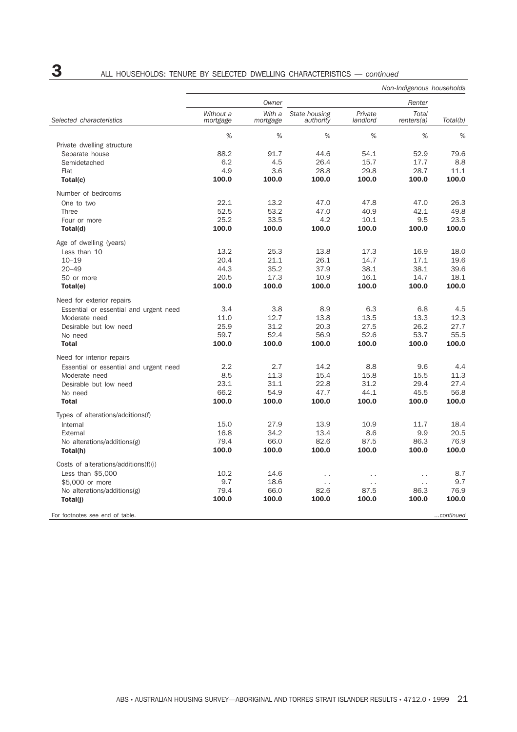# 3 ALL HOUSEHOLDS: TENURE BY SELECTED DWELLING CHARACTERISTICS — *continued*

*Non-Indigenous households*

| | Owner | | Renter | | | |
|---|---|---|---|---|---|---|
| Selected characteristics | *Without a mortgage* | *With a mortgage* | *State housing authority* | *Private landlord* | *Total renters(a)* | *Total(b)* |
| | % | % | % | % | % | % |
| Private dwelling structure | | | | | | |
| Separate house | 88.2 | 91.7 | 44.6 | 54.1 | 52.9 | 79.6 |
| Semidetached | 6.2 | 4.5 | 26.4 | 15.7 | 17.7 | 8.8 |
| Flat | 4.9 | 3.6 | 28.8 | 29.8 | 28.7 | 11.1 |
| **Total(c)** | **100.0** | **100.0** | **100.0** | **100.0** | **100.0** | **100.0** |
| Number of bedrooms | | | | | | |
| One to two | 22.1 | 13.2 | 47.0 | 47.8 | 47.0 | 26.3 |
| Three | 52.5 | 53.2 | 47.0 | 40.9 | 42.1 | 49.8 |
| Four or more | 25.2 | 33.5 | 4.2 | 10.1 | 9.5 | 23.5 |
| **Total(d)** | **100.0** | **100.0** | **100.0** | **100.0** | **100.0** | **100.0** |
| Age of dwelling (years) | | | | | | |
| Less than 10 | 13.2 | 25.3 | 13.8 | 17.3 | 16.9 | 18.0 |
| 10–19 | 20.4 | 21.1 | 26.1 | 14.7 | 17.1 | 19.6 |
| 20–49 | 44.3 | 35.2 | 37.9 | 38.1 | 38.1 | 39.6 |
| 50 or more | 20.5 | 17.3 | 10.9 | 16.1 | 14.7 | 18.1 |
| **Total(e)** | **100.0** | **100.0** | **100.0** | **100.0** | **100.0** | **100.0** |
| Need for exterior repairs | | | | | | |
| Essential or essential and urgent need | 3.4 | 3.8 | 8.9 | 6.3 | 6.8 | 4.5 |
| Moderate need | 11.0 | 12.7 | 13.8 | 13.5 | 13.3 | 12.3 |
| Desirable but low need | 25.9 | 31.2 | 20.3 | 27.5 | 26.2 | 27.7 |
| No need | 59.7 | 52.4 | 56.9 | 52.6 | 53.7 | 55.5 |
| **Total** | **100.0** | **100.0** | **100.0** | **100.0** | **100.0** | **100.0** |
| Need for interior repairs | | | | | | |
| Essential or essential and urgent need | 2.2 | 2.7 | 14.2 | 8.8 | 9.6 | 4.4 |
| Moderate need | 8.5 | 11.3 | 15.4 | 15.8 | 15.5 | 11.3 |
| Desirable but low need | 23.1 | 31.1 | 22.8 | 31.2 | 29.4 | 27.4 |
| No need | 66.2 | 54.9 | 47.7 | 44.1 | 45.5 | 56.8 |
| **Total** | **100.0** | **100.0** | **100.0** | **100.0** | **100.0** | **100.0** |
| Types of alterations/additions(f) | | | | | | |
| Internal | 15.0 | 27.9 | 13.9 | 10.9 | 11.7 | 18.4 |
| External | 16.8 | 34.2 | 13.4 | 8.6 | 9.9 | 20.5 |
| No alterations/additions(g) | 79.4 | 66.0 | 82.6 | 87.5 | 86.3 | 76.9 |
| **Total(h)** | **100.0** | **100.0** | **100.0** | **100.0** | **100.0** | **100.0** |
| Costs of alterations/additions(f)(i) | | | | | | |
| Less than $5,000 | 10.2 | 14.6 | . . | . . | . . | 8.7 |
| $5,000 or more | 9.7 | 18.6 | . . | . . | . . | 9.7 |
| No alterations/additions(g) | 79.4 | 66.0 | 82.6 | 87.5 | 86.3 | 76.9 |
| **Total(j)** | **100.0** | **100.0** | **100.0** | **100.0** | **100.0** | **100.0** |

For footnotes see end of table. ...*continued*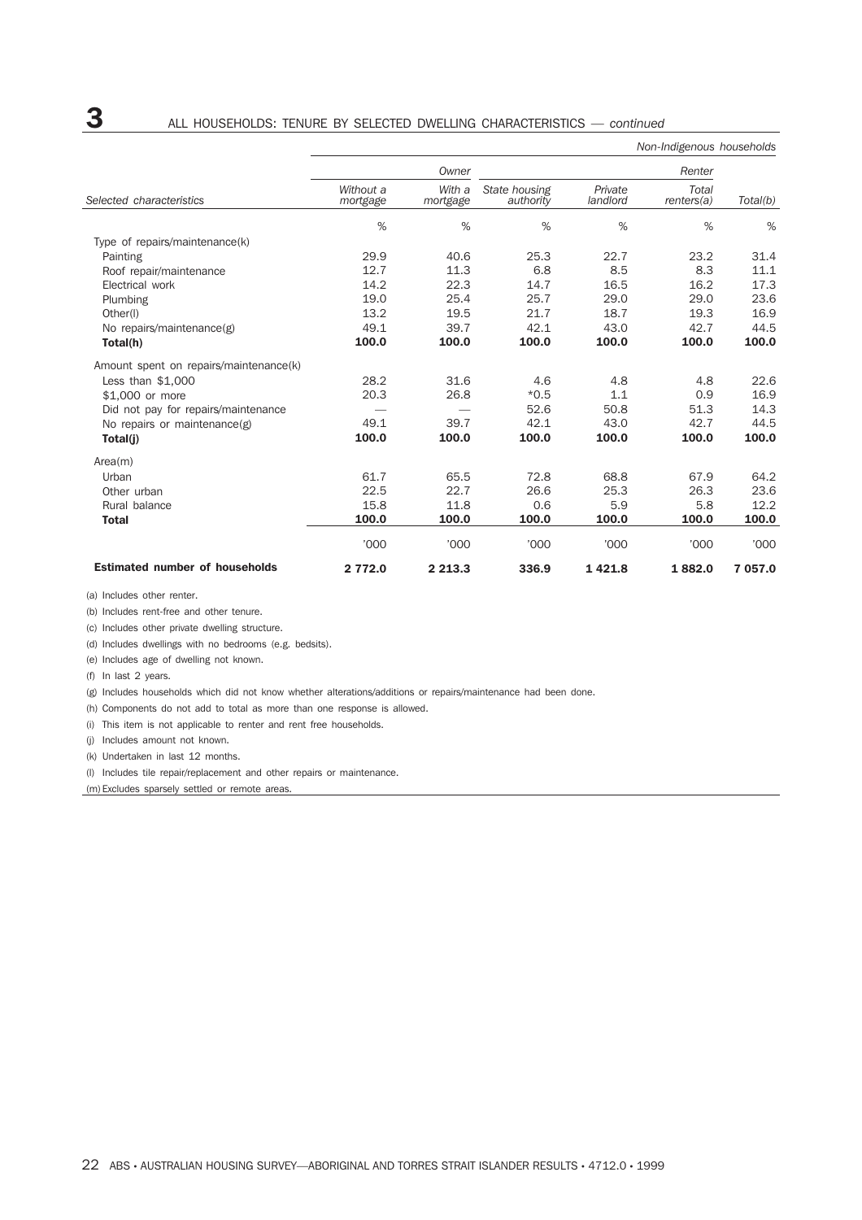# 3 ALL HOUSEHOLDS: TENURE BY SELECTED DWELLING CHARACTERISTICS — *continued*

*Non-Indigenous households*

| | Owner | | Renter | | | |
|---|---|---|---|---|---|---|
| Selected characteristics | *Without a mortgage* | *With a mortgage* | *State housing authority* | *Private landlord* | *Total renters(a)* | *Total(b)* |
| | % | % | % | % | % | % |
| Type of repairs/maintenance(k) | | | | | | |
| Painting | 29.9 | 40.6 | 25.3 | 22.7 | 23.2 | 31.4 |
| Roof repair/maintenance | 12.7 | 11.3 | 6.8 | 8.5 | 8.3 | 11.1 |
| Electrical work | 14.2 | 22.3 | 14.7 | 16.5 | 16.2 | 17.3 |
| Plumbing | 19.0 | 25.4 | 25.7 | 29.0 | 29.0 | 23.6 |
| Other(l) | 13.2 | 19.5 | 21.7 | 18.7 | 19.3 | 16.9 |
| No repairs/maintenance(g) | 49.1 | 39.7 | 42.1 | 43.0 | 42.7 | 44.5 |
| **Total(h)** | **100.0** | **100.0** | **100.0** | **100.0** | **100.0** | **100.0** |
| Amount spent on repairs/maintenance(k) | | | | | | |
| Less than $1,000 | 28.2 | 31.6 | 4.6 | 4.8 | 4.8 | 22.6 |
| $1,000 or more | 20.3 | 26.8 | *0.5 | 1.1 | 0.9 | 16.9 |
| Did not pay for repairs/maintenance | — | — | 52.6 | 50.8 | 51.3 | 14.3 |
| No repairs or maintenance(g) | 49.1 | 39.7 | 42.1 | 43.0 | 42.7 | 44.5 |
| **Total(j)** | **100.0** | **100.0** | **100.0** | **100.0** | **100.0** | **100.0** |
| Area(m) | | | | | | |
| Urban | 61.7 | 65.5 | 72.8 | 68.8 | 67.9 | 64.2 |
| Other urban | 22.5 | 22.7 | 26.6 | 25.3 | 26.3 | 23.6 |
| Rural balance | 15.8 | 11.8 | 0.6 | 5.9 | 5.8 | 12.2 |
| **Total** | **100.0** | **100.0** | **100.0** | **100.0** | **100.0** | **100.0** |
| | '000 | '000 | '000 | '000 | '000 | '000 |
| **Estimated number of households** | **2 772.0** | **2 213.3** | **336.9** | **1 421.8** | **1 882.0** | **7 057.0** |

(a) Includes other renter.

(b) Includes rent-free and other tenure.

(c) Includes other private dwelling structure.

(d) Includes dwellings with no bedrooms (e.g. bedsits).

(e) Includes age of dwelling not known.

(f) In last 2 years.

(g) Includes households which did not know whether alterations/additions or repairs/maintenance had been done.

(h) Components do not add to total as more than one response is allowed.

(i) This item is not applicable to renter and rent free households.

(j) Includes amount not known.

(k) Undertaken in last 12 months.

(l) Includes tile repair/replacement and other repairs or maintenance.

(m) Excludes sparsely settled or remote areas.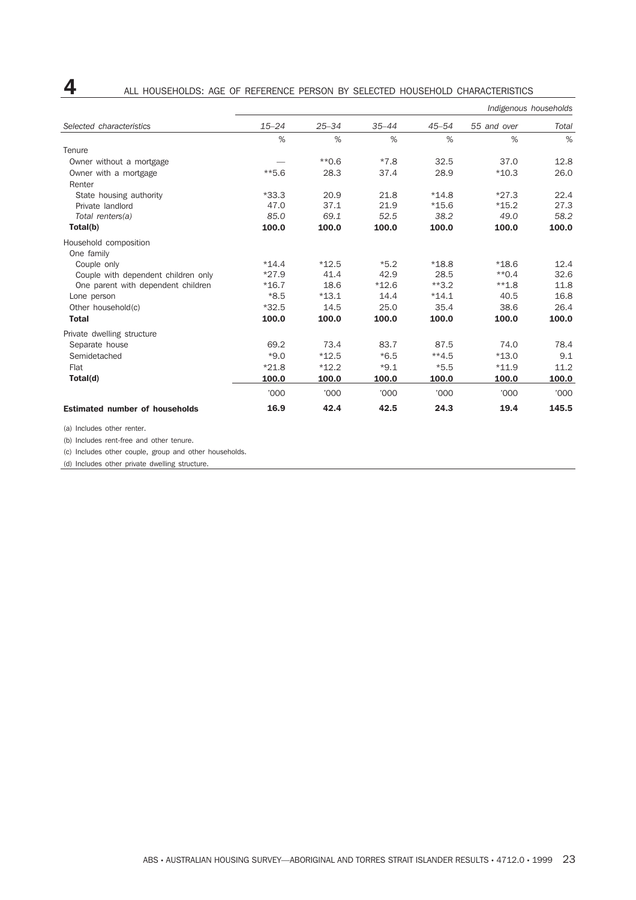# 4 ALL HOUSEHOLDS: AGE OF REFERENCE PERSON BY SELECTED HOUSEHOLD CHARACTERISTICS

| | | | | | | *Indigenous households* |
|---|---|---|---|---|---|---|
| *Selected characteristics* | *15–24* | *25–34* | *35–44* | *45–54* | *55 and over* | *Total* |
| | % | % | % | % | % | % |
| Tenure | | | | | | |
| Owner without a mortgage | — | **0.6 | *7.8 | 32.5 | 37.0 | 12.8 |
| Owner with a mortgage | **5.6 | 28.3 | 37.4 | 28.9 | *10.3 | 26.0 |
| Renter | | | | | | |
| State housing authority | *33.3 | 20.9 | 21.8 | *14.8 | *27.3 | 22.4 |
| Private landlord | 47.0 | 37.1 | 21.9 | *15.6 | *15.2 | 27.3 |
| *Total renters(a)* | *85.0* | *69.1* | *52.5* | *38.2* | *49.0* | *58.2* |
| **Total(b)** | **100.0** | **100.0** | **100.0** | **100.0** | **100.0** | **100.0** |
| Household composition | | | | | | |
| One family | | | | | | |
| Couple only | *14.4 | *12.5 | *5.2 | *18.8 | *18.6 | 12.4 |
| Couple with dependent children only | *27.9 | 41.4 | 42.9 | 28.5 | **0.4 | 32.6 |
| One parent with dependent children | *16.7 | 18.6 | *12.6 | **3.2 | **1.8 | 11.8 |
| Lone person | *8.5 | *13.1 | 14.4 | *14.1 | 40.5 | 16.8 |
| Other household(c) | *32.5 | 14.5 | 25.0 | 35.4 | 38.6 | 26.4 |
| **Total** | **100.0** | **100.0** | **100.0** | **100.0** | **100.0** | **100.0** |
| Private dwelling structure | | | | | | |
| Separate house | 69.2 | 73.4 | 83.7 | 87.5 | 74.0 | 78.4 |
| Semidetached | *9.0 | *12.5 | *6.5 | **4.5 | *13.0 | 9.1 |
| Flat | *21.8 | *12.2 | *9.1 | *5.5 | *11.9 | 11.2 |
| **Total(d)** | **100.0** | **100.0** | **100.0** | **100.0** | **100.0** | **100.0** |
| | '000 | '000 | '000 | '000 | '000 | '000 |
| **Estimated number of households** | **16.9** | **42.4** | **42.5** | **24.3** | **19.4** | **145.5** |

(a) Includes other renter.

(b) Includes rent-free and other tenure.

(c) Includes other couple, group and other households.

(d) Includes other private dwelling structure.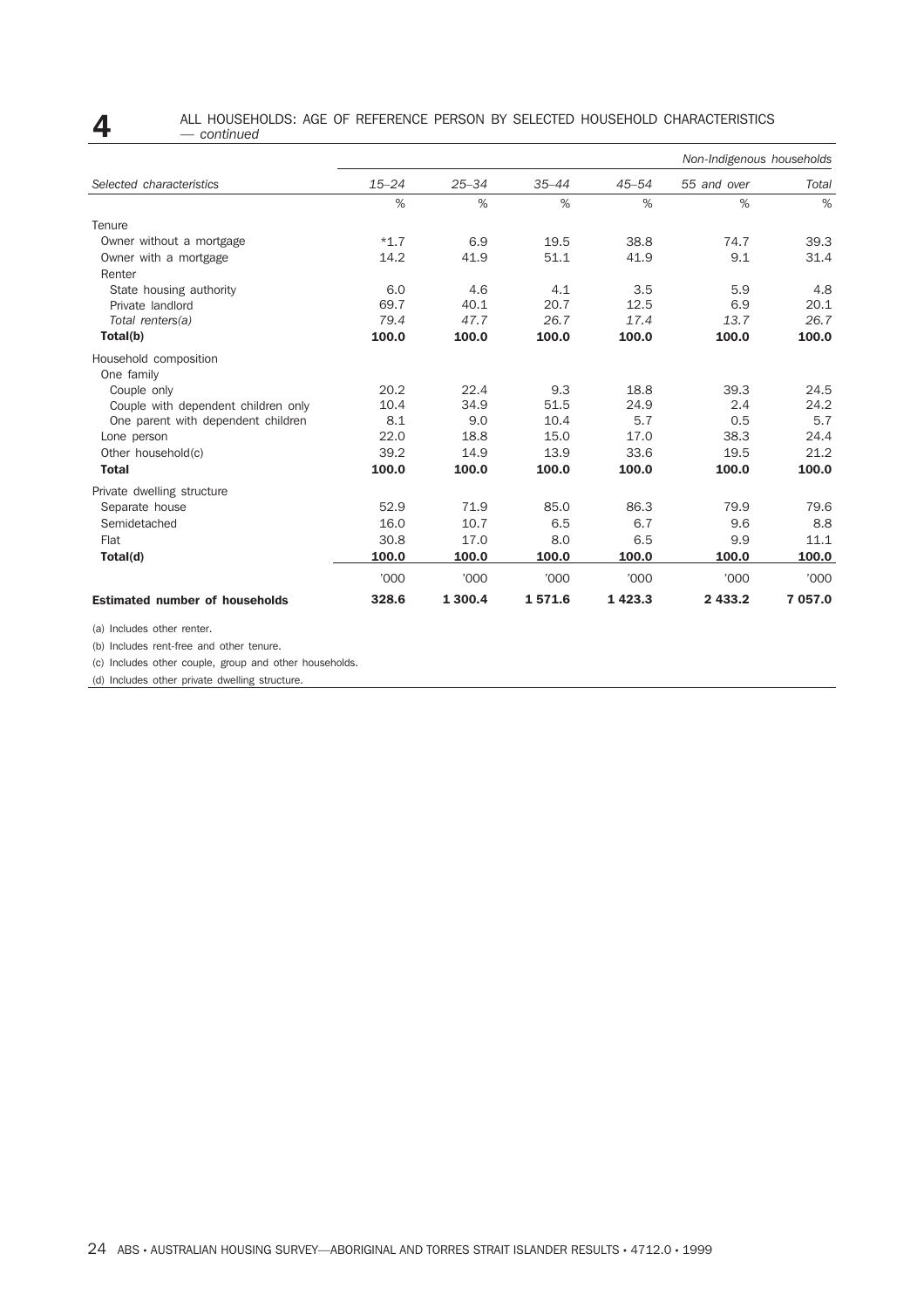## 4 ALL HOUSEHOLDS: AGE OF REFERENCE PERSON BY SELECTED HOUSEHOLD CHARACTERISTICS — *continued*

| | | | | | *Non-Indigenous households* | |
|---|---|---|---|---|---|---|
| *Selected characteristics* | *15–24* | *25–34* | *35–44* | *45–54* | *55 and over* | *Total* |
| | % | % | % | % | % | % |
| Tenure | | | | | | |
| Owner without a mortgage | *1.7 | 6.9 | 19.5 | 38.8 | 74.7 | 39.3 |
| Owner with a mortgage | 14.2 | 41.9 | 51.1 | 41.9 | 9.1 | 31.4 |
| Renter | | | | | | |
| State housing authority | 6.0 | 4.6 | 4.1 | 3.5 | 5.9 | 4.8 |
| Private landlord | 69.7 | 40.1 | 20.7 | 12.5 | 6.9 | 20.1 |
| *Total renters(a)* | *79.4* | *47.7* | *26.7* | *17.4* | *13.7* | *26.7* |
| **Total(b)** | **100.0** | **100.0** | **100.0** | **100.0** | **100.0** | **100.0** |
| Household composition | | | | | | |
| One family | | | | | | |
| Couple only | 20.2 | 22.4 | 9.3 | 18.8 | 39.3 | 24.5 |
| Couple with dependent children only | 10.4 | 34.9 | 51.5 | 24.9 | 2.4 | 24.2 |
| One parent with dependent children | 8.1 | 9.0 | 10.4 | 5.7 | 0.5 | 5.7 |
| Lone person | 22.0 | 18.8 | 15.0 | 17.0 | 38.3 | 24.4 |
| Other household(c) | 39.2 | 14.9 | 13.9 | 33.6 | 19.5 | 21.2 |
| **Total** | **100.0** | **100.0** | **100.0** | **100.0** | **100.0** | **100.0** |
| Private dwelling structure | | | | | | |
| Separate house | 52.9 | 71.9 | 85.0 | 86.3 | 79.9 | 79.6 |
| Semidetached | 16.0 | 10.7 | 6.5 | 6.7 | 9.6 | 8.8 |
| Flat | 30.8 | 17.0 | 8.0 | 6.5 | 9.9 | 11.1 |
| **Total(d)** | **100.0** | **100.0** | **100.0** | **100.0** | **100.0** | **100.0** |
| | '000 | '000 | '000 | '000 | '000 | '000 |
| **Estimated number of households** | **328.6** | **1 300.4** | **1 571.6** | **1 423.3** | **2 433.2** | **7 057.0** |

(a) Includes other renter.

(b) Includes rent-free and other tenure.

(c) Includes other couple, group and other households.

(d) Includes other private dwelling structure.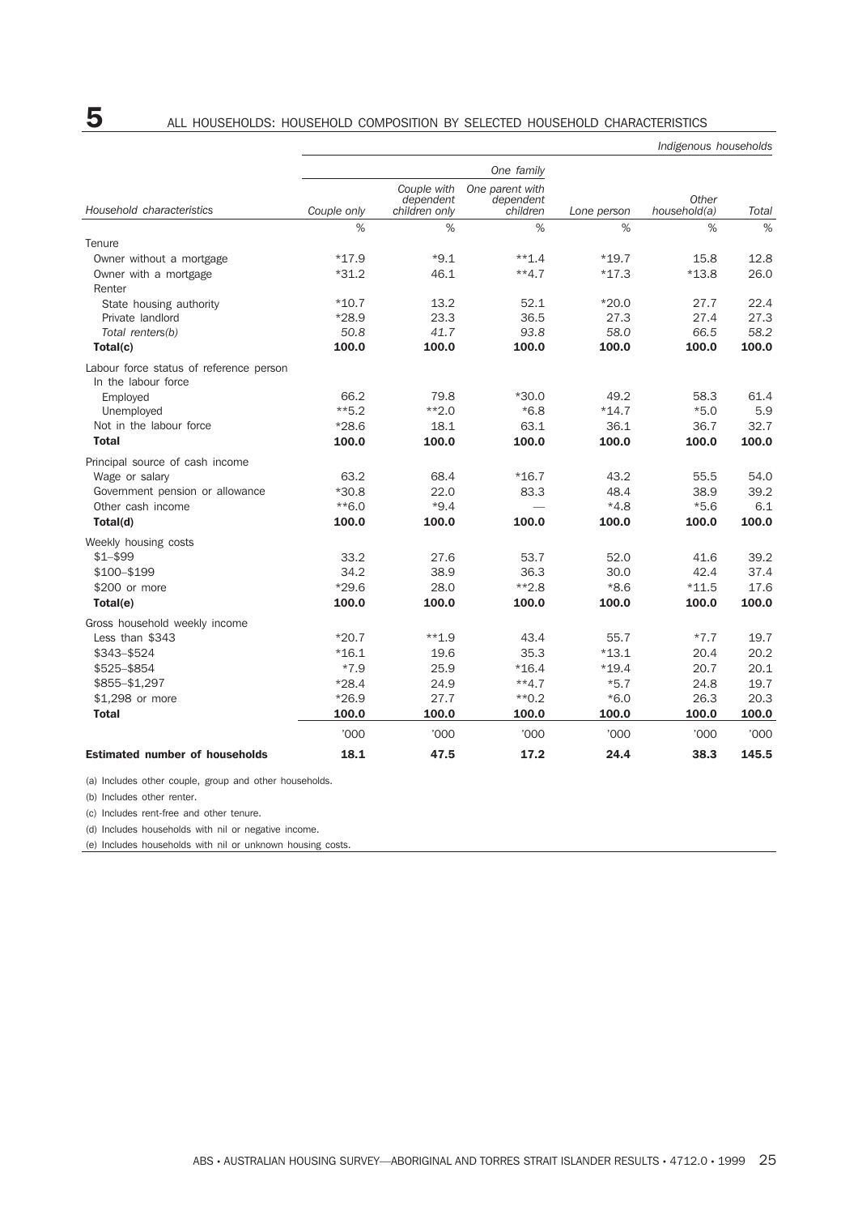# 5 ALL HOUSEHOLDS: HOUSEHOLD COMPOSITION BY SELECTED HOUSEHOLD CHARACTERISTICS

*Indigenous households*

| | One family | | | | | |
|---|---|---|---|---|---|---|
| *Household characteristics* | *Couple only* | *Couple with dependent children only* | *One parent with dependent children* | *Lone person* | *Other household(a)* | *Total* |
| | % | % | % | % | % | % |
| Tenure | | | | | | |
| Owner without a mortgage | *17.9 | *9.1 | **1.4 | *19.7 | 15.8 | 12.8 |
| Owner with a mortgage | *31.2 | 46.1 | **4.7 | *17.3 | *13.8 | 26.0 |
| Renter | | | | | | |
| State housing authority | *10.7 | 13.2 | 52.1 | *20.0 | 27.7 | 22.4 |
| Private landlord | *28.9 | 23.3 | 36.5 | 27.3 | 27.4 | 27.3 |
| *Total renters(b)* | *50.8* | *41.7* | *93.8* | *58.0* | *66.5* | *58.2* |
| **Total(c)** | **100.0** | **100.0** | **100.0** | **100.0** | **100.0** | **100.0** |
| Labour force status of reference person | | | | | | |
| In the labour force | | | | | | |
| Employed | 66.2 | 79.8 | *30.0 | 49.2 | 58.3 | 61.4 |
| Unemployed | **5.2 | **2.0 | *6.8 | *14.7 | *5.0 | 5.9 |
| Not in the labour force | *28.6 | 18.1 | 63.1 | 36.1 | 36.7 | 32.7 |
| **Total** | **100.0** | **100.0** | **100.0** | **100.0** | **100.0** | **100.0** |
| Principal source of cash income | | | | | | |
| Wage or salary | 63.2 | 68.4 | *16.7 | 43.2 | 55.5 | 54.0 |
| Government pension or allowance | *30.8 | 22.0 | 83.3 | 48.4 | 38.9 | 39.2 |
| Other cash income | **6.0 | *9.4 | — | *4.8 | *5.6 | 6.1 |
| **Total(d)** | **100.0** | **100.0** | **100.0** | **100.0** | **100.0** | **100.0** |
| Weekly housing costs | | | | | | |
| $1–$99 | 33.2 | 27.6 | 53.7 | 52.0 | 41.6 | 39.2 |
| $100–$199 | 34.2 | 38.9 | 36.3 | 30.0 | 42.4 | 37.4 |
| $200 or more | *29.6 | 28.0 | **2.8 | *8.6 | *11.5 | 17.6 |
| **Total(e)** | **100.0** | **100.0** | **100.0** | **100.0** | **100.0** | **100.0** |
| Gross household weekly income | | | | | | |
| Less than $343 | *20.7 | **1.9 | 43.4 | 55.7 | *7.7 | 19.7 |
| $343–$524 | *16.1 | 19.6 | 35.3 | *13.1 | 20.4 | 20.2 |
| $525–$854 | *7.9 | 25.9 | *16.4 | *19.4 | 20.7 | 20.1 |
| $855–$1,297 | *28.4 | 24.9 | **4.7 | *5.7 | 24.8 | 19.7 |
| $1,298 or more | *26.9 | 27.7 | **0.2 | *6.0 | 26.3 | 20.3 |
| **Total** | **100.0** | **100.0** | **100.0** | **100.0** | **100.0** | **100.0** |
| | '000 | '000 | '000 | '000 | '000 | '000 |
| **Estimated number of households** | **18.1** | **47.5** | **17.2** | **24.4** | **38.3** | **145.5** |

(a) Includes other couple, group and other households.

(b) Includes other renter.

(c) Includes rent-free and other tenure.

(d) Includes households with nil or negative income.

(e) Includes households with nil or unknown housing costs.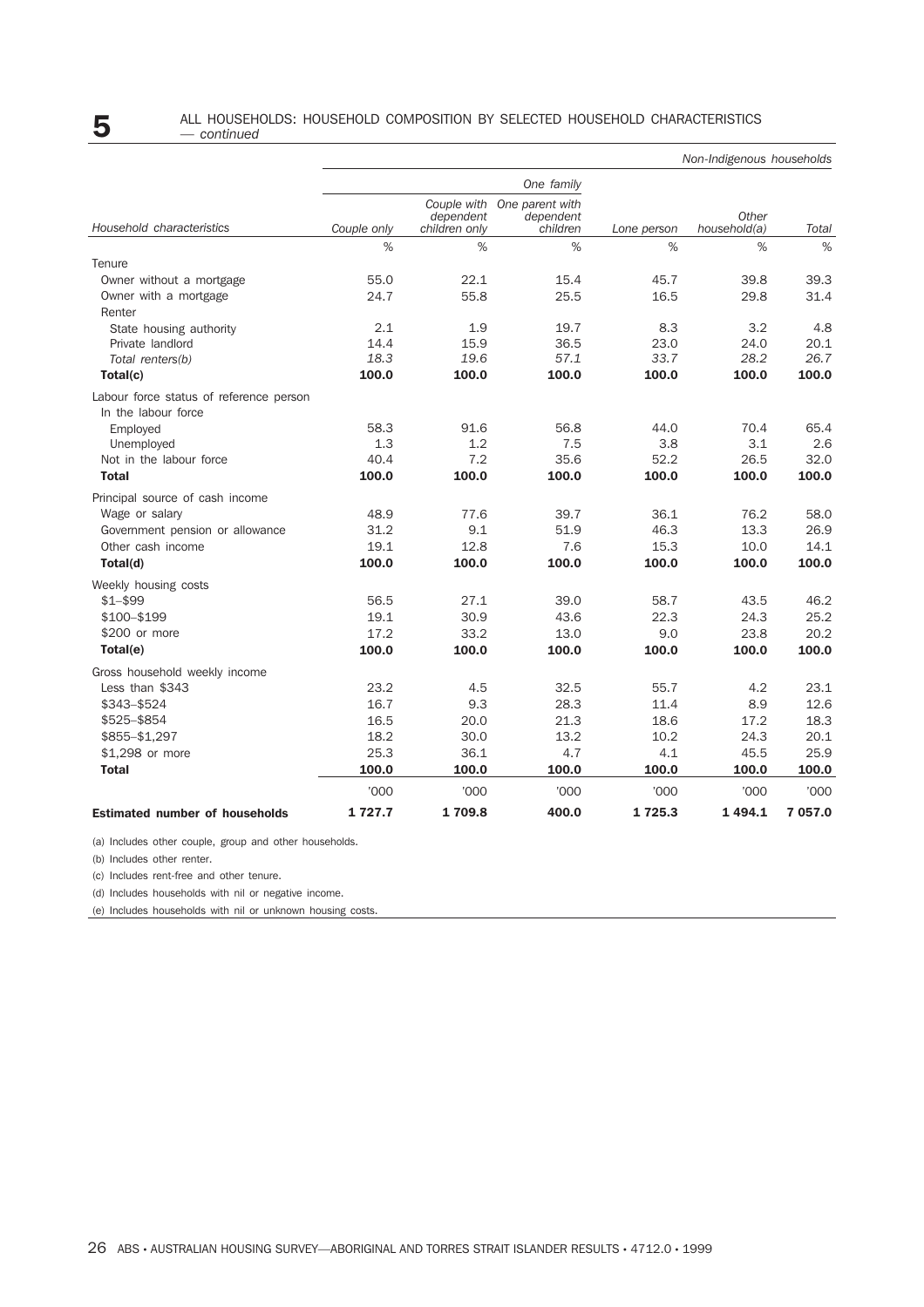## 5 ALL HOUSEHOLDS: HOUSEHOLD COMPOSITION BY SELECTED HOUSEHOLD CHARACTERISTICS — *continued*

*Non-Indigenous households*

| Household characteristics | One family | | | Lone person | Other household(a) | Total |
|---|---|---|---|---|---|---|
| | Couple only | Couple with dependent children only | One parent with dependent children | | | |
| | % | % | % | % | % | % |
| Tenure | | | | | | |
| Owner without a mortgage | 55.0 | 22.1 | 15.4 | 45.7 | 39.8 | 39.3 |
| Owner with a mortgage | 24.7 | 55.8 | 25.5 | 16.5 | 29.8 | 31.4 |
| Renter | | | | | | |
| State housing authority | 2.1 | 1.9 | 19.7 | 8.3 | 3.2 | 4.8 |
| Private landlord | 14.4 | 15.9 | 36.5 | 23.0 | 24.0 | 20.1 |
| *Total renters(b)* | *18.3* | *19.6* | *57.1* | *33.7* | *28.2* | *26.7* |
| **Total(c)** | **100.0** | **100.0** | **100.0** | **100.0** | **100.0** | **100.0** |
| Labour force status of reference person | | | | | | |
| In the labour force | | | | | | |
| Employed | 58.3 | 91.6 | 56.8 | 44.0 | 70.4 | 65.4 |
| Unemployed | 1.3 | 1.2 | 7.5 | 3.8 | 3.1 | 2.6 |
| Not in the labour force | 40.4 | 7.2 | 35.6 | 52.2 | 26.5 | 32.0 |
| **Total** | **100.0** | **100.0** | **100.0** | **100.0** | **100.0** | **100.0** |
| Principal source of cash income | | | | | | |
| Wage or salary | 48.9 | 77.6 | 39.7 | 36.1 | 76.2 | 58.0 |
| Government pension or allowance | 31.2 | 9.1 | 51.9 | 46.3 | 13.3 | 26.9 |
| Other cash income | 19.1 | 12.8 | 7.6 | 15.3 | 10.0 | 14.1 |
| **Total(d)** | **100.0** | **100.0** | **100.0** | **100.0** | **100.0** | **100.0** |
| Weekly housing costs | | | | | | |
| $1–$99 | 56.5 | 27.1 | 39.0 | 58.7 | 43.5 | 46.2 |
| $100–$199 | 19.1 | 30.9 | 43.6 | 22.3 | 24.3 | 25.2 |
| $200 or more | 17.2 | 33.2 | 13.0 | 9.0 | 23.8 | 20.2 |
| **Total(e)** | **100.0** | **100.0** | **100.0** | **100.0** | **100.0** | **100.0** |
| Gross household weekly income | | | | | | |
| Less than $343 | 23.2 | 4.5 | 32.5 | 55.7 | 4.2 | 23.1 |
| $343–$524 | 16.7 | 9.3 | 28.3 | 11.4 | 8.9 | 12.6 |
| $525–$854 | 16.5 | 20.0 | 21.3 | 18.6 | 17.2 | 18.3 |
| $855–$1,297 | 18.2 | 30.0 | 13.2 | 10.2 | 24.3 | 20.1 |
| $1,298 or more | 25.3 | 36.1 | 4.7 | 4.1 | 45.5 | 25.9 |
| **Total** | **100.0** | **100.0** | **100.0** | **100.0** | **100.0** | **100.0** |
| | '000 | '000 | '000 | '000 | '000 | '000 |
| **Estimated number of households** | **1 727.7** | **1 709.8** | **400.0** | **1 725.3** | **1 494.1** | **7 057.0** |

(a) Includes other couple, group and other households.

(b) Includes other renter.

(c) Includes rent-free and other tenure.

(d) Includes households with nil or negative income.

(e) Includes households with nil or unknown housing costs.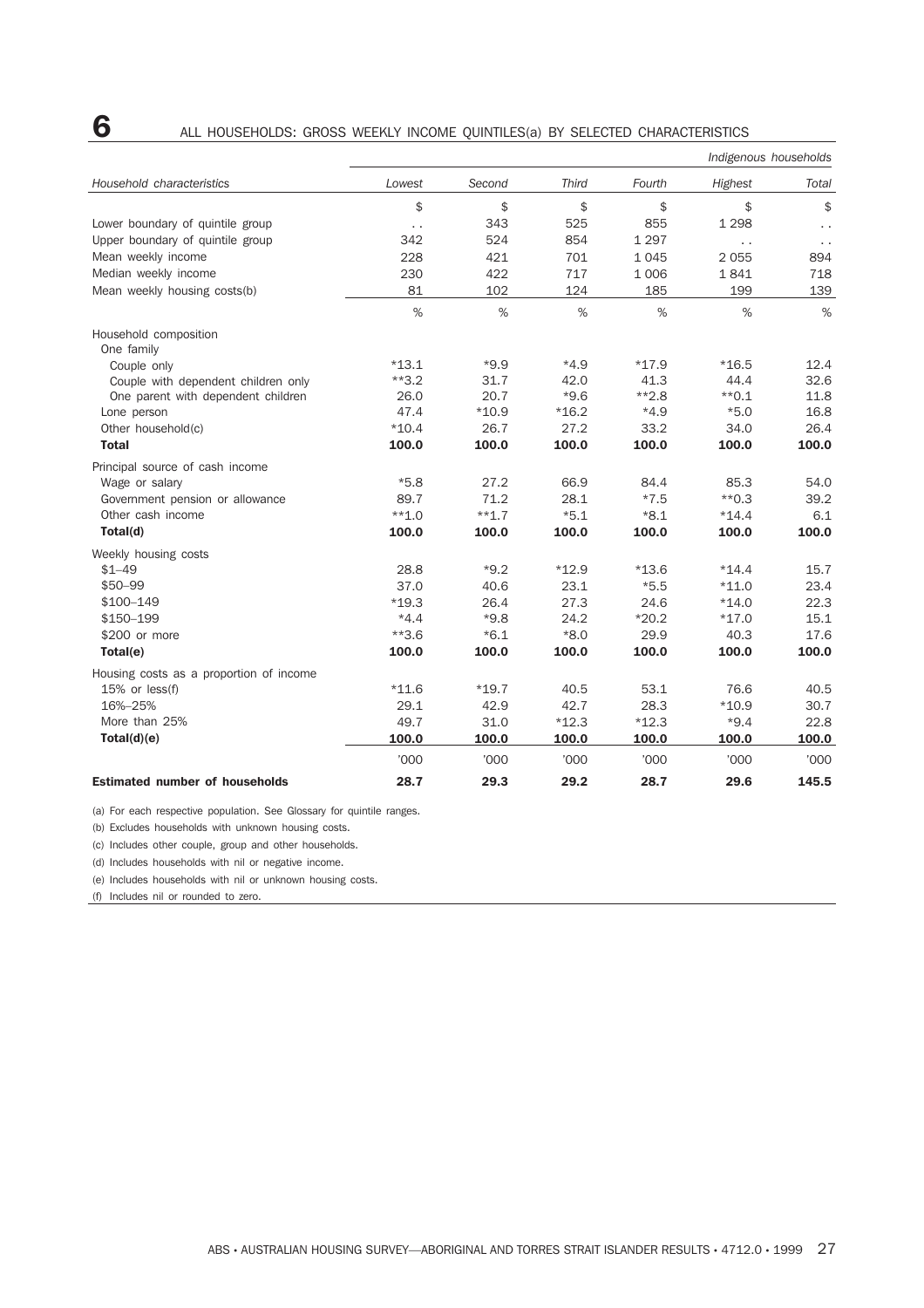# 6 ALL HOUSEHOLDS: GROSS WEEKLY INCOME QUINTILES(a) BY SELECTED CHARACTERISTICS

| | | | | | | *Indigenous households* |
|---|---|---|---|---|---|---|
| *Household characteristics* | *Lowest* | *Second* | *Third* | *Fourth* | *Highest* | *Total* |
| | $ | $ | $ | $ | $ | $ |
| Lower boundary of quintile group | . . | 343 | 525 | 855 | 1 298 | . . |
| Upper boundary of quintile group | 342 | 524 | 854 | 1 297 | . . | . . |
| Mean weekly income | 228 | 421 | 701 | 1 045 | 2 055 | 894 |
| Median weekly income | 230 | 422 | 717 | 1 006 | 1 841 | 718 |
| Mean weekly housing costs(b) | 81 | 102 | 124 | 185 | 199 | 139 |
| | % | % | % | % | % | % |
| Household composition | | | | | | |
| One family | | | | | | |
| Couple only | *13.1 | *9.9 | *4.9 | *17.9 | *16.5 | 12.4 |
| Couple with dependent children only | **3.2 | 31.7 | 42.0 | 41.3 | 44.4 | 32.6 |
| One parent with dependent children | 26.0 | 20.7 | *9.6 | **2.8 | **0.1 | 11.8 |
| Lone person | 47.4 | *10.9 | *16.2 | *4.9 | *5.0 | 16.8 |
| Other household(c) | *10.4 | 26.7 | 27.2 | 33.2 | 34.0 | 26.4 |
| **Total** | **100.0** | **100.0** | **100.0** | **100.0** | **100.0** | **100.0** |
| Principal source of cash income | | | | | | |
| Wage or salary | *5.8 | 27.2 | 66.9 | 84.4 | 85.3 | 54.0 |
| Government pension or allowance | 89.7 | 71.2 | 28.1 | *7.5 | **0.3 | 39.2 |
| Other cash income | **1.0 | **1.7 | *5.1 | *8.1 | *14.4 | 6.1 |
| **Total(d)** | **100.0** | **100.0** | **100.0** | **100.0** | **100.0** | **100.0** |
| Weekly housing costs | | | | | | |
| $1–49 | 28.8 | *9.2 | *12.9 | *13.6 | *14.4 | 15.7 |
| $50–99 | 37.0 | 40.6 | 23.1 | *5.5 | *11.0 | 23.4 |
| $100–149 | *19.3 | 26.4 | 27.3 | 24.6 | *14.0 | 22.3 |
| $150–199 | *4.4 | *9.8 | 24.2 | *20.2 | *17.0 | 15.1 |
| $200 or more | **3.6 | *6.1 | *8.0 | 29.9 | 40.3 | 17.6 |
| **Total(e)** | **100.0** | **100.0** | **100.0** | **100.0** | **100.0** | **100.0** |
| Housing costs as a proportion of income | | | | | | |
| 15% or less(f) | *11.6 | *19.7 | 40.5 | 53.1 | 76.6 | 40.5 |
| 16%–25% | 29.1 | 42.9 | 42.7 | 28.3 | *10.9 | 30.7 |
| More than 25% | 49.7 | 31.0 | *12.3 | *12.3 | *9.4 | 22.8 |
| **Total(d)(e)** | **100.0** | **100.0** | **100.0** | **100.0** | **100.0** | **100.0** |
| | '000 | '000 | '000 | '000 | '000 | '000 |
| **Estimated number of households** | **28.7** | **29.3** | **29.2** | **28.7** | **29.6** | **145.5** |

(a) For each respective population. See Glossary for quintile ranges.

(b) Excludes households with unknown housing costs.

(c) Includes other couple, group and other households.

(d) Includes households with nil or negative income.

(e) Includes households with nil or unknown housing costs.

(f) Includes nil or rounded to zero.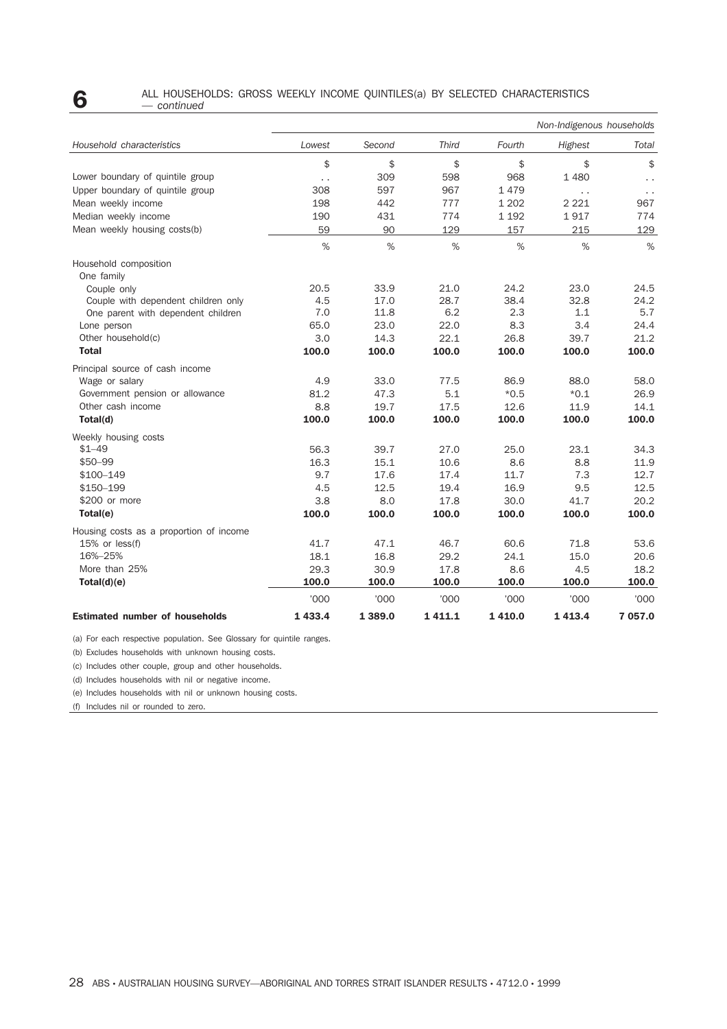## 6 ALL HOUSEHOLDS: GROSS WEEKLY INCOME QUINTILES(a) BY SELECTED CHARACTERISTICS — *continued*

| | | | | | *Non-Indigenous households* | |
|---|---|---|---|---|---|---|
| *Household characteristics* | *Lowest* | *Second* | *Third* | *Fourth* | *Highest* | *Total* |
| | $ | $ | $ | $ | $ | $ |
| Lower boundary of quintile group | . . | 309 | 598 | 968 | 1 480 | . . |
| Upper boundary of quintile group | 308 | 597 | 967 | 1 479 | . . | . . |
| Mean weekly income | 198 | 442 | 777 | 1 202 | 2 221 | 967 |
| Median weekly income | 190 | 431 | 774 | 1 192 | 1 917 | 774 |
| Mean weekly housing costs(b) | 59 | 90 | 129 | 157 | 215 | 129 |
| | % | % | % | % | % | % |
| Household composition | | | | | | |
| One family | | | | | | |
| Couple only | 20.5 | 33.9 | 21.0 | 24.2 | 23.0 | 24.5 |
| Couple with dependent children only | 4.5 | 17.0 | 28.7 | 38.4 | 32.8 | 24.2 |
| One parent with dependent children | 7.0 | 11.8 | 6.2 | 2.3 | 1.1 | 5.7 |
| Lone person | 65.0 | 23.0 | 22.0 | 8.3 | 3.4 | 24.4 |
| Other household(c) | 3.0 | 14.3 | 22.1 | 26.8 | 39.7 | 21.2 |
| **Total** | **100.0** | **100.0** | **100.0** | **100.0** | **100.0** | **100.0** |
| Principal source of cash income | | | | | | |
| Wage or salary | 4.9 | 33.0 | 77.5 | 86.9 | 88.0 | 58.0 |
| Government pension or allowance | 81.2 | 47.3 | 5.1 | *0.5 | *0.1 | 26.9 |
| Other cash income | 8.8 | 19.7 | 17.5 | 12.6 | 11.9 | 14.1 |
| **Total(d)** | **100.0** | **100.0** | **100.0** | **100.0** | **100.0** | **100.0** |
| Weekly housing costs | | | | | | |
| $1–49 | 56.3 | 39.7 | 27.0 | 25.0 | 23.1 | 34.3 |
| $50–99 | 16.3 | 15.1 | 10.6 | 8.6 | 8.8 | 11.9 |
| $100–149 | 9.7 | 17.6 | 17.4 | 11.7 | 7.3 | 12.7 |
| $150–199 | 4.5 | 12.5 | 19.4 | 16.9 | 9.5 | 12.5 |
| $200 or more | 3.8 | 8.0 | 17.8 | 30.0 | 41.7 | 20.2 |
| **Total(e)** | **100.0** | **100.0** | **100.0** | **100.0** | **100.0** | **100.0** |
| Housing costs as a proportion of income | | | | | | |
| 15% or less(f) | 41.7 | 47.1 | 46.7 | 60.6 | 71.8 | 53.6 |
| 16%–25% | 18.1 | 16.8 | 29.2 | 24.1 | 15.0 | 20.6 |
| More than 25% | 29.3 | 30.9 | 17.8 | 8.6 | 4.5 | 18.2 |
| **Total(d)(e)** | **100.0** | **100.0** | **100.0** | **100.0** | **100.0** | **100.0** |
| | '000 | '000 | '000 | '000 | '000 | '000 |
| **Estimated number of households** | **1 433.4** | **1 389.0** | **1 411.1** | **1 410.0** | **1 413.4** | **7 057.0** |

(a) For each respective population. See Glossary for quintile ranges.

(b) Excludes households with unknown housing costs.

(c) Includes other couple, group and other households.

(d) Includes households with nil or negative income.

(e) Includes households with nil or unknown housing costs.

(f) Includes nil or rounded to zero.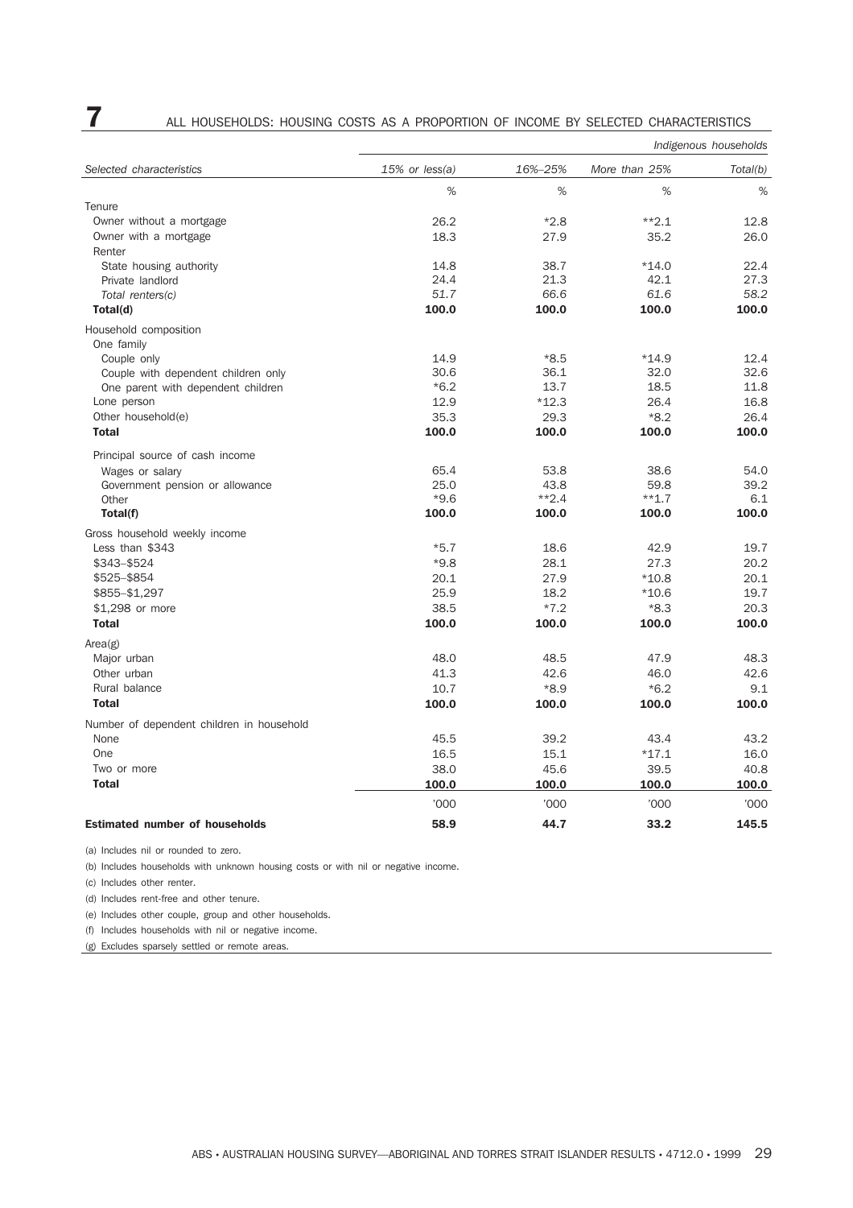# 7 ALL HOUSEHOLDS: HOUSING COSTS AS A PROPORTION OF INCOME BY SELECTED CHARACTERISTICS

| | | | | *Indigenous households* |
|---|---|---|---|---|
| *Selected characteristics* | *15% or less(a)* | *16%–25%* | *More than 25%* | *Total(b)* |
| | % | % | % | % |
| Tenure | | | | |
| Owner without a mortgage | 26.2 | *2.8 | **2.1 | 12.8 |
| Owner with a mortgage | 18.3 | 27.9 | 35.2 | 26.0 |
| Renter | | | | |
| State housing authority | 14.8 | 38.7 | *14.0 | 22.4 |
| Private landlord | 24.4 | 21.3 | 42.1 | 27.3 |
| *Total renters(c)* | *51.7* | *66.6* | *61.6* | *58.2* |
| **Total(d)** | **100.0** | **100.0** | **100.0** | **100.0** |
| Household composition | | | | |
| One family | | | | |
| Couple only | 14.9 | *8.5 | *14.9 | 12.4 |
| Couple with dependent children only | 30.6 | 36.1 | 32.0 | 32.6 |
| One parent with dependent children | *6.2 | 13.7 | 18.5 | 11.8 |
| Lone person | 12.9 | *12.3 | 26.4 | 16.8 |
| Other household(e) | 35.3 | 29.3 | *8.2 | 26.4 |
| **Total** | **100.0** | **100.0** | **100.0** | **100.0** |
| Principal source of cash income | | | | |
| Wages or salary | 65.4 | 53.8 | 38.6 | 54.0 |
| Government pension or allowance | 25.0 | 43.8 | 59.8 | 39.2 |
| Other | *9.6 | **2.4 | **1.7 | 6.1 |
| **Total(f)** | **100.0** | **100.0** | **100.0** | **100.0** |
| Gross household weekly income | | | | |
| Less than $343 | *5.7 | 18.6 | 42.9 | 19.7 |
| $343–$524 | *9.8 | 28.1 | 27.3 | 20.2 |
| $525–$854 | 20.1 | 27.9 | *10.8 | 20.1 |
| $855–$1,297 | 25.9 | 18.2 | *10.6 | 19.7 |
| $1,298 or more | 38.5 | *7.2 | *8.3 | 20.3 |
| **Total** | **100.0** | **100.0** | **100.0** | **100.0** |
| Area(g) | | | | |
| Major urban | 48.0 | 48.5 | 47.9 | 48.3 |
| Other urban | 41.3 | 42.6 | 46.0 | 42.6 |
| Rural balance | 10.7 | *8.9 | *6.2 | 9.1 |
| **Total** | **100.0** | **100.0** | **100.0** | **100.0** |
| Number of dependent children in household | | | | |
| None | 45.5 | 39.2 | 43.4 | 43.2 |
| One | 16.5 | 15.1 | *17.1 | 16.0 |
| Two or more | 38.0 | 45.6 | 39.5 | 40.8 |
| **Total** | **100.0** | **100.0** | **100.0** | **100.0** |
| | '000 | '000 | '000 | '000 |
| **Estimated number of households** | **58.9** | **44.7** | **33.2** | **145.5** |

(a) Includes nil or rounded to zero.

(b) Includes households with unknown housing costs or with nil or negative income.

(c) Includes other renter.

(d) Includes rent-free and other tenure.

(e) Includes other couple, group and other households.

(f) Includes households with nil or negative income.

(g) Excludes sparsely settled or remote areas.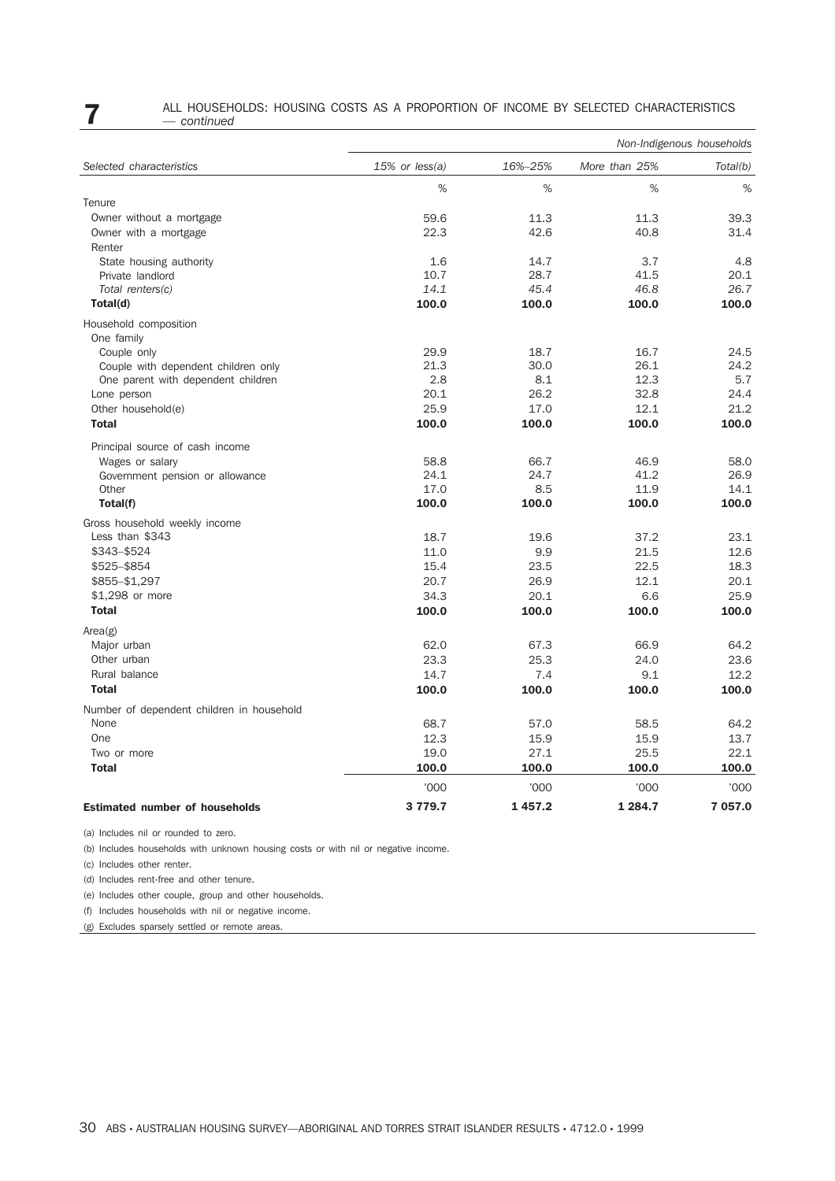## 7 ALL HOUSEHOLDS: HOUSING COSTS AS A PROPORTION OF INCOME BY SELECTED CHARACTERISTICS — *continued*

| | | | | *Non-Indigenous households* |
|---|---|---|---|---|
| *Selected characteristics* | *15% or less(a)* | *16%–25%* | *More than 25%* | *Total(b)* |
| | % | % | % | % |
| Tenure | | | | |
| Owner without a mortgage | 59.6 | 11.3 | 11.3 | 39.3 |
| Owner with a mortgage | 22.3 | 42.6 | 40.8 | 31.4 |
| Renter | | | | |
| State housing authority | 1.6 | 14.7 | 3.7 | 4.8 |
| Private landlord | 10.7 | 28.7 | 41.5 | 20.1 |
| *Total renters(c)* | *14.1* | *45.4* | *46.8* | *26.7* |
| **Total(d)** | **100.0** | **100.0** | **100.0** | **100.0** |
| Household composition | | | | |
| One family | | | | |
| Couple only | 29.9 | 18.7 | 16.7 | 24.5 |
| Couple with dependent children only | 21.3 | 30.0 | 26.1 | 24.2 |
| One parent with dependent children | 2.8 | 8.1 | 12.3 | 5.7 |
| Lone person | 20.1 | 26.2 | 32.8 | 24.4 |
| Other household(e) | 25.9 | 17.0 | 12.1 | 21.2 |
| **Total** | **100.0** | **100.0** | **100.0** | **100.0** |
| Principal source of cash income | | | | |
| Wages or salary | 58.8 | 66.7 | 46.9 | 58.0 |
| Government pension or allowance | 24.1 | 24.7 | 41.2 | 26.9 |
| Other | 17.0 | 8.5 | 11.9 | 14.1 |
| **Total(f)** | **100.0** | **100.0** | **100.0** | **100.0** |
| Gross household weekly income | | | | |
| Less than $343 | 18.7 | 19.6 | 37.2 | 23.1 |
| $343–$524 | 11.0 | 9.9 | 21.5 | 12.6 |
| $525–$854 | 15.4 | 23.5 | 22.5 | 18.3 |
| $855–$1,297 | 20.7 | 26.9 | 12.1 | 20.1 |
| $1,298 or more | 34.3 | 20.1 | 6.6 | 25.9 |
| **Total** | **100.0** | **100.0** | **100.0** | **100.0** |
| Area(g) | | | | |
| Major urban | 62.0 | 67.3 | 66.9 | 64.2 |
| Other urban | 23.3 | 25.3 | 24.0 | 23.6 |
| Rural balance | 14.7 | 7.4 | 9.1 | 12.2 |
| **Total** | **100.0** | **100.0** | **100.0** | **100.0** |
| Number of dependent children in household | | | | |
| None | 68.7 | 57.0 | 58.5 | 64.2 |
| One | 12.3 | 15.9 | 15.9 | 13.7 |
| Two or more | 19.0 | 27.1 | 25.5 | 22.1 |
| **Total** | **100.0** | **100.0** | **100.0** | **100.0** |
| | '000 | '000 | '000 | '000 |
| **Estimated number of households** | **3 779.7** | **1 457.2** | **1 284.7** | **7 057.0** |

(a) Includes nil or rounded to zero.

(b) Includes households with unknown housing costs or with nil or negative income.

(c) Includes other renter.

(d) Includes rent-free and other tenure.

(e) Includes other couple, group and other households.

(f) Includes households with nil or negative income.

(g) Excludes sparsely settled or remote areas.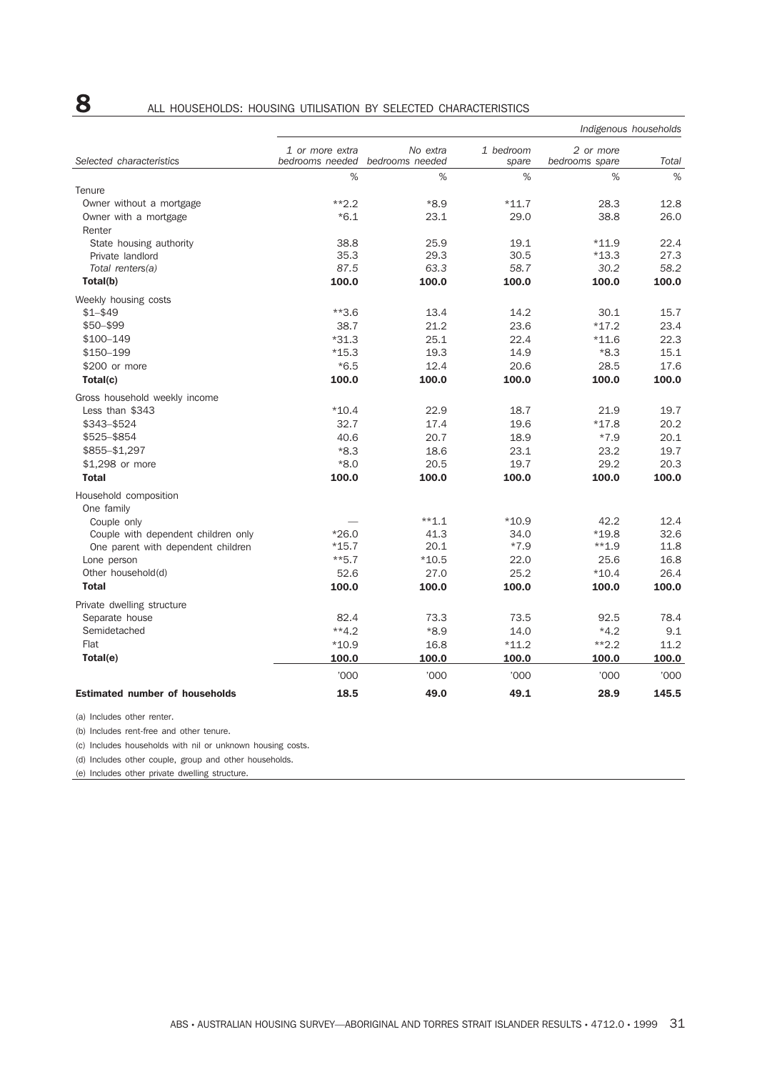# 8 ALL HOUSEHOLDS: HOUSING UTILISATION BY SELECTED CHARACTERISTICS

| | | | | | *Indigenous households* |
|---|---|---|---|---|---|
| *Selected characteristics* | *1 or more extra bedrooms needed* | *No extra bedrooms needed* | *1 bedroom spare* | *2 or more bedrooms spare* | *Total* |
| | % | % | % | % | % |
| Tenure | | | | | |
| Owner without a mortgage | **2.2 | *8.9 | *11.7 | 28.3 | 12.8 |
| Owner with a mortgage | *6.1 | 23.1 | 29.0 | 38.8 | 26.0 |
| Renter | | | | | |
| State housing authority | 38.8 | 25.9 | 19.1 | *11.9 | 22.4 |
| Private landlord | 35.3 | 29.3 | 30.5 | *13.3 | 27.3 |
| *Total renters(a)* | *87.5* | *63.3* | *58.7* | *30.2* | *58.2* |
| **Total(b)** | **100.0** | **100.0** | **100.0** | **100.0** | **100.0** |
| Weekly housing costs | | | | | |
| $1–$49 | **3.6 | 13.4 | 14.2 | 30.1 | 15.7 |
| $50–$99 | 38.7 | 21.2 | 23.6 | *17.2 | 23.4 |
| $100–149 | *31.3 | 25.1 | 22.4 | *11.6 | 22.3 |
| $150–199 | *15.3 | 19.3 | 14.9 | *8.3 | 15.1 |
| $200 or more | *6.5 | 12.4 | 20.6 | 28.5 | 17.6 |
| **Total(c)** | **100.0** | **100.0** | **100.0** | **100.0** | **100.0** |
| Gross household weekly income | | | | | |
| Less than $343 | *10.4 | 22.9 | 18.7 | 21.9 | 19.7 |
| $343–$524 | 32.7 | 17.4 | 19.6 | *17.8 | 20.2 |
| $525–$854 | 40.6 | 20.7 | 18.9 | *7.9 | 20.1 |
| $855–$1,297 | *8.3 | 18.6 | 23.1 | 23.2 | 19.7 |
| $1,298 or more | *8.0 | 20.5 | 19.7 | 29.2 | 20.3 |
| **Total** | **100.0** | **100.0** | **100.0** | **100.0** | **100.0** |
| Household composition | | | | | |
| One family | | | | | |
| Couple only | — | **1.1 | *10.9 | 42.2 | 12.4 |
| Couple with dependent children only | *26.0 | 41.3 | 34.0 | *19.8 | 32.6 |
| One parent with dependent children | *15.7 | 20.1 | *7.9 | **1.9 | 11.8 |
| Lone person | **5.7 | *10.5 | 22.0 | 25.6 | 16.8 |
| Other household(d) | 52.6 | 27.0 | 25.2 | *10.4 | 26.4 |
| **Total** | **100.0** | **100.0** | **100.0** | **100.0** | **100.0** |
| Private dwelling structure | | | | | |
| Separate house | 82.4 | 73.3 | 73.5 | 92.5 | 78.4 |
| Semidetached | **4.2 | *8.9 | 14.0 | *4.2 | 9.1 |
| Flat | *10.9 | 16.8 | *11.2 | **2.2 | 11.2 |
| **Total(e)** | **100.0** | **100.0** | **100.0** | **100.0** | **100.0** |
| | '000 | '000 | '000 | '000 | '000 |
| **Estimated number of households** | **18.5** | **49.0** | **49.1** | **28.9** | **145.5** |

(a) Includes other renter.

(b) Includes rent-free and other tenure.

(c) Includes households with nil or unknown housing costs.

(d) Includes other couple, group and other households.

(e) Includes other private dwelling structure.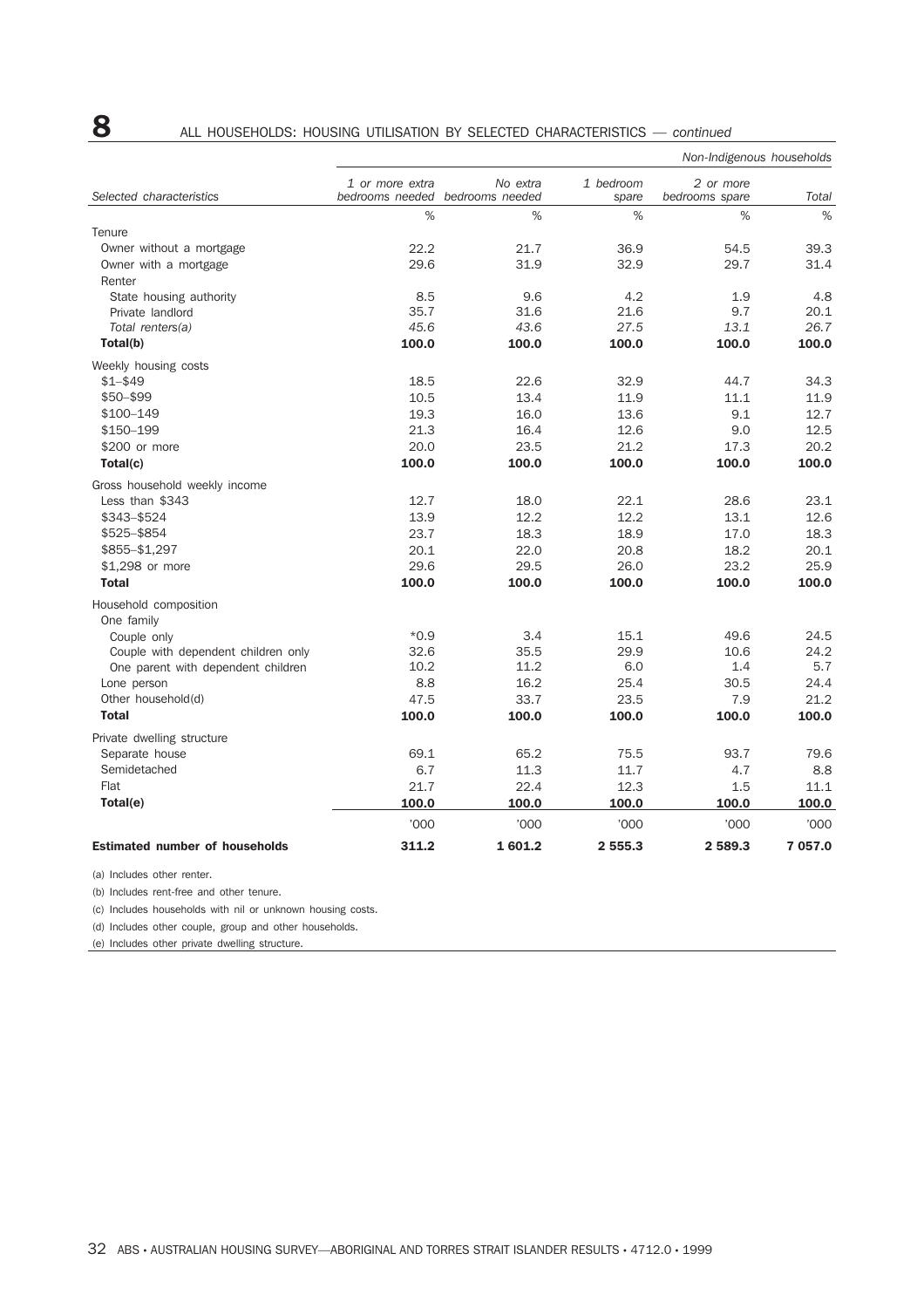## 8 ALL HOUSEHOLDS: HOUSING UTILISATION BY SELECTED CHARACTERISTICS — *continued*

| | | | | | *Non-Indigenous households* |
|---|---|---|---|---|---|
| *Selected characteristics* | *1 or more extra bedrooms needed* | *No extra bedrooms needed* | *1 bedroom spare* | *2 or more bedrooms spare* | *Total* |
| | % | % | % | % | % |
| Tenure | | | | | |
| Owner without a mortgage | 22.2 | 21.7 | 36.9 | 54.5 | 39.3 |
| Owner with a mortgage | 29.6 | 31.9 | 32.9 | 29.7 | 31.4 |
| Renter | | | | | |
| State housing authority | 8.5 | 9.6 | 4.2 | 1.9 | 4.8 |
| Private landlord | 35.7 | 31.6 | 21.6 | 9.7 | 20.1 |
| *Total renters(a)* | *45.6* | *43.6* | *27.5* | *13.1* | *26.7* |
| **Total(b)** | **100.0** | **100.0** | **100.0** | **100.0** | **100.0** |
| Weekly housing costs | | | | | |
| $1–$49 | 18.5 | 22.6 | 32.9 | 44.7 | 34.3 |
| $50–$99 | 10.5 | 13.4 | 11.9 | 11.1 | 11.9 |
| $100–149 | 19.3 | 16.0 | 13.6 | 9.1 | 12.7 |
| $150–199 | 21.3 | 16.4 | 12.6 | 9.0 | 12.5 |
| $200 or more | 20.0 | 23.5 | 21.2 | 17.3 | 20.2 |
| **Total(c)** | **100.0** | **100.0** | **100.0** | **100.0** | **100.0** |
| Gross household weekly income | | | | | |
| Less than $343 | 12.7 | 18.0 | 22.1 | 28.6 | 23.1 |
| $343–$524 | 13.9 | 12.2 | 12.2 | 13.1 | 12.6 |
| $525–$854 | 23.7 | 18.3 | 18.9 | 17.0 | 18.3 |
| $855–$1,297 | 20.1 | 22.0 | 20.8 | 18.2 | 20.1 |
| $1,298 or more | 29.6 | 29.5 | 26.0 | 23.2 | 25.9 |
| **Total** | **100.0** | **100.0** | **100.0** | **100.0** | **100.0** |
| Household composition | | | | | |
| One family | | | | | |
| Couple only | *0.9 | 3.4 | 15.1 | 49.6 | 24.5 |
| Couple with dependent children only | 32.6 | 35.5 | 29.9 | 10.6 | 24.2 |
| One parent with dependent children | 10.2 | 11.2 | 6.0 | 1.4 | 5.7 |
| Lone person | 8.8 | 16.2 | 25.4 | 30.5 | 24.4 |
| Other household(d) | 47.5 | 33.7 | 23.5 | 7.9 | 21.2 |
| **Total** | **100.0** | **100.0** | **100.0** | **100.0** | **100.0** |
| Private dwelling structure | | | | | |
| Separate house | 69.1 | 65.2 | 75.5 | 93.7 | 79.6 |
| Semidetached | 6.7 | 11.3 | 11.7 | 4.7 | 8.8 |
| Flat | 21.7 | 22.4 | 12.3 | 1.5 | 11.1 |
| **Total(e)** | **100.0** | **100.0** | **100.0** | **100.0** | **100.0** |
| | '000 | '000 | '000 | '000 | '000 |
| **Estimated number of households** | **311.2** | **1 601.2** | **2 555.3** | **2 589.3** | **7 057.0** |

(a) Includes other renter.

(b) Includes rent-free and other tenure.

(c) Includes households with nil or unknown housing costs.

(d) Includes other couple, group and other households.

(e) Includes other private dwelling structure.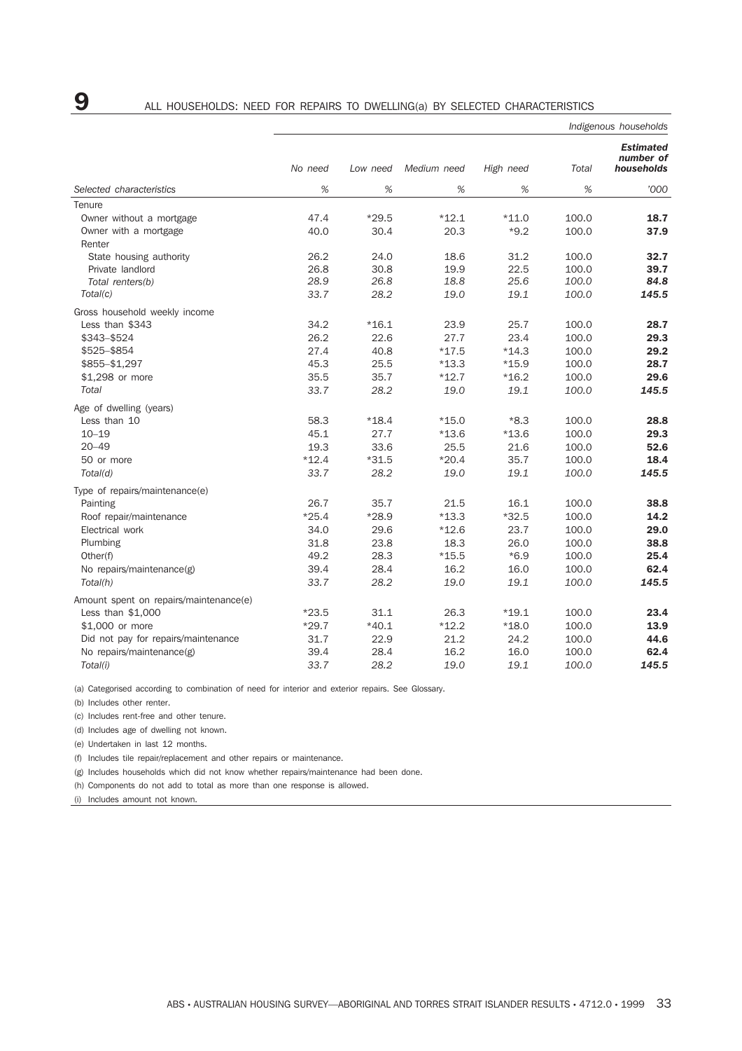# 9 ALL HOUSEHOLDS: NEED FOR REPAIRS TO DWELLING(a) BY SELECTED CHARACTERISTICS

*Indigenous households*

| Selected characteristics | *No need* % | *Low need* % | *Medium need* % | *High need* % | *Total* % | ***Estimated number of households*** '000 |
|---|---|---|---|---|---|---|
| Tenure | | | | | | |
| Owner without a mortgage | 47.4 | *29.5 | *12.1 | *11.0 | 100.0 | **18.7** |
| Owner with a mortgage | 40.0 | 30.4 | 20.3 | *9.2 | 100.0 | **37.9** |
| Renter | | | | | | |
| State housing authority | 26.2 | 24.0 | 18.6 | 31.2 | 100.0 | **32.7** |
| Private landlord | 26.8 | 30.8 | 19.9 | 22.5 | 100.0 | **39.7** |
| *Total renters(b)* | *28.9* | *26.8* | *18.8* | *25.6* | *100.0* | ***84.8*** |
| *Total(c)* | *33.7* | *28.2* | *19.0* | *19.1* | *100.0* | ***145.5*** |
| Gross household weekly income | | | | | | |
| Less than $343 | 34.2 | *16.1 | 23.9 | 25.7 | 100.0 | **28.7** |
| $343–$524 | 26.2 | 22.6 | 27.7 | 23.4 | 100.0 | **29.3** |
| $525–$854 | 27.4 | 40.8 | *17.5 | *14.3 | 100.0 | **29.2** |
| $855–$1,297 | 45.3 | 25.5 | *13.3 | *15.9 | 100.0 | **28.7** |
| $1,298 or more | 35.5 | 35.7 | *12.7 | *16.2 | 100.0 | **29.6** |
| *Total* | *33.7* | *28.2* | *19.0* | *19.1* | *100.0* | ***145.5*** |
| Age of dwelling (years) | | | | | | |
| Less than 10 | 58.3 | *18.4 | *15.0 | *8.3 | 100.0 | **28.8** |
| 10–19 | 45.1 | 27.7 | *13.6 | *13.6 | 100.0 | **29.3** |
| 20–49 | 19.3 | 33.6 | 25.5 | 21.6 | 100.0 | **52.6** |
| 50 or more | *12.4 | *31.5 | *20.4 | 35.7 | 100.0 | **18.4** |
| *Total(d)* | *33.7* | *28.2* | *19.0* | *19.1* | *100.0* | ***145.5*** |
| Type of repairs/maintenance(e) | | | | | | |
| Painting | 26.7 | 35.7 | 21.5 | 16.1 | 100.0 | **38.8** |
| Roof repair/maintenance | *25.4 | *28.9 | *13.3 | *32.5 | 100.0 | **14.2** |
| Electrical work | 34.0 | 29.6 | *12.6 | 23.7 | 100.0 | **29.0** |
| Plumbing | 31.8 | 23.8 | 18.3 | 26.0 | 100.0 | **38.8** |
| Other(f) | 49.2 | 28.3 | *15.5 | *6.9 | 100.0 | **25.4** |
| No repairs/maintenance(g) | 39.4 | 28.4 | 16.2 | 16.0 | 100.0 | **62.4** |
| *Total(h)* | *33.7* | *28.2* | *19.0* | *19.1* | *100.0* | ***145.5*** |
| Amount spent on repairs/maintenance(e) | | | | | | |
| Less than $1,000 | *23.5 | 31.1 | 26.3 | *19.1 | 100.0 | **23.4** |
| $1,000 or more | *29.7 | *40.1 | *12.2 | *18.0 | 100.0 | **13.9** |
| Did not pay for repairs/maintenance | 31.7 | 22.9 | 21.2 | 24.2 | 100.0 | **44.6** |
| No repairs/maintenance(g) | 39.4 | 28.4 | 16.2 | 16.0 | 100.0 | **62.4** |
| *Total(i)* | *33.7* | *28.2* | *19.0* | *19.1* | *100.0* | ***145.5*** |

(a) Categorised according to combination of need for interior and exterior repairs. See Glossary.

(b) Includes other renter.

(c) Includes rent-free and other tenure.

(d) Includes age of dwelling not known.

(e) Undertaken in last 12 months.

(f) Includes tile repair/replacement and other repairs or maintenance.

(g) Includes households which did not know whether repairs/maintenance had been done.

(h) Components do not add to total as more than one response is allowed.

(i) Includes amount not known.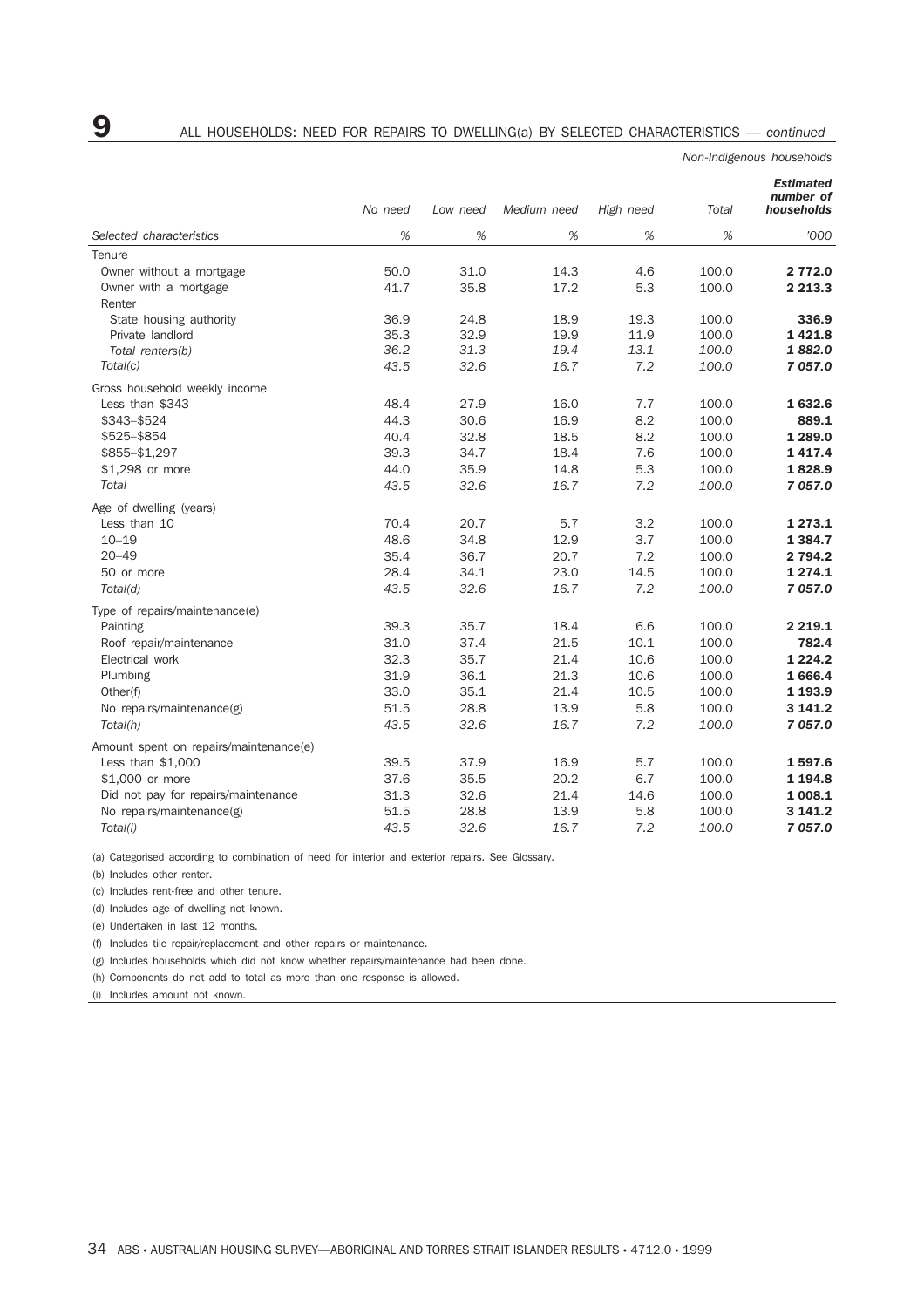## 9 ALL HOUSEHOLDS: NEED FOR REPAIRS TO DWELLING(a) BY SELECTED CHARACTERISTICS — *continued*

*Non-Indigenous households*

| Selected characteristics | *No need* % | *Low need* % | *Medium need* % | *High need* % | *Total* % | ***Estimated number of households*** '000 |
|---|---|---|---|---|---|---|
| Tenure | | | | | | |
| Owner without a mortgage | 50.0 | 31.0 | 14.3 | 4.6 | 100.0 | **2 772.0** |
| Owner with a mortgage | 41.7 | 35.8 | 17.2 | 5.3 | 100.0 | **2 213.3** |
| Renter | | | | | | |
| State housing authority | 36.9 | 24.8 | 18.9 | 19.3 | 100.0 | **336.9** |
| Private landlord | 35.3 | 32.9 | 19.9 | 11.9 | 100.0 | **1 421.8** |
| *Total renters(b)* | *36.2* | *31.3* | *19.4* | *13.1* | *100.0* | ***1 882.0*** |
| *Total(c)* | *43.5* | *32.6* | *16.7* | *7.2* | *100.0* | ***7 057.0*** |
| Gross household weekly income | | | | | | |
| Less than $343 | 48.4 | 27.9 | 16.0 | 7.7 | 100.0 | **1 632.6** |
| $343–$524 | 44.3 | 30.6 | 16.9 | 8.2 | 100.0 | **889.1** |
| $525–$854 | 40.4 | 32.8 | 18.5 | 8.2 | 100.0 | **1 289.0** |
| $855–$1,297 | 39.3 | 34.7 | 18.4 | 7.6 | 100.0 | **1 417.4** |
| $1,298 or more | 44.0 | 35.9 | 14.8 | 5.3 | 100.0 | **1 828.9** |
| *Total* | *43.5* | *32.6* | *16.7* | *7.2* | *100.0* | ***7 057.0*** |
| Age of dwelling (years) | | | | | | |
| Less than 10 | 70.4 | 20.7 | 5.7 | 3.2 | 100.0 | **1 273.1** |
| 10–19 | 48.6 | 34.8 | 12.9 | 3.7 | 100.0 | **1 384.7** |
| 20–49 | 35.4 | 36.7 | 20.7 | 7.2 | 100.0 | **2 794.2** |
| 50 or more | 28.4 | 34.1 | 23.0 | 14.5 | 100.0 | **1 274.1** |
| *Total(d)* | *43.5* | *32.6* | *16.7* | *7.2* | *100.0* | ***7 057.0*** |
| Type of repairs/maintenance(e) | | | | | | |
| Painting | 39.3 | 35.7 | 18.4 | 6.6 | 100.0 | **2 219.1** |
| Roof repair/maintenance | 31.0 | 37.4 | 21.5 | 10.1 | 100.0 | **782.4** |
| Electrical work | 32.3 | 35.7 | 21.4 | 10.6 | 100.0 | **1 224.2** |
| Plumbing | 31.9 | 36.1 | 21.3 | 10.6 | 100.0 | **1 666.4** |
| Other(f) | 33.0 | 35.1 | 21.4 | 10.5 | 100.0 | **1 193.9** |
| No repairs/maintenance(g) | 51.5 | 28.8 | 13.9 | 5.8 | 100.0 | **3 141.2** |
| *Total(h)* | *43.5* | *32.6* | *16.7* | *7.2* | *100.0* | ***7 057.0*** |
| Amount spent on repairs/maintenance(e) | | | | | | |
| Less than $1,000 | 39.5 | 37.9 | 16.9 | 5.7 | 100.0 | **1 597.6** |
| $1,000 or more | 37.6 | 35.5 | 20.2 | 6.7 | 100.0 | **1 194.8** |
| Did not pay for repairs/maintenance | 31.3 | 32.6 | 21.4 | 14.6 | 100.0 | **1 008.1** |
| No repairs/maintenance(g) | 51.5 | 28.8 | 13.9 | 5.8 | 100.0 | **3 141.2** |
| *Total(i)* | *43.5* | *32.6* | *16.7* | *7.2* | *100.0* | ***7 057.0*** |

(a) Categorised according to combination of need for interior and exterior repairs. See Glossary.

(b) Includes other renter.

(c) Includes rent-free and other tenure.

(d) Includes age of dwelling not known.

(e) Undertaken in last 12 months.

(f) Includes tile repair/replacement and other repairs or maintenance.

(g) Includes households which did not know whether repairs/maintenance had been done.

(h) Components do not add to total as more than one response is allowed.

(i) Includes amount not known.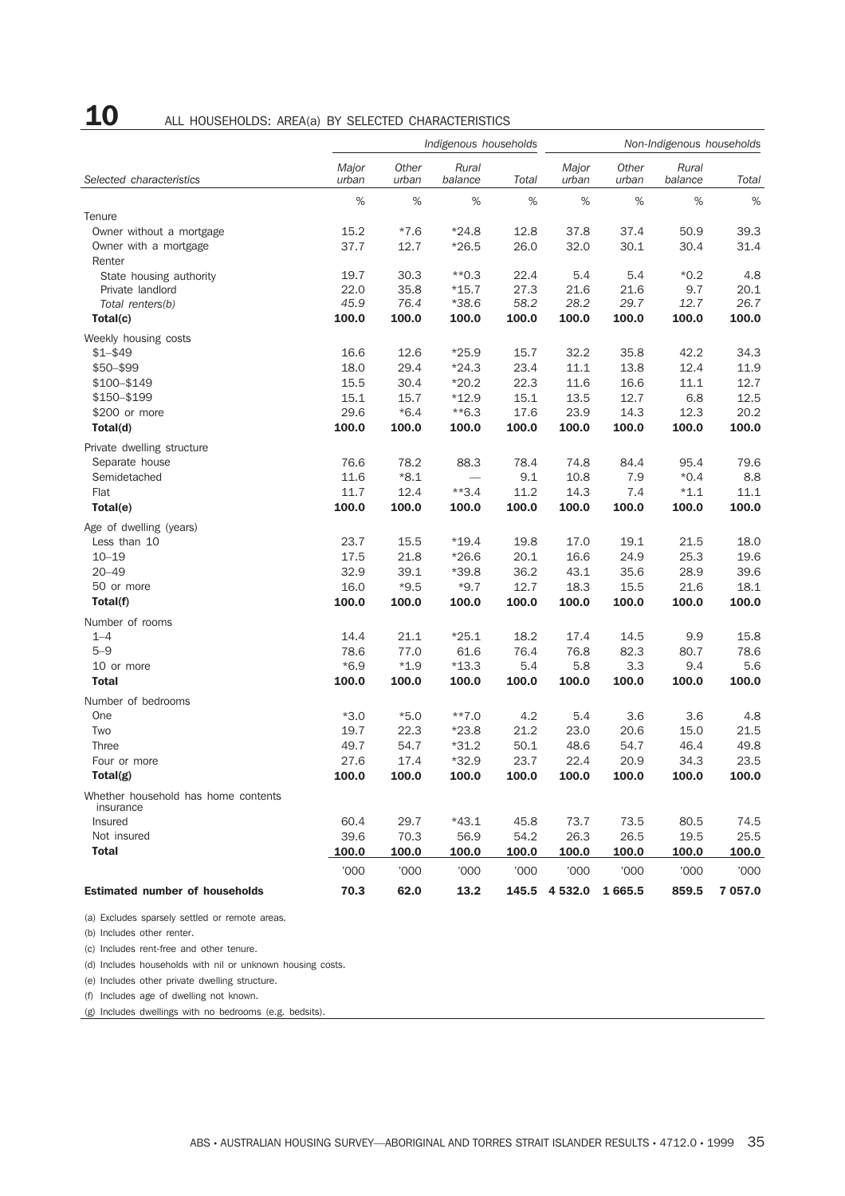# 10 ALL HOUSEHOLDS: AREA(a) BY SELECTED CHARACTERISTICS

| | *Indigenous households* | | | | *Non-Indigenous households* | | | |
|---|---|---|---|---|---|---|---|---|
| *Selected characteristics* | *Major urban* | *Other urban* | *Rural balance* | *Total* | *Major urban* | *Other urban* | *Rural balance* | *Total* |
| | % | % | % | % | % | % | % | % |
| Tenure | | | | | | | | |
| Owner without a mortgage | 15.2 | *7.6 | *24.8 | 12.8 | 37.8 | 37.4 | 50.9 | 39.3 |
| Owner with a mortgage | 37.7 | 12.7 | *26.5 | 26.0 | 32.0 | 30.1 | 30.4 | 31.4 |
| Renter | | | | | | | | |
| State housing authority | 19.7 | 30.3 | **0.3 | 22.4 | 5.4 | 5.4 | *0.2 | 4.8 |
| Private landlord | 22.0 | 35.8 | *15.7 | 27.3 | 21.6 | 21.6 | 9.7 | 20.1 |
| *Total renters(b)* | *45.9* | *76.4* | **38.6* | *58.2* | *28.2* | *29.7* | *12.7* | *26.7* |
| **Total(c)** | **100.0** | **100.0** | **100.0** | **100.0** | **100.0** | **100.0** | **100.0** | **100.0** |
| Weekly housing costs | | | | | | | | |
| $1–$49 | 16.6 | 12.6 | *25.9 | 15.7 | 32.2 | 35.8 | 42.2 | 34.3 |
| $50–$99 | 18.0 | 29.4 | *24.3 | 23.4 | 11.1 | 13.8 | 12.4 | 11.9 |
| $100–$149 | 15.5 | 30.4 | *20.2 | 22.3 | 11.6 | 16.6 | 11.1 | 12.7 |
| $150–$199 | 15.1 | 15.7 | *12.9 | 15.1 | 13.5 | 12.7 | 6.8 | 12.5 |
| $200 or more | 29.6 | *6.4 | **6.3 | 17.6 | 23.9 | 14.3 | 12.3 | 20.2 |
| **Total(d)** | **100.0** | **100.0** | **100.0** | **100.0** | **100.0** | **100.0** | **100.0** | **100.0** |
| Private dwelling structure | | | | | | | | |
| Separate house | 76.6 | 78.2 | 88.3 | 78.4 | 74.8 | 84.4 | 95.4 | 79.6 |
| Semidetached | 11.6 | *8.1 | — | 9.1 | 10.8 | 7.9 | *0.4 | 8.8 |
| Flat | 11.7 | 12.4 | **3.4 | 11.2 | 14.3 | 7.4 | *1.1 | 11.1 |
| **Total(e)** | **100.0** | **100.0** | **100.0** | **100.0** | **100.0** | **100.0** | **100.0** | **100.0** |
| Age of dwelling (years) | | | | | | | | |
| Less than 10 | 23.7 | 15.5 | *19.4 | 19.8 | 17.0 | 19.1 | 21.5 | 18.0 |
| 10–19 | 17.5 | 21.8 | *26.6 | 20.1 | 16.6 | 24.9 | 25.3 | 19.6 |
| 20–49 | 32.9 | 39.1 | *39.8 | 36.2 | 43.1 | 35.6 | 28.9 | 39.6 |
| 50 or more | 16.0 | *9.5 | *9.7 | 12.7 | 18.3 | 15.5 | 21.6 | 18.1 |
| **Total(f)** | **100.0** | **100.0** | **100.0** | **100.0** | **100.0** | **100.0** | **100.0** | **100.0** |
| Number of rooms | | | | | | | | |
| 1–4 | 14.4 | 21.1 | *25.1 | 18.2 | 17.4 | 14.5 | 9.9 | 15.8 |
| 5–9 | 78.6 | 77.0 | 61.6 | 76.4 | 76.8 | 82.3 | 80.7 | 78.6 |
| 10 or more | *6.9 | *1.9 | *13.3 | 5.4 | 5.8 | 3.3 | 9.4 | 5.6 |
| **Total** | **100.0** | **100.0** | **100.0** | **100.0** | **100.0** | **100.0** | **100.0** | **100.0** |
| Number of bedrooms | | | | | | | | |
| One | *3.0 | *5.0 | **7.0 | 4.2 | 5.4 | 3.6 | 3.6 | 4.8 |
| Two | 19.7 | 22.3 | *23.8 | 21.2 | 23.0 | 20.6 | 15.0 | 21.5 |
| Three | 49.7 | 54.7 | *31.2 | 50.1 | 48.6 | 54.7 | 46.4 | 49.8 |
| Four or more | 27.6 | 17.4 | *32.9 | 23.7 | 22.4 | 20.9 | 34.3 | 23.5 |
| **Total(g)** | **100.0** | **100.0** | **100.0** | **100.0** | **100.0** | **100.0** | **100.0** | **100.0** |
| Whether household has home contents insurance | | | | | | | | |
| Insured | 60.4 | 29.7 | *43.1 | 45.8 | 73.7 | 73.5 | 80.5 | 74.5 |
| Not insured | 39.6 | 70.3 | 56.9 | 54.2 | 26.3 | 26.5 | 19.5 | 25.5 |
| **Total** | **100.0** | **100.0** | **100.0** | **100.0** | **100.0** | **100.0** | **100.0** | **100.0** |
| | '000 | '000 | '000 | '000 | '000 | '000 | '000 | '000 |
| **Estimated number of households** | **70.3** | **62.0** | **13.2** | **145.5** | **4 532.0** | **1 665.5** | **859.5** | **7 057.0** |

(a) Excludes sparsely settled or remote areas.

(b) Includes other renter.

(c) Includes rent-free and other tenure.

(d) Includes households with nil or unknown housing costs.

(e) Includes other private dwelling structure.

(f) Includes age of dwelling not known.

(g) Includes dwellings with no bedrooms (e.g. bedsits).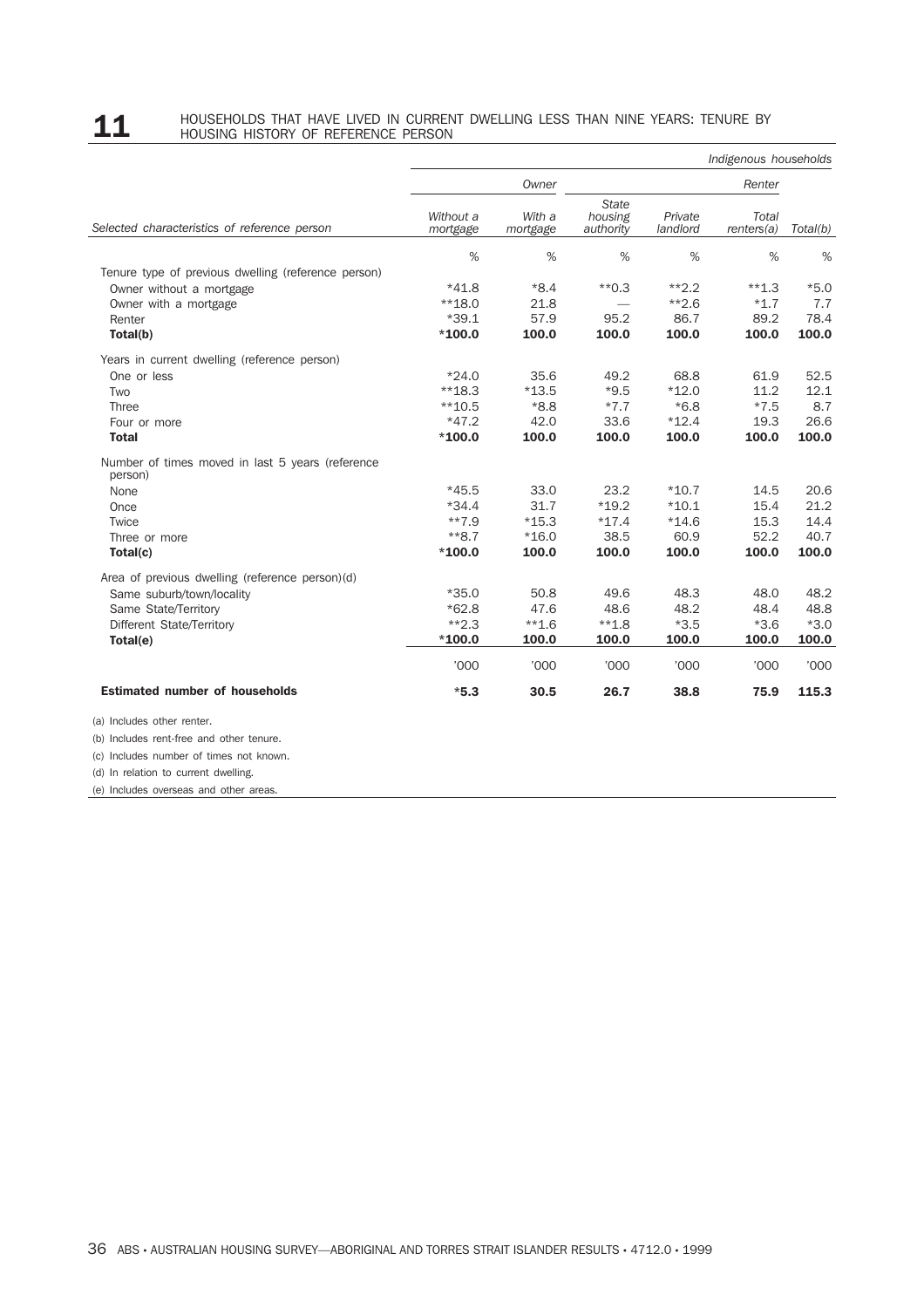## 11 HOUSEHOLDS THAT HAVE LIVED IN CURRENT DWELLING LESS THAN NINE YEARS: TENURE BY HOUSING HISTORY OF REFERENCE PERSON

| | *Indigenous households* | | | | | |
|---|---|---|---|---|---|---|
| | *Owner* | | *Renter* | | | |
| *Selected characteristics of reference person* | *Without a mortgage* | *With a mortgage* | *State housing authority* | *Private landlord* | *Total renters(a)* | *Total(b)* |
| | % | % | % | % | % | % |
| Tenure type of previous dwelling (reference person) | | | | | | |
| Owner without a mortgage | *41.8 | *8.4 | **0.3 | **2.2 | **1.3 | *5.0 |
| Owner with a mortgage | **18.0 | 21.8 | — | **2.6 | *1.7 | 7.7 |
| Renter | *39.1 | 57.9 | 95.2 | 86.7 | 89.2 | 78.4 |
| **Total(b)** | ***100.0** | **100.0** | **100.0** | **100.0** | **100.0** | **100.0** |
| Years in current dwelling (reference person) | | | | | | |
| One or less | *24.0 | 35.6 | 49.2 | 68.8 | 61.9 | 52.5 |
| Two | **18.3 | *13.5 | *9.5 | *12.0 | 11.2 | 12.1 |
| Three | **10.5 | *8.8 | *7.7 | *6.8 | *7.5 | 8.7 |
| Four or more | *47.2 | 42.0 | 33.6 | *12.4 | 19.3 | 26.6 |
| **Total** | ***100.0** | **100.0** | **100.0** | **100.0** | **100.0** | **100.0** |
| Number of times moved in last 5 years (reference person) | | | | | | |
| None | *45.5 | 33.0 | 23.2 | *10.7 | 14.5 | 20.6 |
| Once | *34.4 | 31.7 | *19.2 | *10.1 | 15.4 | 21.2 |
| Twice | **7.9 | *15.3 | *17.4 | *14.6 | 15.3 | 14.4 |
| Three or more | **8.7 | *16.0 | 38.5 | 60.9 | 52.2 | 40.7 |
| **Total(c)** | ***100.0** | **100.0** | **100.0** | **100.0** | **100.0** | **100.0** |
| Area of previous dwelling (reference person)(d) | | | | | | |
| Same suburb/town/locality | *35.0 | 50.8 | 49.6 | 48.3 | 48.0 | 48.2 |
| Same State/Territory | *62.8 | 47.6 | 48.6 | 48.2 | 48.4 | 48.8 |
| Different State/Territory | **2.3 | **1.6 | **1.8 | *3.5 | *3.6 | *3.0 |
| **Total(e)** | ***100.0** | **100.0** | **100.0** | **100.0** | **100.0** | **100.0** |
| | '000 | '000 | '000 | '000 | '000 | '000 |
| **Estimated number of households** | ***5.3** | **30.5** | **26.7** | **38.8** | **75.9** | **115.3** |

(a) Includes other renter.

(b) Includes rent-free and other tenure.

(c) Includes number of times not known.

(d) In relation to current dwelling.

(e) Includes overseas and other areas.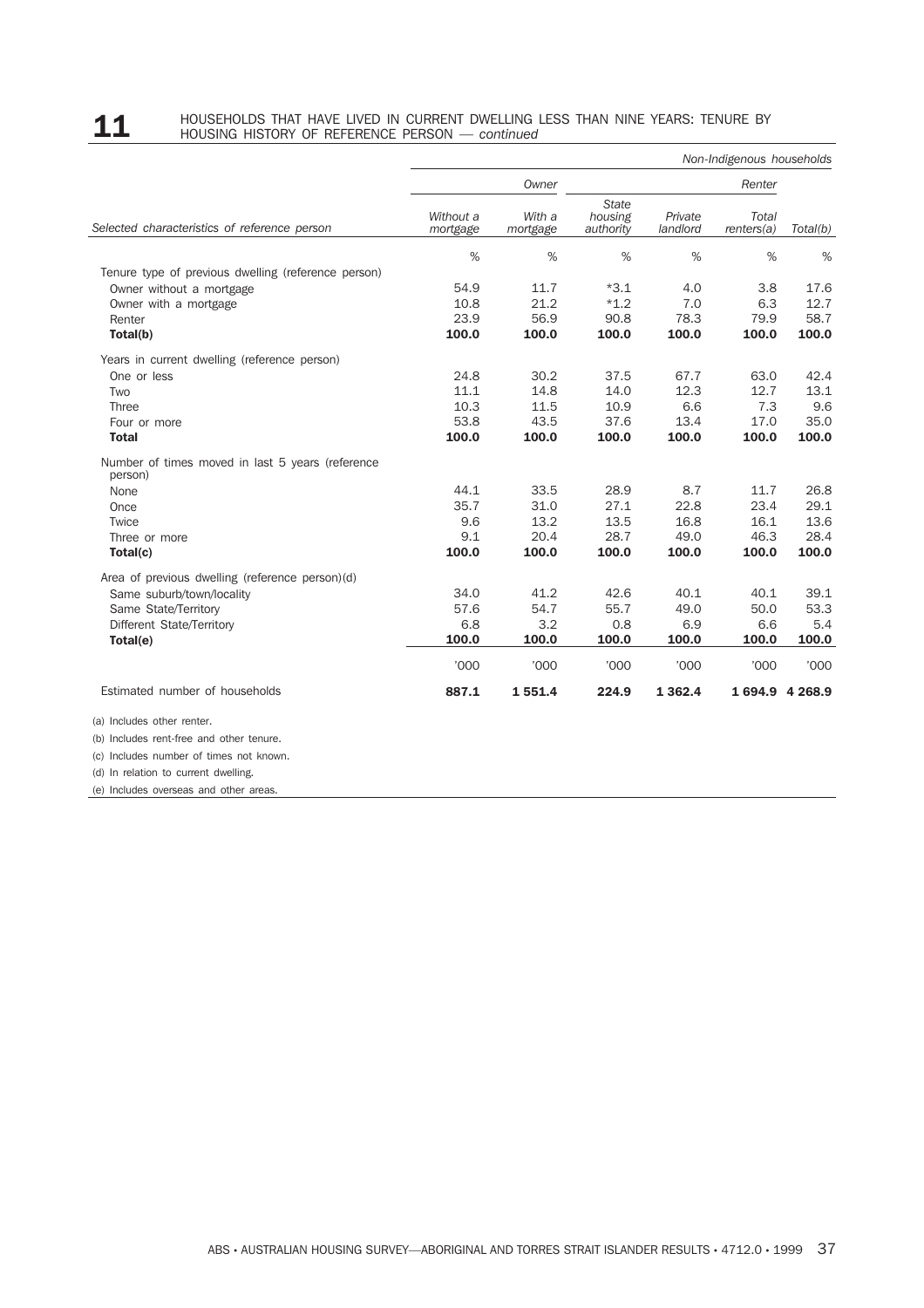## 11 HOUSEHOLDS THAT HAVE LIVED IN CURRENT DWELLING LESS THAN NINE YEARS: TENURE BY HOUSING HISTORY OF REFERENCE PERSON — *continued*

| | *Non-Indigenous households* | | | | | |
|---|---|---|---|---|---|---|
| | *Owner* | | *Renter* | | | |
| *Selected characteristics of reference person* | *Without a mortgage* | *With a mortgage* | *State housing authority* | *Private landlord* | *Total renters(a)* | *Total(b)* |
| | % | % | % | % | % | % |
| Tenure type of previous dwelling (reference person) | | | | | | |
| Owner without a mortgage | 54.9 | 11.7 | *3.1 | 4.0 | 3.8 | 17.6 |
| Owner with a mortgage | 10.8 | 21.2 | *1.2 | 7.0 | 6.3 | 12.7 |
| Renter | 23.9 | 56.9 | 90.8 | 78.3 | 79.9 | 58.7 |
| **Total(b)** | **100.0** | **100.0** | **100.0** | **100.0** | **100.0** | **100.0** |
| Years in current dwelling (reference person) | | | | | | |
| One or less | 24.8 | 30.2 | 37.5 | 67.7 | 63.0 | 42.4 |
| Two | 11.1 | 14.8 | 14.0 | 12.3 | 12.7 | 13.1 |
| Three | 10.3 | 11.5 | 10.9 | 6.6 | 7.3 | 9.6 |
| Four or more | 53.8 | 43.5 | 37.6 | 13.4 | 17.0 | 35.0 |
| **Total** | **100.0** | **100.0** | **100.0** | **100.0** | **100.0** | **100.0** |
| Number of times moved in last 5 years (reference person) | | | | | | |
| None | 44.1 | 33.5 | 28.9 | 8.7 | 11.7 | 26.8 |
| Once | 35.7 | 31.0 | 27.1 | 22.8 | 23.4 | 29.1 |
| Twice | 9.6 | 13.2 | 13.5 | 16.8 | 16.1 | 13.6 |
| Three or more | 9.1 | 20.4 | 28.7 | 49.0 | 46.3 | 28.4 |
| **Total(c)** | **100.0** | **100.0** | **100.0** | **100.0** | **100.0** | **100.0** |
| Area of previous dwelling (reference person)(d) | | | | | | |
| Same suburb/town/locality | 34.0 | 41.2 | 42.6 | 40.1 | 40.1 | 39.1 |
| Same State/Territory | 57.6 | 54.7 | 55.7 | 49.0 | 50.0 | 53.3 |
| Different State/Territory | 6.8 | 3.2 | 0.8 | 6.9 | 6.6 | 5.4 |
| **Total(e)** | **100.0** | **100.0** | **100.0** | **100.0** | **100.0** | **100.0** |
| | '000 | '000 | '000 | '000 | '000 | '000 |
| Estimated number of households | **887.1** | **1 551.4** | **224.9** | **1 362.4** | **1 694.9** | **4 268.9** |

(a) Includes other renter.

(b) Includes rent-free and other tenure.

(c) Includes number of times not known.

(d) In relation to current dwelling.

(e) Includes overseas and other areas.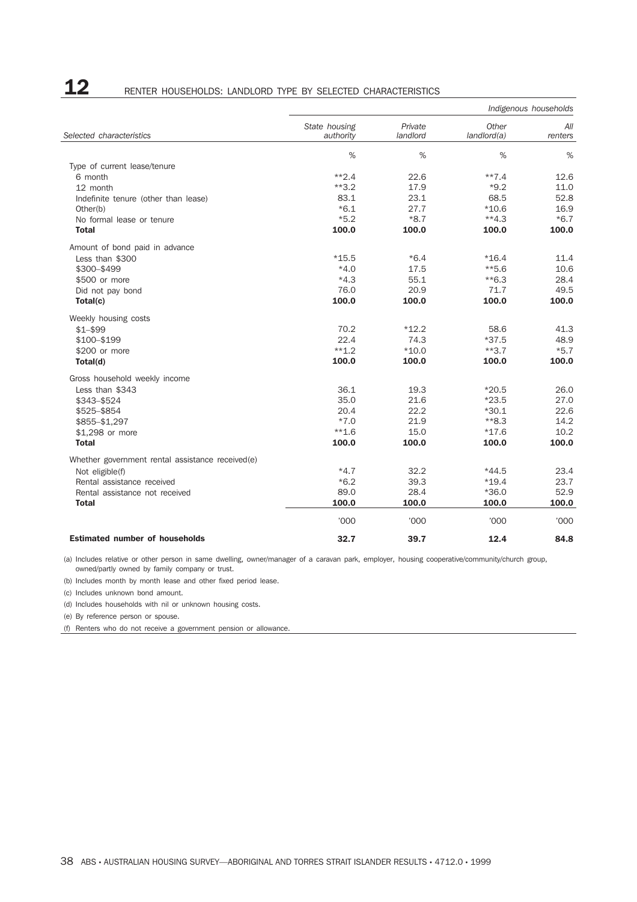## 12 RENTER HOUSEHOLDS: LANDLORD TYPE BY SELECTED CHARACTERISTICS

| | | | | *Indigenous households* |
|---|---|---|---|---|
| *Selected characteristics* | *State housing authority* | *Private landlord* | *Other landlord(a)* | *All renters* |
| | % | % | % | % |
| Type of current lease/tenure | | | | |
| 6 month | **2.4 | 22.6 | **7.4 | 12.6 |
| 12 month | **3.2 | 17.9 | *9.2 | 11.0 |
| Indefinite tenure (other than lease) | 83.1 | 23.1 | 68.5 | 52.8 |
| Other(b) | *6.1 | 27.7 | *10.6 | 16.9 |
| No formal lease or tenure | *5.2 | *8.7 | **4.3 | *6.7 |
| **Total** | **100.0** | **100.0** | **100.0** | **100.0** |
| Amount of bond paid in advance | | | | |
| Less than $300 | *15.5 | *6.4 | *16.4 | 11.4 |
| $300–$499 | *4.0 | 17.5 | **5.6 | 10.6 |
| $500 or more | *4.3 | 55.1 | **6.3 | 28.4 |
| Did not pay bond | 76.0 | 20.9 | 71.7 | 49.5 |
| **Total(c)** | **100.0** | **100.0** | **100.0** | **100.0** |
| Weekly housing costs | | | | |
| $1–$99 | 70.2 | *12.2 | 58.6 | 41.3 |
| $100–$199 | 22.4 | 74.3 | *37.5 | 48.9 |
| $200 or more | **1.2 | *10.0 | **3.7 | *5.7 |
| **Total(d)** | **100.0** | **100.0** | **100.0** | **100.0** |
| Gross household weekly income | | | | |
| Less than $343 | 36.1 | 19.3 | *20.5 | 26.0 |
| $343–$524 | 35.0 | 21.6 | *23.5 | 27.0 |
| $525–$854 | 20.4 | 22.2 | *30.1 | 22.6 |
| $855–$1,297 | *7.0 | 21.9 | **8.3 | 14.2 |
| $1,298 or more | **1.6 | 15.0 | *17.6 | 10.2 |
| **Total** | **100.0** | **100.0** | **100.0** | **100.0** |
| Whether government rental assistance received(e) | | | | |
| Not eligible(f) | *4.7 | 32.2 | *44.5 | 23.4 |
| Rental assistance received | *6.2 | 39.3 | *19.4 | 23.7 |
| Rental assistance not received | 89.0 | 28.4 | *36.0 | 52.9 |
| **Total** | **100.0** | **100.0** | **100.0** | **100.0** |
| | '000 | '000 | '000 | '000 |
| **Estimated number of households** | **32.7** | **39.7** | **12.4** | **84.8** |

(a) Includes relative or other person in same dwelling, owner/manager of a caravan park, employer, housing cooperative/community/church group, owned/partly owned by family company or trust.

(b) Includes month by month lease and other fixed period lease.

(c) Includes unknown bond amount.

(d) Includes households with nil or unknown housing costs.

(e) By reference person or spouse.

(f) Renters who do not receive a government pension or allowance.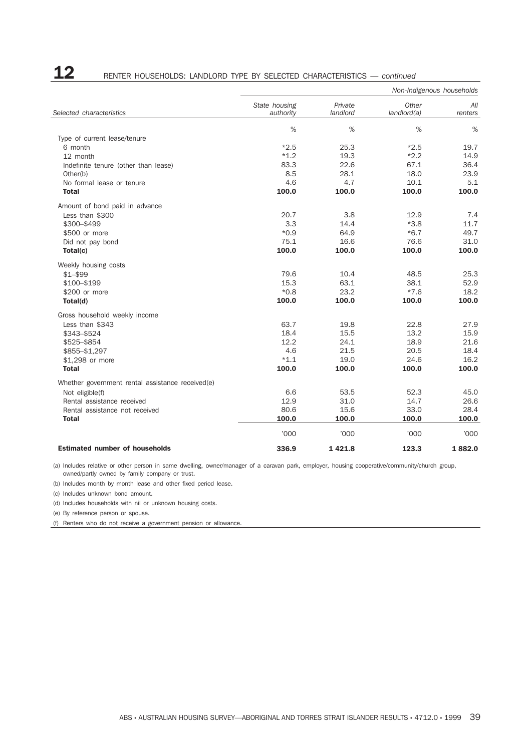## 12 RENTER HOUSEHOLDS: LANDLORD TYPE BY SELECTED CHARACTERISTICS — *continued*

| | | | | *Non-Indigenous households* |
|---|---|---|---|---|
| *Selected characteristics* | *State housing authority* | *Private landlord* | *Other landlord(a)* | *All renters* |
| | % | % | % | % |
| Type of current lease/tenure | | | | |
| 6 month | *2.5 | 25.3 | *2.5 | 19.7 |
| 12 month | *1.2 | 19.3 | *2.2 | 14.9 |
| Indefinite tenure (other than lease) | 83.3 | 22.6 | 67.1 | 36.4 |
| Other(b) | 8.5 | 28.1 | 18.0 | 23.9 |
| No formal lease or tenure | 4.6 | 4.7 | 10.1 | 5.1 |
| **Total** | **100.0** | **100.0** | **100.0** | **100.0** |
| Amount of bond paid in advance | | | | |
| Less than $300 | 20.7 | 3.8 | 12.9 | 7.4 |
| $300–$499 | 3.3 | 14.4 | *3.8 | 11.7 |
| $500 or more | *0.9 | 64.9 | *6.7 | 49.7 |
| Did not pay bond | 75.1 | 16.6 | 76.6 | 31.0 |
| **Total(c)** | **100.0** | **100.0** | **100.0** | **100.0** |
| Weekly housing costs | | | | |
| $1–$99 | 79.6 | 10.4 | 48.5 | 25.3 |
| $100–$199 | 15.3 | 63.1 | 38.1 | 52.9 |
| $200 or more | *0.8 | 23.2 | *7.6 | 18.2 |
| **Total(d)** | **100.0** | **100.0** | **100.0** | **100.0** |
| Gross household weekly income | | | | |
| Less than $343 | 63.7 | 19.8 | 22.8 | 27.9 |
| $343–$524 | 18.4 | 15.5 | 13.2 | 15.9 |
| $525–$854 | 12.2 | 24.1 | 18.9 | 21.6 |
| $855–$1,297 | 4.6 | 21.5 | 20.5 | 18.4 |
| $1,298 or more | *1.1 | 19.0 | 24.6 | 16.2 |
| **Total** | **100.0** | **100.0** | **100.0** | **100.0** |
| Whether government rental assistance received(e) | | | | |
| Not eligible(f) | 6.6 | 53.5 | 52.3 | 45.0 |
| Rental assistance received | 12.9 | 31.0 | 14.7 | 26.6 |
| Rental assistance not received | 80.6 | 15.6 | 33.0 | 28.4 |
| **Total** | **100.0** | **100.0** | **100.0** | **100.0** |
| | '000 | '000 | '000 | '000 |
| **Estimated number of households** | **336.9** | **1 421.8** | **123.3** | **1 882.0** |

(a) Includes relative or other person in same dwelling, owner/manager of a caravan park, employer, housing cooperative/community/church group, owned/partly owned by family company or trust.

(b) Includes month by month lease and other fixed period lease.

(c) Includes unknown bond amount.

(d) Includes households with nil or unknown housing costs.

(e) By reference person or spouse.

(f) Renters who do not receive a government pension or allowance.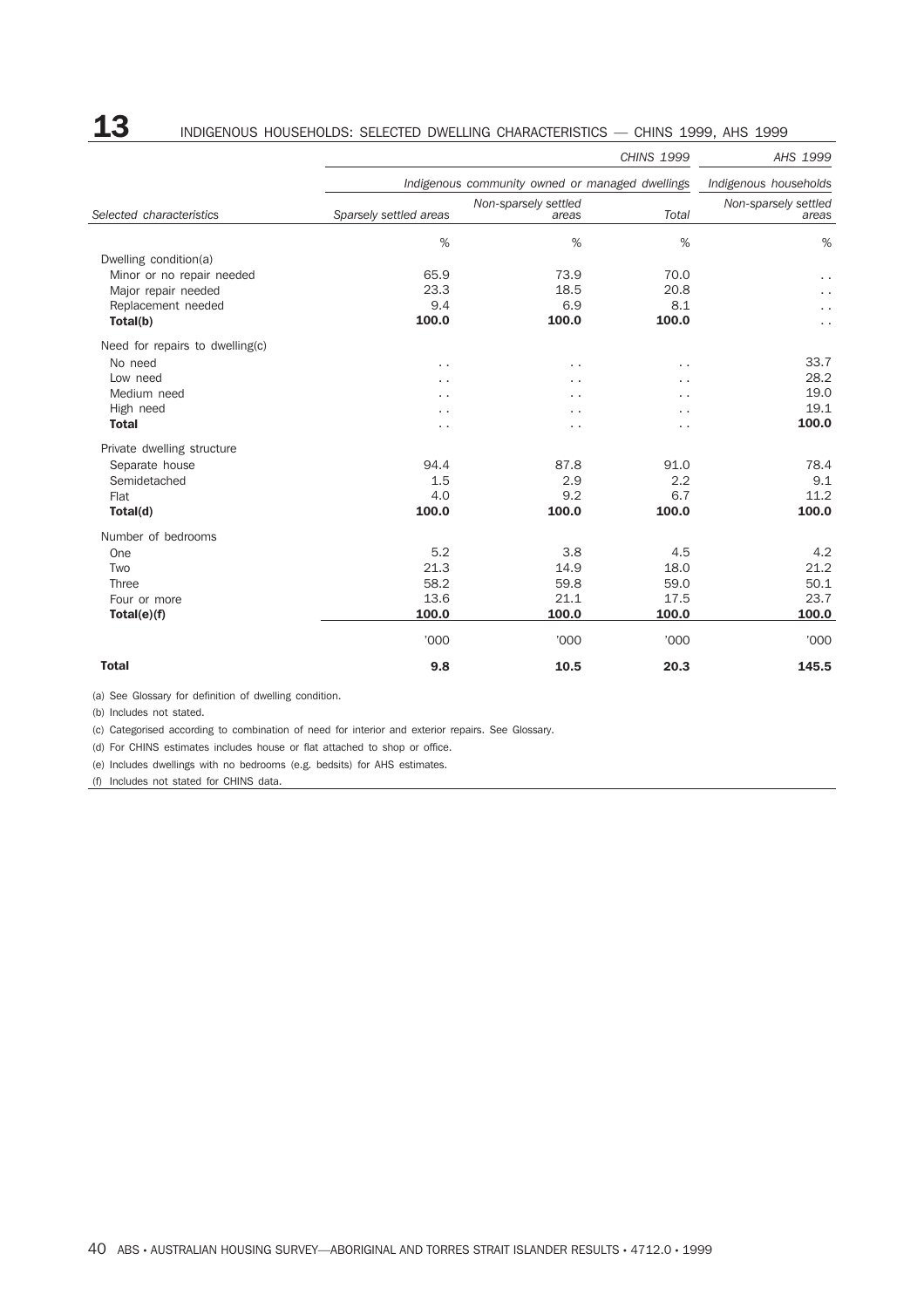## 13 INDIGENOUS HOUSEHOLDS: SELECTED DWELLING CHARACTERISTICS — CHINS 1999, AHS 1999

| | *CHINS 1999* | | | *AHS 1999* |
|---|---|---|---|---|
| | *Indigenous community owned or managed dwellings* | | | *Indigenous households* |
| *Selected characteristics* | *Sparsely settled areas* | *Non-sparsely settled areas* | *Total* | *Non-sparsely settled areas* |
| | % | % | % | % |
| Dwelling condition(a) | | | | |
| Minor or no repair needed | 65.9 | 73.9 | 70.0 | . . |
| Major repair needed | 23.3 | 18.5 | 20.8 | . . |
| Replacement needed | 9.4 | 6.9 | 8.1 | . . |
| **Total(b)** | **100.0** | **100.0** | **100.0** | . . |
| Need for repairs to dwelling(c) | | | | |
| No need | . . | . . | . . | 33.7 |
| Low need | . . | . . | . . | 28.2 |
| Medium need | . . | . . | . . | 19.0 |
| High need | . . | . . | . . | 19.1 |
| **Total** | . . | . . | . . | **100.0** |
| Private dwelling structure | | | | |
| Separate house | 94.4 | 87.8 | 91.0 | 78.4 |
| Semidetached | 1.5 | 2.9 | 2.2 | 9.1 |
| Flat | 4.0 | 9.2 | 6.7 | 11.2 |
| **Total(d)** | **100.0** | **100.0** | **100.0** | **100.0** |
| Number of bedrooms | | | | |
| One | 5.2 | 3.8 | 4.5 | 4.2 |
| Two | 21.3 | 14.9 | 18.0 | 21.2 |
| Three | 58.2 | 59.8 | 59.0 | 50.1 |
| Four or more | 13.6 | 21.1 | 17.5 | 23.7 |
| **Total(e)(f)** | **100.0** | **100.0** | **100.0** | **100.0** |
| | '000 | '000 | '000 | '000 |
| **Total** | **9.8** | **10.5** | **20.3** | **145.5** |

(a) See Glossary for definition of dwelling condition.

(b) Includes not stated.

(c) Categorised according to combination of need for interior and exterior repairs. See Glossary.

(d) For CHINS estimates includes house or flat attached to shop or office.

(e) Includes dwellings with no bedrooms (e.g. bedsits) for AHS estimates.

(f) Includes not stated for CHINS data.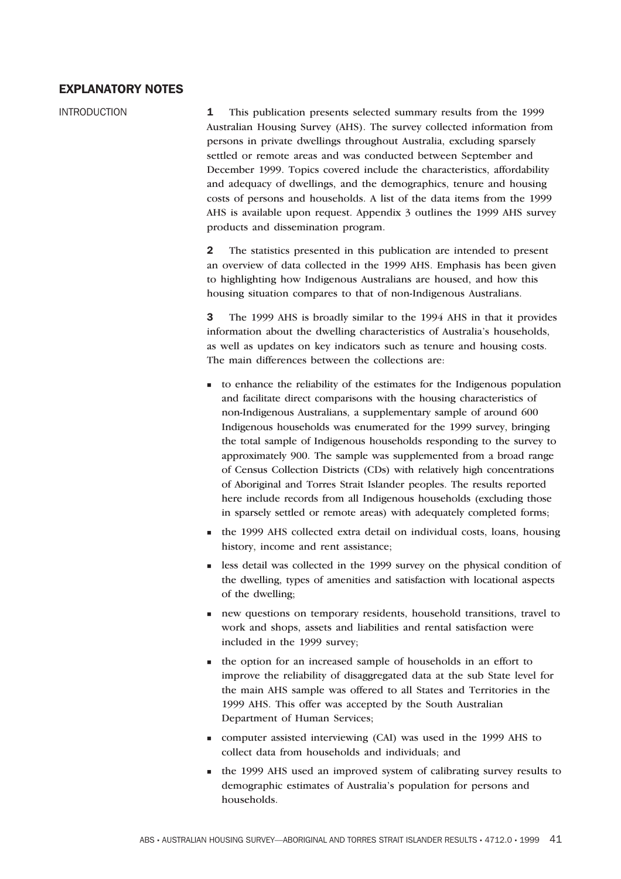## EXPLANATORY NOTES

### INTRODUCTION

**1** This publication presents selected summary results from the 1999 Australian Housing Survey (AHS). The survey collected information from persons in private dwellings throughout Australia, excluding sparsely settled or remote areas and was conducted between September and December 1999. Topics covered include the characteristics, affordability and adequacy of dwellings, and the demographics, tenure and housing costs of persons and households. A list of the data items from the 1999 AHS is available upon request. Appendix 3 outlines the 1999 AHS survey products and dissemination program.

**2** The statistics presented in this publication are intended to present an overview of data collected in the 1999 AHS. Emphasis has been given to highlighting how Indigenous Australians are housed, and how this housing situation compares to that of non-Indigenous Australians.

**3** The 1999 AHS is broadly similar to the 1994 AHS in that it provides information about the dwelling characteristics of Australia's households, as well as updates on key indicators such as tenure and housing costs. The main differences between the collections are:

- to enhance the reliability of the estimates for the Indigenous population and facilitate direct comparisons with the housing characteristics of non-Indigenous Australians, a supplementary sample of around 600 Indigenous households was enumerated for the 1999 survey, bringing the total sample of Indigenous households responding to the survey to approximately 900. The sample was supplemented from a broad range of Census Collection Districts (CDs) with relatively high concentrations of Aboriginal and Torres Strait Islander peoples. The results reported here include records from all Indigenous households (excluding those in sparsely settled or remote areas) with adequately completed forms;
- the 1999 AHS collected extra detail on individual costs, loans, housing history, income and rent assistance;
- less detail was collected in the 1999 survey on the physical condition of the dwelling, types of amenities and satisfaction with locational aspects of the dwelling;
- new questions on temporary residents, household transitions, travel to work and shops, assets and liabilities and rental satisfaction were included in the 1999 survey;
- the option for an increased sample of households in an effort to improve the reliability of disaggregated data at the sub State level for the main AHS sample was offered to all States and Territories in the 1999 AHS. This offer was accepted by the South Australian Department of Human Services;
- computer assisted interviewing (CAI) was used in the 1999 AHS to collect data from households and individuals; and
- the 1999 AHS used an improved system of calibrating survey results to demographic estimates of Australia's population for persons and households.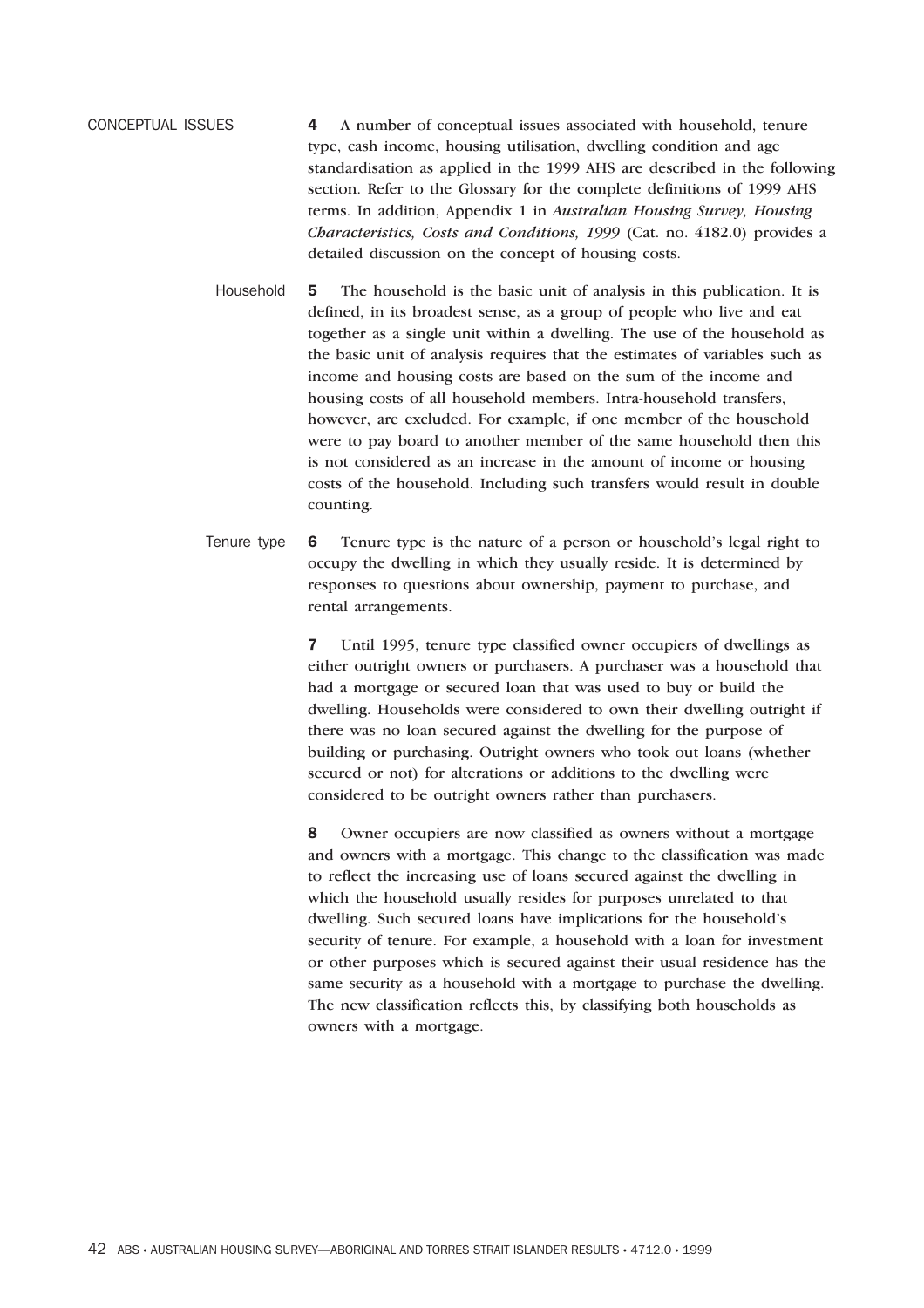## CONCEPTUAL ISSUES

**4** A number of conceptual issues associated with household, tenure type, cash income, housing utilisation, dwelling condition and age standardisation as applied in the 1999 AHS are described in the following section. Refer to the Glossary for the complete definitions of 1999 AHS terms. In addition, Appendix 1 in *Australian Housing Survey, Housing Characteristics, Costs and Conditions, 1999* (Cat. no. 4182.0) provides a detailed discussion on the concept of housing costs.

### Household

**5** The household is the basic unit of analysis in this publication. It is defined, in its broadest sense, as a group of people who live and eat together as a single unit within a dwelling. The use of the household as the basic unit of analysis requires that the estimates of variables such as income and housing costs are based on the sum of the income and housing costs of all household members. Intra-household transfers, however, are excluded. For example, if one member of the household were to pay board to another member of the same household then this is not considered as an increase in the amount of income or housing costs of the household. Including such transfers would result in double counting.

### Tenure type

**6** Tenure type is the nature of a person or household's legal right to occupy the dwelling in which they usually reside. It is determined by responses to questions about ownership, payment to purchase, and rental arrangements.

**7** Until 1995, tenure type classified owner occupiers of dwellings as either outright owners or purchasers. A purchaser was a household that had a mortgage or secured loan that was used to buy or build the dwelling. Households were considered to own their dwelling outright if there was no loan secured against the dwelling for the purpose of building or purchasing. Outright owners who took out loans (whether secured or not) for alterations or additions to the dwelling were considered to be outright owners rather than purchasers.

**8** Owner occupiers are now classified as owners without a mortgage and owners with a mortgage. This change to the classification was made to reflect the increasing use of loans secured against the dwelling in which the household usually resides for purposes unrelated to that dwelling. Such secured loans have implications for the household's security of tenure. For example, a household with a loan for investment or other purposes which is secured against their usual residence has the same security as a household with a mortgage to purchase the dwelling. The new classification reflects this, by classifying both households as owners with a mortgage.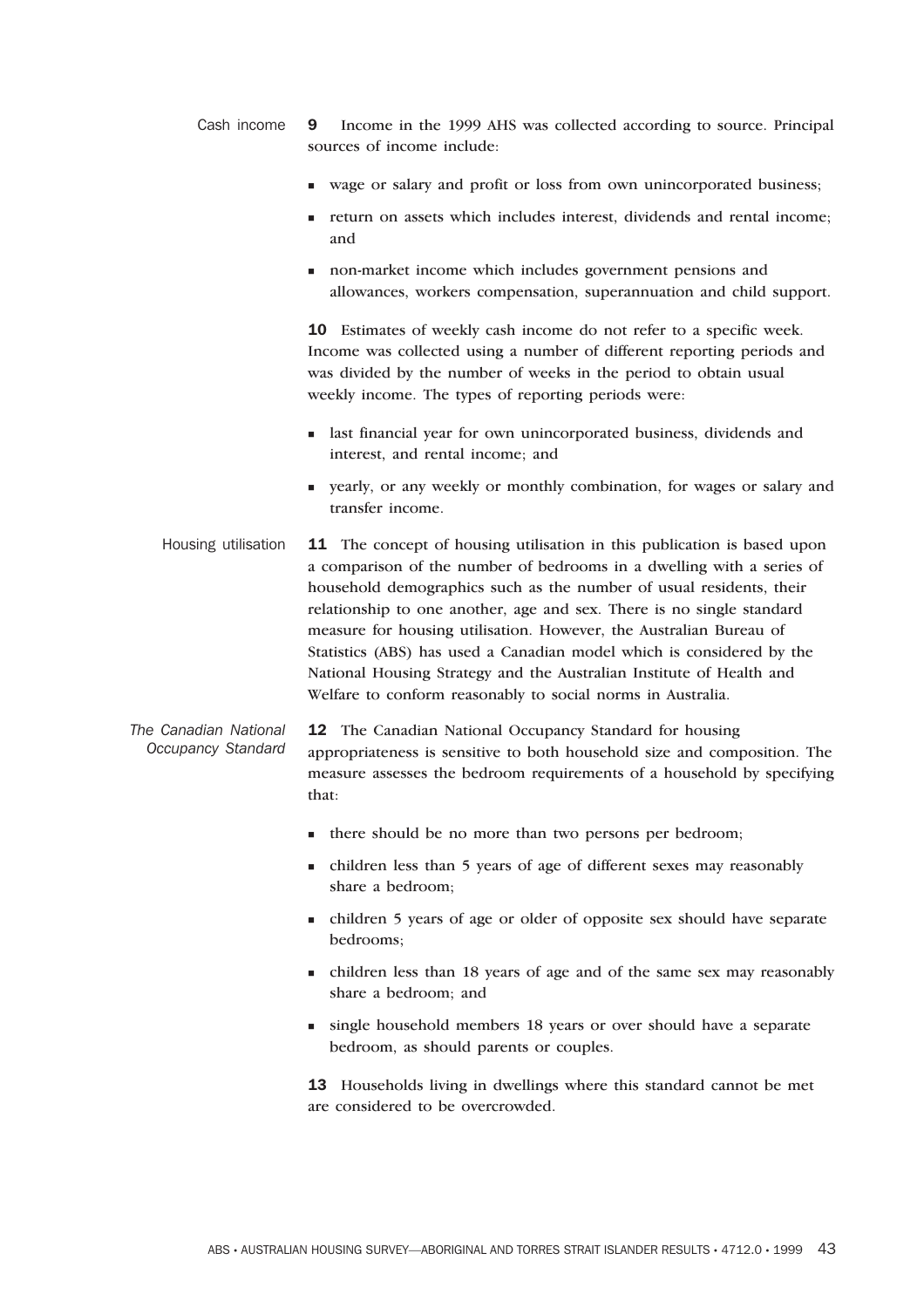## Cash income

**9** Income in the 1999 AHS was collected according to source. Principal sources of income include:

- wage or salary and profit or loss from own unincorporated business;
- return on assets which includes interest, dividends and rental income; and
- non-market income which includes government pensions and allowances, workers compensation, superannuation and child support.

**10** Estimates of weekly cash income do not refer to a specific week. Income was collected using a number of different reporting periods and was divided by the number of weeks in the period to obtain usual weekly income. The types of reporting periods were:

- last financial year for own unincorporated business, dividends and interest, and rental income; and
- yearly, or any weekly or monthly combination, for wages or salary and transfer income.

## Housing utilisation

**11** The concept of housing utilisation in this publication is based upon a comparison of the number of bedrooms in a dwelling with a series of household demographics such as the number of usual residents, their relationship to one another, age and sex. There is no single standard measure for housing utilisation. However, the Australian Bureau of Statistics (ABS) has used a Canadian model which is considered by the National Housing Strategy and the Australian Institute of Health and Welfare to conform reasonably to social norms in Australia.

### *The Canadian National Occupancy Standard*

**12** The Canadian National Occupancy Standard for housing appropriateness is sensitive to both household size and composition. The measure assesses the bedroom requirements of a household by specifying that:

- there should be no more than two persons per bedroom;
- children less than 5 years of age of different sexes may reasonably share a bedroom;
- children 5 years of age or older of opposite sex should have separate bedrooms;
- children less than 18 years of age and of the same sex may reasonably share a bedroom; and
- single household members 18 years or over should have a separate bedroom, as should parents or couples.

**13** Households living in dwellings where this standard cannot be met are considered to be overcrowded.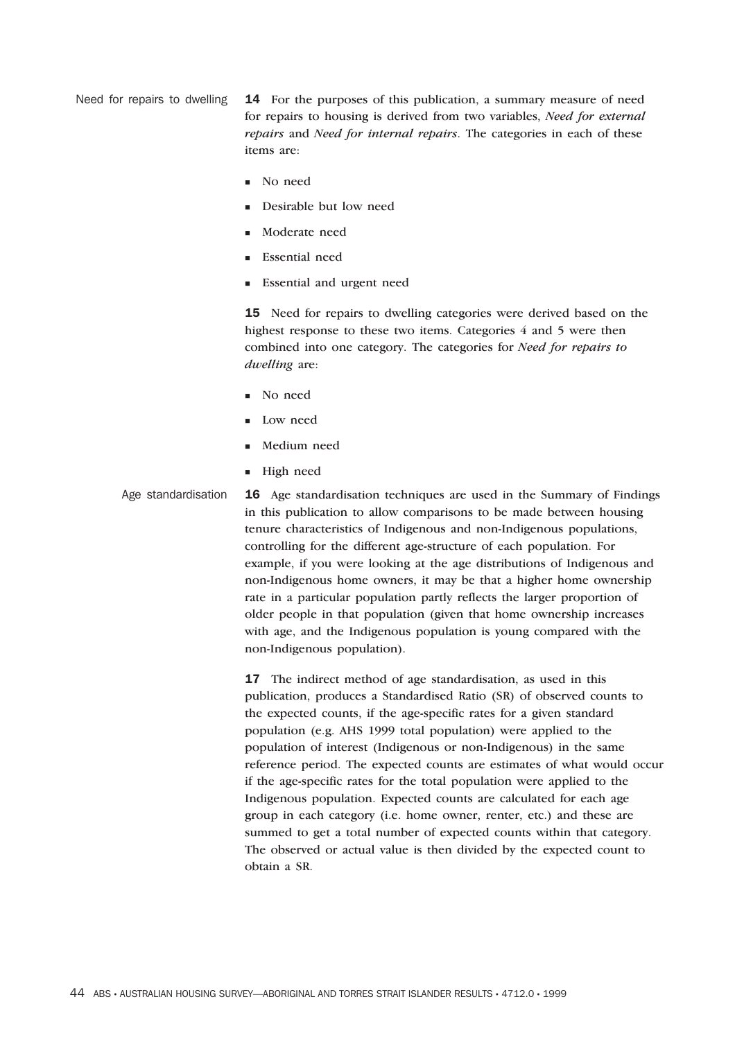### Need for repairs to dwelling

**14** For the purposes of this publication, a summary measure of need for repairs to housing is derived from two variables, *Need for external repairs* and *Need for internal repairs*. The categories in each of these items are:

- No need
- Desirable but low need
- Moderate need
- Essential need
- Essential and urgent need

**15** Need for repairs to dwelling categories were derived based on the highest response to these two items. Categories 4 and 5 were then combined into one category. The categories for *Need for repairs to dwelling* are:

- No need
- Low need
- Medium need
- High need

### Age standardisation

**16** Age standardisation techniques are used in the Summary of Findings in this publication to allow comparisons to be made between housing tenure characteristics of Indigenous and non-Indigenous populations, controlling for the different age-structure of each population. For example, if you were looking at the age distributions of Indigenous and non-Indigenous home owners, it may be that a higher home ownership rate in a particular population partly reflects the larger proportion of older people in that population (given that home ownership increases with age, and the Indigenous population is young compared with the non-Indigenous population).

**17** The indirect method of age standardisation, as used in this publication, produces a Standardised Ratio (SR) of observed counts to the expected counts, if the age-specific rates for a given standard population (e.g. AHS 1999 total population) were applied to the population of interest (Indigenous or non-Indigenous) in the same reference period. The expected counts are estimates of what would occur if the age-specific rates for the total population were applied to the Indigenous population. Expected counts are calculated for each age group in each category (i.e. home owner, renter, etc.) and these are summed to get a total number of expected counts within that category. The observed or actual value is then divided by the expected count to obtain a SR.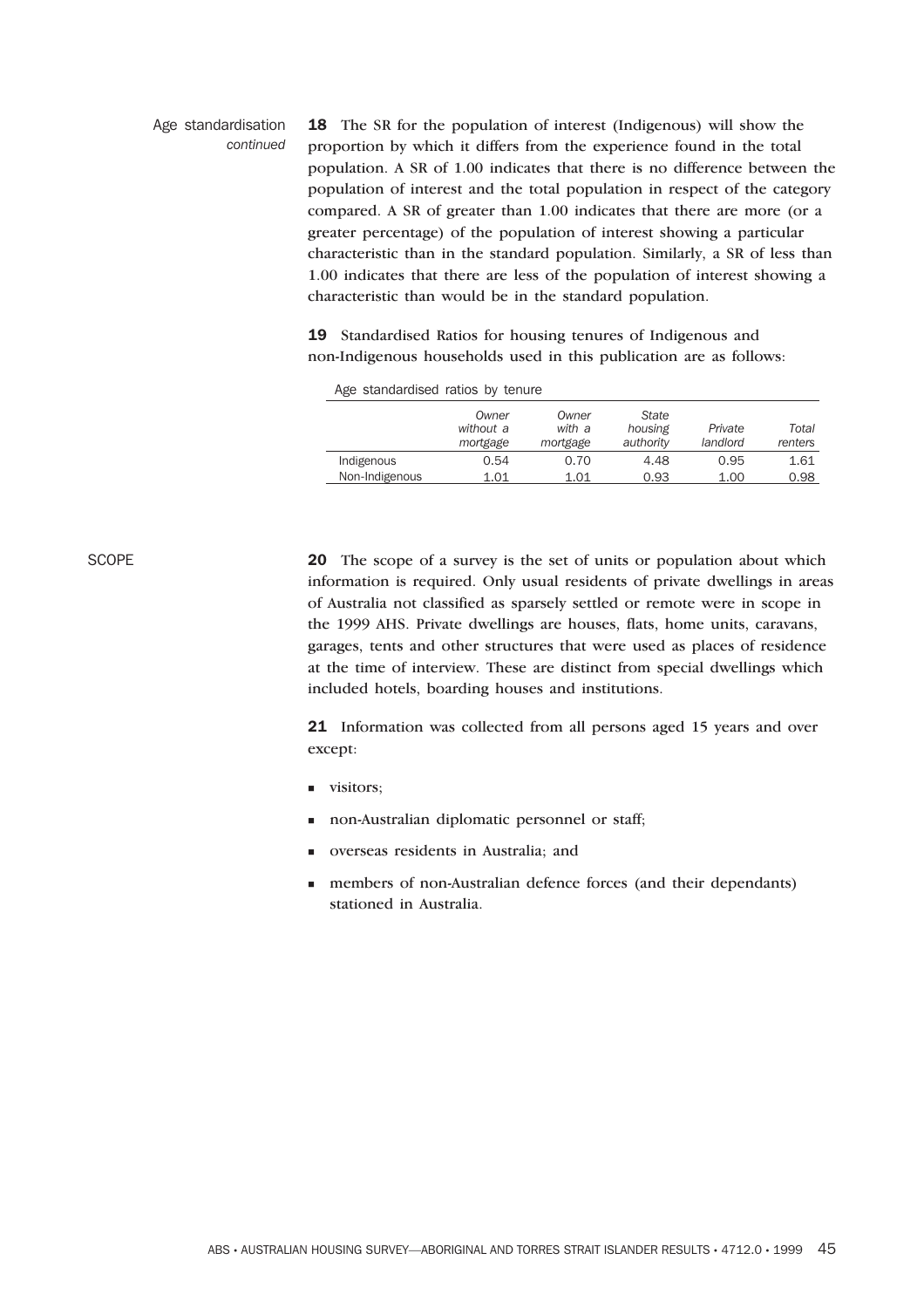## Age standardisation *continued*

**18** The SR for the population of interest (Indigenous) will show the proportion by which it differs from the experience found in the total population. A SR of 1.00 indicates that there is no difference between the population of interest and the total population in respect of the category compared. A SR of greater than 1.00 indicates that there are more (or a greater percentage) of the population of interest showing a particular characteristic than in the standard population. Similarly, a SR of less than 1.00 indicates that there are less of the population of interest showing a characteristic than would be in the standard population.

**19** Standardised Ratios for housing tenures of Indigenous and non-Indigenous households used in this publication are as follows:

Age standardised ratios by tenure

| | *Owner without a mortgage* | *Owner with a mortgage* | *State housing authority* | *Private landlord* | *Total renters* |
|---|---|---|---|---|---|
| Indigenous | 0.54 | 0.70 | 4.48 | 0.95 | 1.61 |
| Non-Indigenous | 1.01 | 1.01 | 0.93 | 1.00 | 0.98 |

## SCOPE

**20** The scope of a survey is the set of units or population about which information is required. Only usual residents of private dwellings in areas of Australia not classified as sparsely settled or remote were in scope in the 1999 AHS. Private dwellings are houses, flats, home units, caravans, garages, tents and other structures that were used as places of residence at the time of interview. These are distinct from special dwellings which included hotels, boarding houses and institutions.

**21** Information was collected from all persons aged 15 years and over except:

- visitors;
- non-Australian diplomatic personnel or staff;
- overseas residents in Australia; and
- members of non-Australian defence forces (and their dependants) stationed in Australia.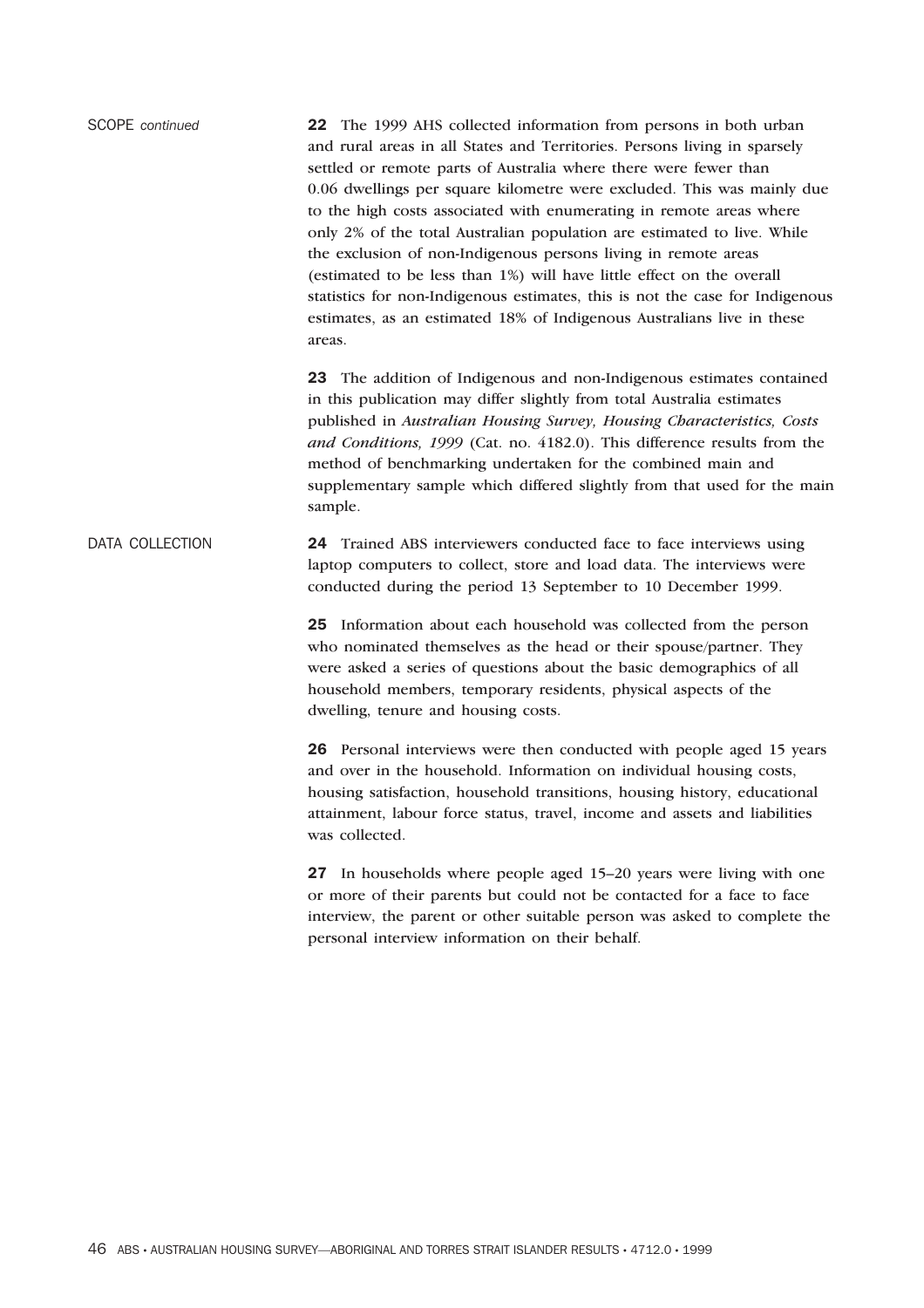## SCOPE *continued*

**22** The 1999 AHS collected information from persons in both urban and rural areas in all States and Territories. Persons living in sparsely settled or remote parts of Australia where there were fewer than 0.06 dwellings per square kilometre were excluded. This was mainly due to the high costs associated with enumerating in remote areas where only 2% of the total Australian population are estimated to live. While the exclusion of non-Indigenous persons living in remote areas (estimated to be less than 1%) will have little effect on the overall statistics for non-Indigenous estimates, this is not the case for Indigenous estimates, as an estimated 18% of Indigenous Australians live in these areas.

**23** The addition of Indigenous and non-Indigenous estimates contained in this publication may differ slightly from total Australia estimates published in *Australian Housing Survey, Housing Characteristics, Costs and Conditions, 1999* (Cat. no. 4182.0). This difference results from the method of benchmarking undertaken for the combined main and supplementary sample which differed slightly from that used for the main sample.

## DATA COLLECTION

**24** Trained ABS interviewers conducted face to face interviews using laptop computers to collect, store and load data. The interviews were conducted during the period 13 September to 10 December 1999.

**25** Information about each household was collected from the person who nominated themselves as the head or their spouse/partner. They were asked a series of questions about the basic demographics of all household members, temporary residents, physical aspects of the dwelling, tenure and housing costs.

**26** Personal interviews were then conducted with people aged 15 years and over in the household. Information on individual housing costs, housing satisfaction, household transitions, housing history, educational attainment, labour force status, travel, income and assets and liabilities was collected.

**27** In households where people aged 15–20 years were living with one or more of their parents but could not be contacted for a face to face interview, the parent or other suitable person was asked to complete the personal interview information on their behalf.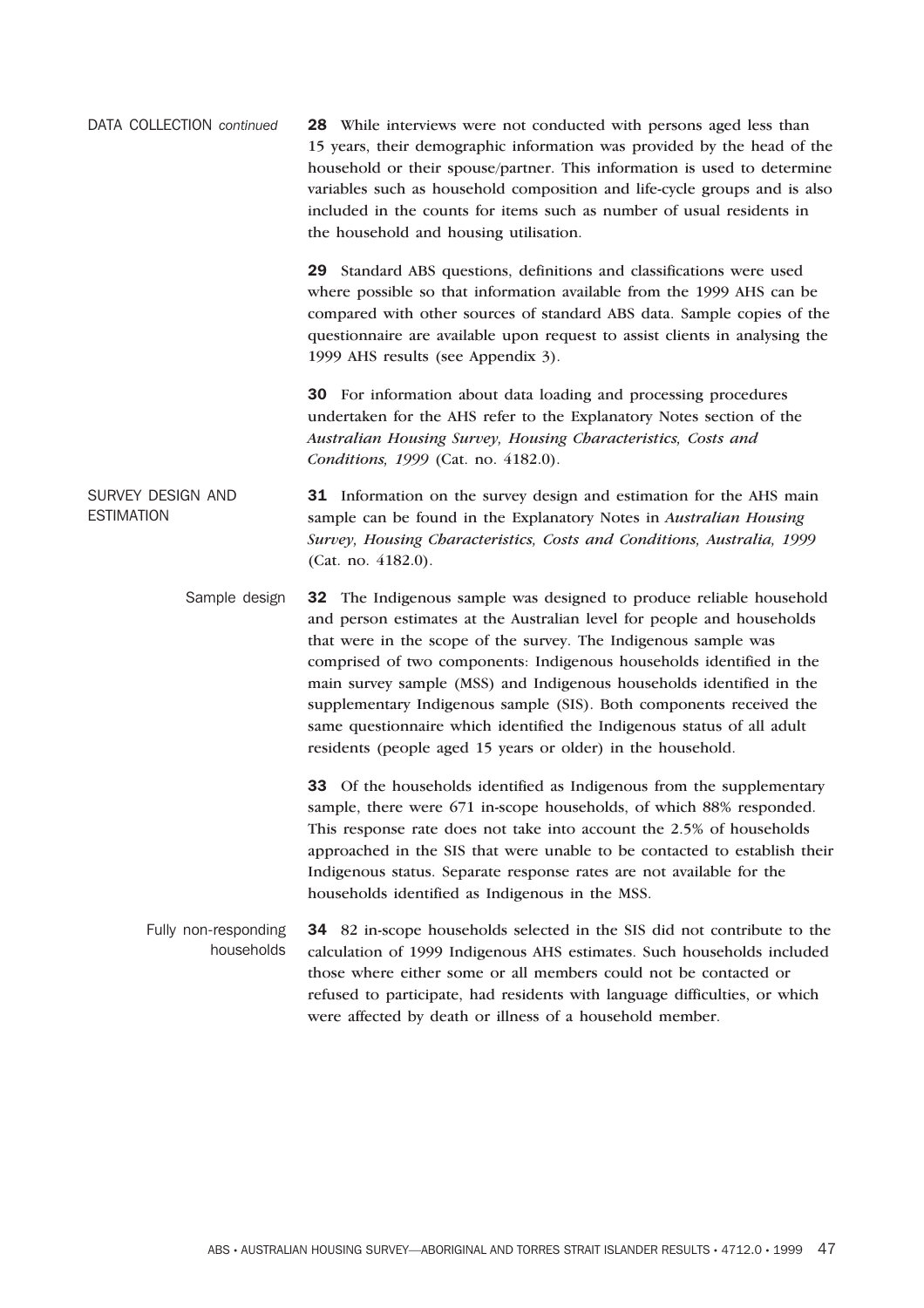## DATA COLLECTION *continued*

**28** While interviews were not conducted with persons aged less than 15 years, their demographic information was provided by the head of the household or their spouse/partner. This information is used to determine variables such as household composition and life-cycle groups and is also included in the counts for items such as number of usual residents in the household and housing utilisation.

**29** Standard ABS questions, definitions and classifications were used where possible so that information available from the 1999 AHS can be compared with other sources of standard ABS data. Sample copies of the questionnaire are available upon request to assist clients in analysing the 1999 AHS results (see Appendix 3).

**30** For information about data loading and processing procedures undertaken for the AHS refer to the Explanatory Notes section of the *Australian Housing Survey, Housing Characteristics, Costs and Conditions, 1999* (Cat. no. 4182.0).

## SURVEY DESIGN AND ESTIMATION

**31** Information on the survey design and estimation for the AHS main sample can be found in the Explanatory Notes in *Australian Housing Survey, Housing Characteristics, Costs and Conditions, Australia, 1999* (Cat. no. 4182.0).

### Sample design

**32** The Indigenous sample was designed to produce reliable household and person estimates at the Australian level for people and households that were in the scope of the survey. The Indigenous sample was comprised of two components: Indigenous households identified in the main survey sample (MSS) and Indigenous households identified in the supplementary Indigenous sample (SIS). Both components received the same questionnaire which identified the Indigenous status of all adult residents (people aged 15 years or older) in the household.

**33** Of the households identified as Indigenous from the supplementary sample, there were 671 in-scope households, of which 88% responded. This response rate does not take into account the 2.5% of households approached in the SIS that were unable to be contacted to establish their Indigenous status. Separate response rates are not available for the households identified as Indigenous in the MSS.

### Fully non-responding households

**34** 82 in-scope households selected in the SIS did not contribute to the calculation of 1999 Indigenous AHS estimates. Such households included those where either some or all members could not be contacted or refused to participate, had residents with language difficulties, or which were affected by death or illness of a household member.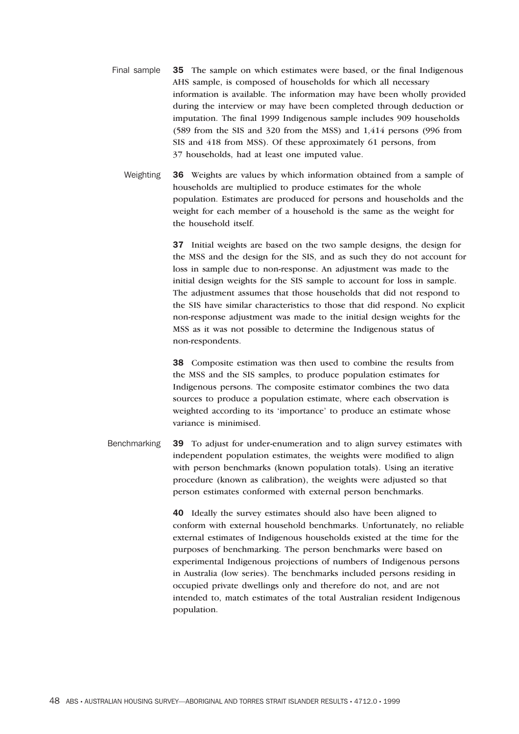### Final sample

**35** The sample on which estimates were based, or the final Indigenous AHS sample, is composed of households for which all necessary information is available. The information may have been wholly provided during the interview or may have been completed through deduction or imputation. The final 1999 Indigenous sample includes 909 households (589 from the SIS and 320 from the MSS) and 1,414 persons (996 from SIS and 418 from MSS). Of these approximately 61 persons, from 37 households, had at least one imputed value.

### Weighting

**36** Weights are values by which information obtained from a sample of households are multiplied to produce estimates for the whole population. Estimates are produced for persons and households and the weight for each member of a household is the same as the weight for the household itself.

**37** Initial weights are based on the two sample designs, the design for the MSS and the design for the SIS, and as such they do not account for loss in sample due to non-response. An adjustment was made to the initial design weights for the SIS sample to account for loss in sample. The adjustment assumes that those households that did not respond to the SIS have similar characteristics to those that did respond. No explicit non-response adjustment was made to the initial design weights for the MSS as it was not possible to determine the Indigenous status of non-respondents.

**38** Composite estimation was then used to combine the results from the MSS and the SIS samples, to produce population estimates for Indigenous persons. The composite estimator combines the two data sources to produce a population estimate, where each observation is weighted according to its 'importance' to produce an estimate whose variance is minimised.

### Benchmarking

**39** To adjust for under-enumeration and to align survey estimates with independent population estimates, the weights were modified to align with person benchmarks (known population totals). Using an iterative procedure (known as calibration), the weights were adjusted so that person estimates conformed with external person benchmarks.

**40** Ideally the survey estimates should also have been aligned to conform with external household benchmarks. Unfortunately, no reliable external estimates of Indigenous households existed at the time for the purposes of benchmarking. The person benchmarks were based on experimental Indigenous projections of numbers of Indigenous persons in Australia (low series). The benchmarks included persons residing in occupied private dwellings only and therefore do not, and are not intended to, match estimates of the total Australian resident Indigenous population.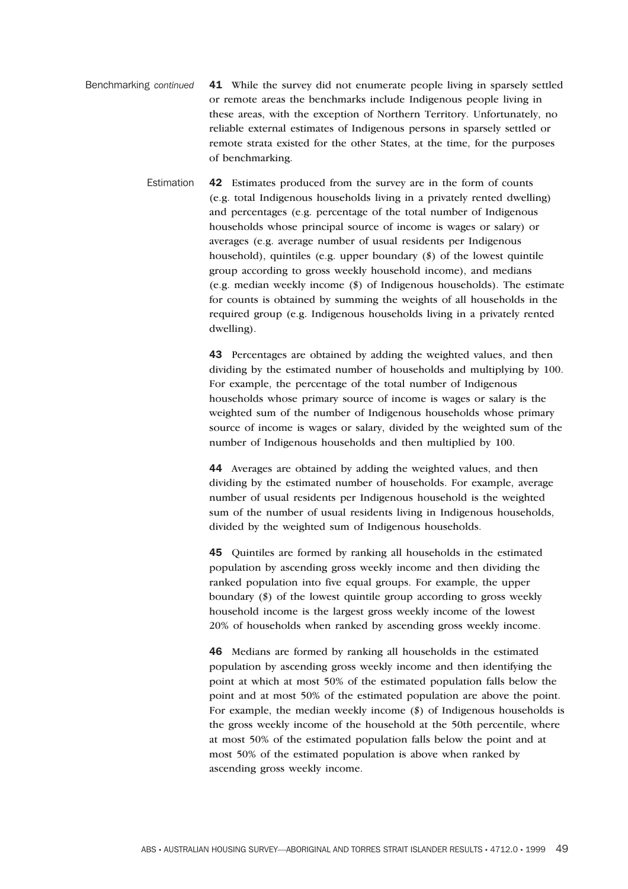Benchmarking *continued*

**41** While the survey did not enumerate people living in sparsely settled or remote areas the benchmarks include Indigenous people living in these areas, with the exception of Northern Territory. Unfortunately, no reliable external estimates of Indigenous persons in sparsely settled or remote strata existed for the other States, at the time, for the purposes of benchmarking.

Estimation

**42** Estimates produced from the survey are in the form of counts (e.g. total Indigenous households living in a privately rented dwelling) and percentages (e.g. percentage of the total number of Indigenous households whose principal source of income is wages or salary) or averages (e.g. average number of usual residents per Indigenous household), quintiles (e.g. upper boundary ($) of the lowest quintile group according to gross weekly household income), and medians (e.g. median weekly income ($) of Indigenous households). The estimate for counts is obtained by summing the weights of all households in the required group (e.g. Indigenous households living in a privately rented dwelling).

**43** Percentages are obtained by adding the weighted values, and then dividing by the estimated number of households and multiplying by 100. For example, the percentage of the total number of Indigenous households whose primary source of income is wages or salary is the weighted sum of the number of Indigenous households whose primary source of income is wages or salary, divided by the weighted sum of the number of Indigenous households and then multiplied by 100.

**44** Averages are obtained by adding the weighted values, and then dividing by the estimated number of households. For example, average number of usual residents per Indigenous household is the weighted sum of the number of usual residents living in Indigenous households, divided by the weighted sum of Indigenous households.

**45** Quintiles are formed by ranking all households in the estimated population by ascending gross weekly income and then dividing the ranked population into five equal groups. For example, the upper boundary ($) of the lowest quintile group according to gross weekly household income is the largest gross weekly income of the lowest 20% of households when ranked by ascending gross weekly income.

**46** Medians are formed by ranking all households in the estimated population by ascending gross weekly income and then identifying the point at which at most 50% of the estimated population falls below the point and at most 50% of the estimated population are above the point. For example, the median weekly income ($) of Indigenous households is the gross weekly income of the household at the 50th percentile, where at most 50% of the estimated population falls below the point and at most 50% of the estimated population is above when ranked by ascending gross weekly income.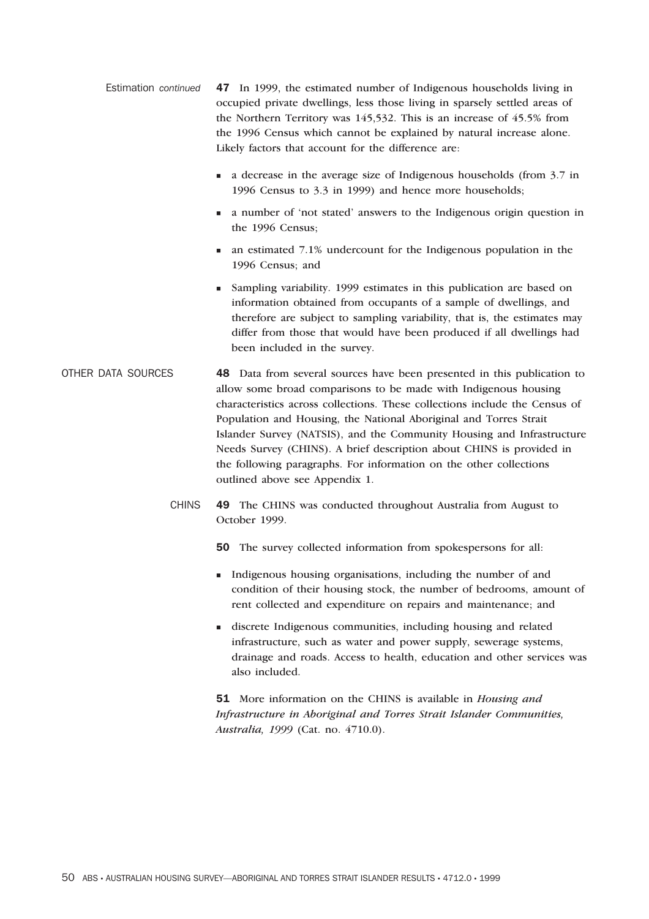Estimation *continued*

**47** In 1999, the estimated number of Indigenous households living in occupied private dwellings, less those living in sparsely settled areas of the Northern Territory was 145,532. This is an increase of 45.5% from the 1996 Census which cannot be explained by natural increase alone. Likely factors that account for the difference are:

- a decrease in the average size of Indigenous households (from 3.7 in 1996 Census to 3.3 in 1999) and hence more households;
- a number of 'not stated' answers to the Indigenous origin question in the 1996 Census;
- an estimated 7.1% undercount for the Indigenous population in the 1996 Census; and
- Sampling variability. 1999 estimates in this publication are based on information obtained from occupants of a sample of dwellings, and therefore are subject to sampling variability, that is, the estimates may differ from those that would have been produced if all dwellings had been included in the survey.

## OTHER DATA SOURCES

**48** Data from several sources have been presented in this publication to allow some broad comparisons to be made with Indigenous housing characteristics across collections. These collections include the Census of Population and Housing, the National Aboriginal and Torres Strait Islander Survey (NATSIS), and the Community Housing and Infrastructure Needs Survey (CHINS). A brief description about CHINS is provided in the following paragraphs. For information on the other collections outlined above see Appendix 1.

### CHINS

**49** The CHINS was conducted throughout Australia from August to October 1999.

**50** The survey collected information from spokespersons for all:

- Indigenous housing organisations, including the number of and condition of their housing stock, the number of bedrooms, amount of rent collected and expenditure on repairs and maintenance; and
- discrete Indigenous communities, including housing and related infrastructure, such as water and power supply, sewerage systems, drainage and roads. Access to health, education and other services was also included.

**51** More information on the CHINS is available in *Housing and Infrastructure in Aboriginal and Torres Strait Islander Communities, Australia, 1999* (Cat. no. 4710.0).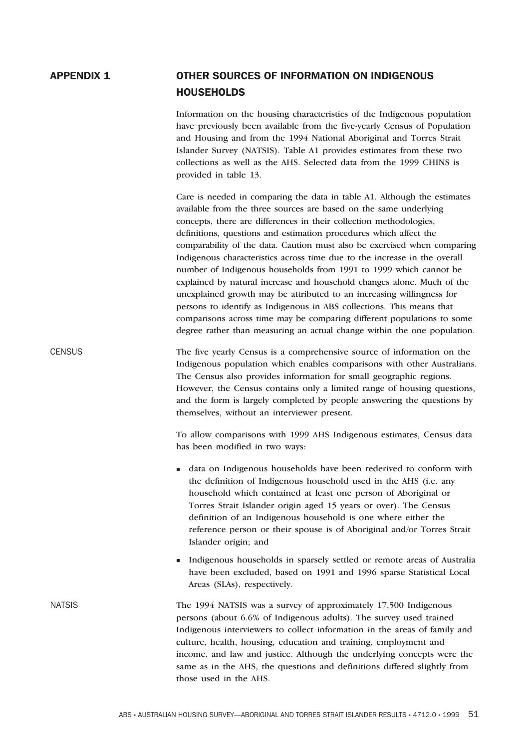# APPENDIX 1 OTHER SOURCES OF INFORMATION ON INDIGENOUS HOUSEHOLDS

Information on the housing characteristics of the Indigenous population have previously been available from the five-yearly Census of Population and Housing and from the 1994 National Aboriginal and Torres Strait Islander Survey (NATSIS). Table A1 provides estimates from these two collections as well as the AHS. Selected data from the 1999 CHINS is provided in table 13.

Care is needed in comparing the data in table A1. Although the estimates available from the three sources are based on the same underlying concepts, there are differences in their collection methodologies, definitions, questions and estimation procedures which affect the comparability of the data. Caution must also be exercised when comparing Indigenous characteristics across time due to the increase in the overall number of Indigenous households from 1991 to 1999 which cannot be explained by natural increase and household changes alone. Much of the unexplained growth may be attributed to an increasing willingness for persons to identify as Indigenous in ABS collections. This means that comparisons across time may be comparing different populations to some degree rather than measuring an actual change within the one population.

## CENSUS

The five yearly Census is a comprehensive source of information on the Indigenous population which enables comparisons with other Australians. The Census also provides information for small geographic regions. However, the Census contains only a limited range of housing questions, and the form is largely completed by people answering the questions by themselves, without an interviewer present.

To allow comparisons with 1999 AHS Indigenous estimates, Census data has been modified in two ways:

- data on Indigenous households have been rederived to conform with the definition of Indigenous household used in the AHS (i.e. any household which contained at least one person of Aboriginal or Torres Strait Islander origin aged 15 years or over). The Census definition of an Indigenous household is one where either the reference person or their spouse is of Aboriginal and/or Torres Strait Islander origin; and
- Indigenous households in sparsely settled or remote areas of Australia have been excluded, based on 1991 and 1996 sparse Statistical Local Areas (SLAs), respectively.

## NATSIS

The 1994 NATSIS was a survey of approximately 17,500 Indigenous persons (about 6.6% of Indigenous adults). The survey used trained Indigenous interviewers to collect information in the areas of family and culture, health, housing, education and training, employment and income, and law and justice. Although the underlying concepts were the same as in the AHS, the questions and definitions differed slightly from those used in the AHS.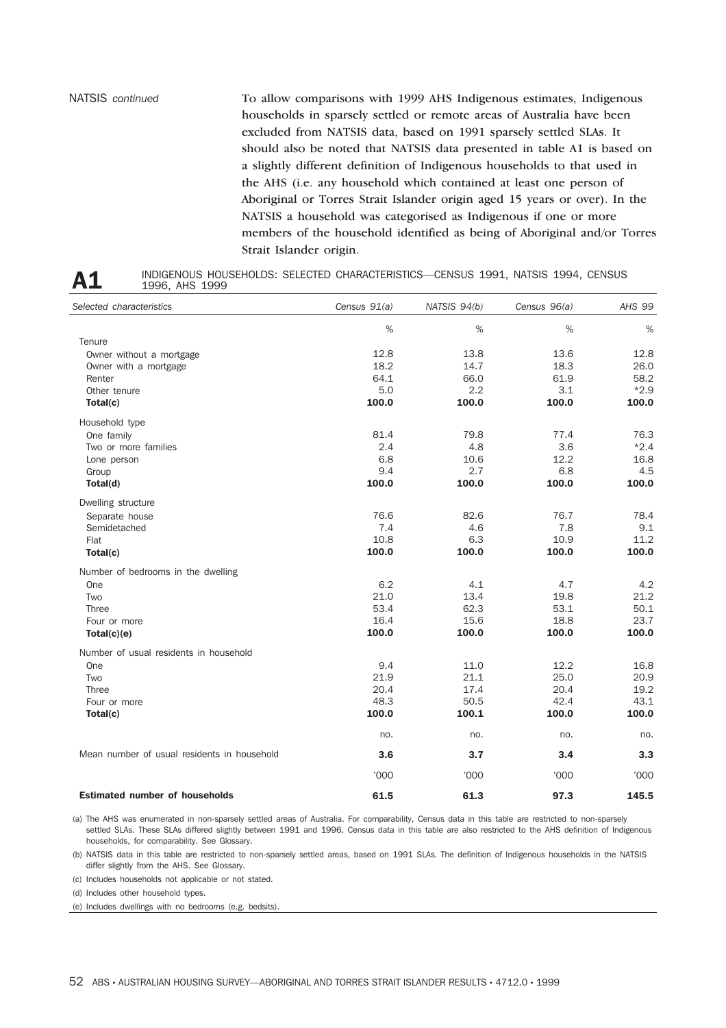NATSIS *continued*

To allow comparisons with 1999 AHS Indigenous estimates, Indigenous households in sparsely settled or remote areas of Australia have been excluded from NATSIS data, based on 1991 sparsely settled SLAs. It should also be noted that NATSIS data presented in table A1 is based on a slightly different definition of Indigenous households to that used in the AHS (i.e. any household which contained at least one person of Aboriginal or Torres Strait Islander origin aged 15 years or over). In the NATSIS a household was categorised as Indigenous if one or more members of the household identified as being of Aboriginal and/or Torres Strait Islander origin.

## A1 INDIGENOUS HOUSEHOLDS: SELECTED CHARACTERISTICS—CENSUS 1991, NATSIS 1994, CENSUS 1996, AHS 1999

| *Selected characteristics* | *Census 91(a)* | *NATSIS 94(b)* | *Census 96(a)* | *AHS 99* |
|---|---|---|---|---|
| | % | % | % | % |
| Tenure | | | | |
| Owner without a mortgage | 12.8 | 13.8 | 13.6 | 12.8 |
| Owner with a mortgage | 18.2 | 14.7 | 18.3 | 26.0 |
| Renter | 64.1 | 66.0 | 61.9 | 58.2 |
| Other tenure | 5.0 | 2.2 | 3.1 | *2.9 |
| **Total(c)** | **100.0** | **100.0** | **100.0** | **100.0** |
| Household type | | | | |
| One family | 81.4 | 79.8 | 77.4 | 76.3 |
| Two or more families | 2.4 | 4.8 | 3.6 | *2.4 |
| Lone person | 6.8 | 10.6 | 12.2 | 16.8 |
| Group | 9.4 | 2.7 | 6.8 | 4.5 |
| **Total(d)** | **100.0** | **100.0** | **100.0** | **100.0** |
| Dwelling structure | | | | |
| Separate house | 76.6 | 82.6 | 76.7 | 78.4 |
| Semidetached | 7.4 | 4.6 | 7.8 | 9.1 |
| Flat | 10.8 | 6.3 | 10.9 | 11.2 |
| **Total(c)** | **100.0** | **100.0** | **100.0** | **100.0** |
| Number of bedrooms in the dwelling | | | | |
| One | 6.2 | 4.1 | 4.7 | 4.2 |
| Two | 21.0 | 13.4 | 19.8 | 21.2 |
| Three | 53.4 | 62.3 | 53.1 | 50.1 |
| Four or more | 16.4 | 15.6 | 18.8 | 23.7 |
| **Total(c)(e)** | **100.0** | **100.0** | **100.0** | **100.0** |
| Number of usual residents in household | | | | |
| One | 9.4 | 11.0 | 12.2 | 16.8 |
| Two | 21.9 | 21.1 | 25.0 | 20.9 |
| Three | 20.4 | 17.4 | 20.4 | 19.2 |
| Four or more | 48.3 | 50.5 | 42.4 | 43.1 |
| **Total(c)** | **100.0** | **100.1** | **100.0** | **100.0** |
| | no. | no. | no. | no. |
| Mean number of usual residents in household | **3.6** | **3.7** | **3.4** | **3.3** |
| | '000 | '000 | '000 | '000 |
| **Estimated number of households** | **61.5** | **61.3** | **97.3** | **145.5** |

(a) The AHS was enumerated in non-sparsely settled areas of Australia. For comparability, Census data in this table are restricted to non-sparsely settled SLAs. These SLAs differed slightly between 1991 and 1996. Census data in this table are also restricted to the AHS definition of Indigenous households, for comparability. See Glossary.

(b) NATSIS data in this table are restricted to non-sparsely settled areas, based on 1991 SLAs. The definition of Indigenous households in the NATSIS differ slightly from the AHS. See Glossary.

(c) Includes households not applicable or not stated.

(d) Includes other household types.

(e) Includes dwellings with no bedrooms (e.g. bedsits).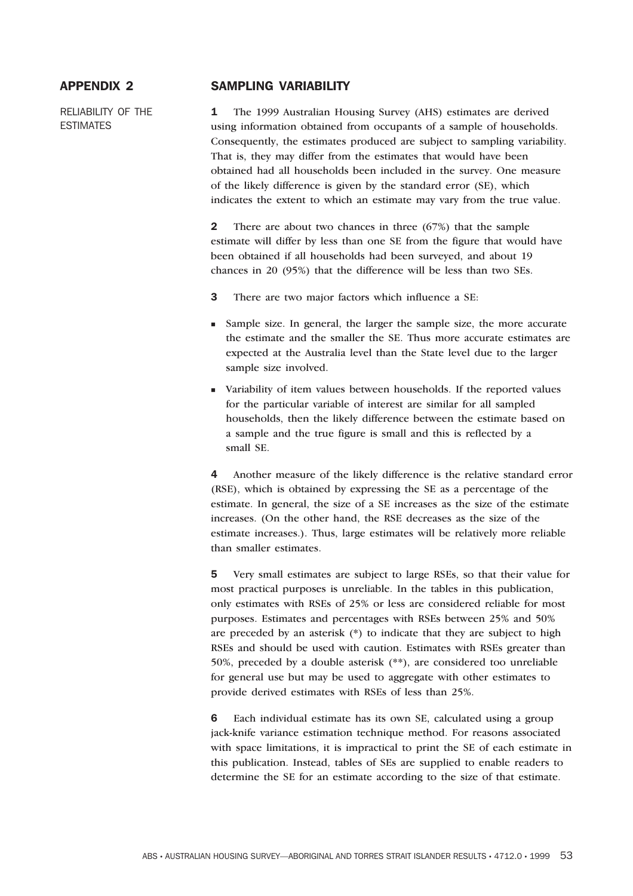# APPENDIX 2

## SAMPLING VARIABILITY

RELIABILITY OF THE ESTIMATES

**1** The 1999 Australian Housing Survey (AHS) estimates are derived using information obtained from occupants of a sample of households. Consequently, the estimates produced are subject to sampling variability. That is, they may differ from the estimates that would have been obtained had all households been included in the survey. One measure of the likely difference is given by the standard error (SE), which indicates the extent to which an estimate may vary from the true value.

**2** There are about two chances in three (67%) that the sample estimate will differ by less than one SE from the figure that would have been obtained if all households had been surveyed, and about 19 chances in 20 (95%) that the difference will be less than two SEs.

**3** There are two major factors which influence a SE:

- Sample size. In general, the larger the sample size, the more accurate the estimate and the smaller the SE. Thus more accurate estimates are expected at the Australia level than the State level due to the larger sample size involved.
- Variability of item values between households. If the reported values for the particular variable of interest are similar for all sampled households, then the likely difference between the estimate based on a sample and the true figure is small and this is reflected by a small SE.

**4** Another measure of the likely difference is the relative standard error (RSE), which is obtained by expressing the SE as a percentage of the estimate. In general, the size of a SE increases as the size of the estimate increases. (On the other hand, the RSE decreases as the size of the estimate increases.). Thus, large estimates will be relatively more reliable than smaller estimates.

**5** Very small estimates are subject to large RSEs, so that their value for most practical purposes is unreliable. In the tables in this publication, only estimates with RSEs of 25% or less are considered reliable for most purposes. Estimates and percentages with RSEs between 25% and 50% are preceded by an asterisk (*) to indicate that they are subject to high RSEs and should be used with caution. Estimates with RSEs greater than 50%, preceded by a double asterisk (**), are considered too unreliable for general use but may be used to aggregate with other estimates to provide derived estimates with RSEs of less than 25%.

**6** Each individual estimate has its own SE, calculated using a group jack-knife variance estimation technique method. For reasons associated with space limitations, it is impractical to print the SE of each estimate in this publication. Instead, tables of SEs are supplied to enable readers to determine the SE for an estimate according to the size of that estimate.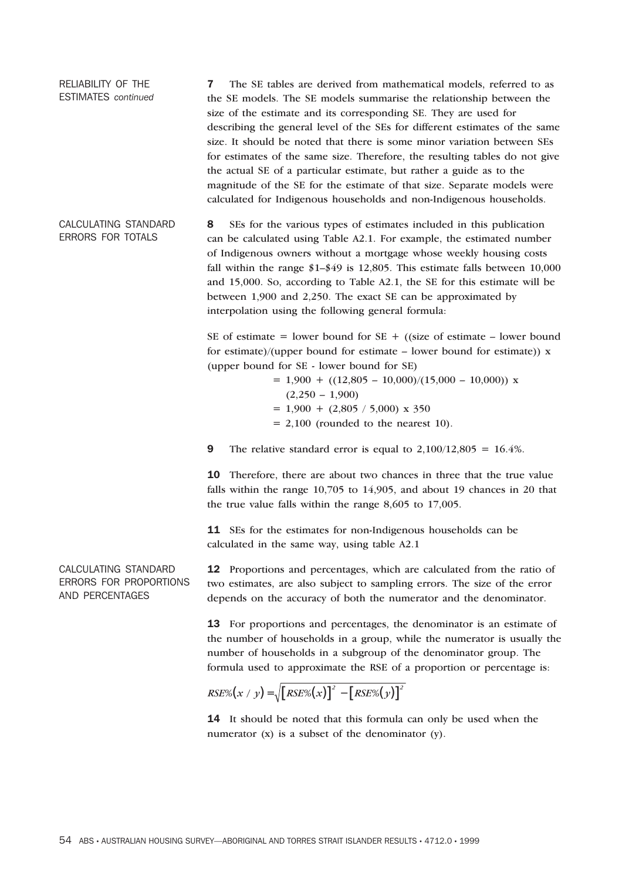## RELIABILITY OF THE ESTIMATES *continued*

**7** The SE tables are derived from mathematical models, referred to as the SE models. The SE models summarise the relationship between the size of the estimate and its corresponding SE. They are used for describing the general level of the SEs for different estimates of the same size. It should be noted that there is some minor variation between SEs for estimates of the same size. Therefore, the resulting tables do not give the actual SE of a particular estimate, but rather a guide as to the magnitude of the SE for the estimate of that size. Separate models were calculated for Indigenous households and non-Indigenous households.

## CALCULATING STANDARD ERRORS FOR TOTALS

**8** SEs for the various types of estimates included in this publication can be calculated using Table A2.1. For example, the estimated number of Indigenous owners without a mortgage whose weekly housing costs fall within the range $1–$49 is 12,805. This estimate falls between 10,000 and 15,000. So, according to Table A2.1, the SE for this estimate will be between 1,900 and 2,250. The exact SE can be approximated by interpolation using the following general formula:

SE of estimate = lower bound for SE + ((size of estimate – lower bound for estimate)/(upper bound for estimate – lower bound for estimate)) x (upper bound for SE - lower bound for SE)

= 1,900 + ((12,805 – 10,000)/(15,000 – 10,000)) x (2,250 – 1,900)

= 1,900 + (2,805 / 5,000) x 350

= 2,100 (rounded to the nearest 10).

**9** The relative standard error is equal to 2,100/12,805 = 16.4%.

**10** Therefore, there are about two chances in three that the true value falls within the range 10,705 to 14,905, and about 19 chances in 20 that the true value falls within the range 8,605 to 17,005.

**11** SEs for the estimates for non-Indigenous households can be calculated in the same way, using table A2.1

## CALCULATING STANDARD ERRORS FOR PROPORTIONS AND PERCENTAGES

**12** Proportions and percentages, which are calculated from the ratio of two estimates, are also subject to sampling errors. The size of the error depends on the accuracy of both the numerator and the denominator.

**13** For proportions and percentages, the denominator is an estimate of the number of households in a group, while the numerator is usually the number of households in a subgroup of the denominator group. The formula used to approximate the RSE of a proportion or percentage is:

$$RSE\%(x / y) = \sqrt{[RSE\%(x)]^2 - [RSE\%(y)]^2}$$

**14** It should be noted that this formula can only be used when the numerator (x) is a subset of the denominator (y).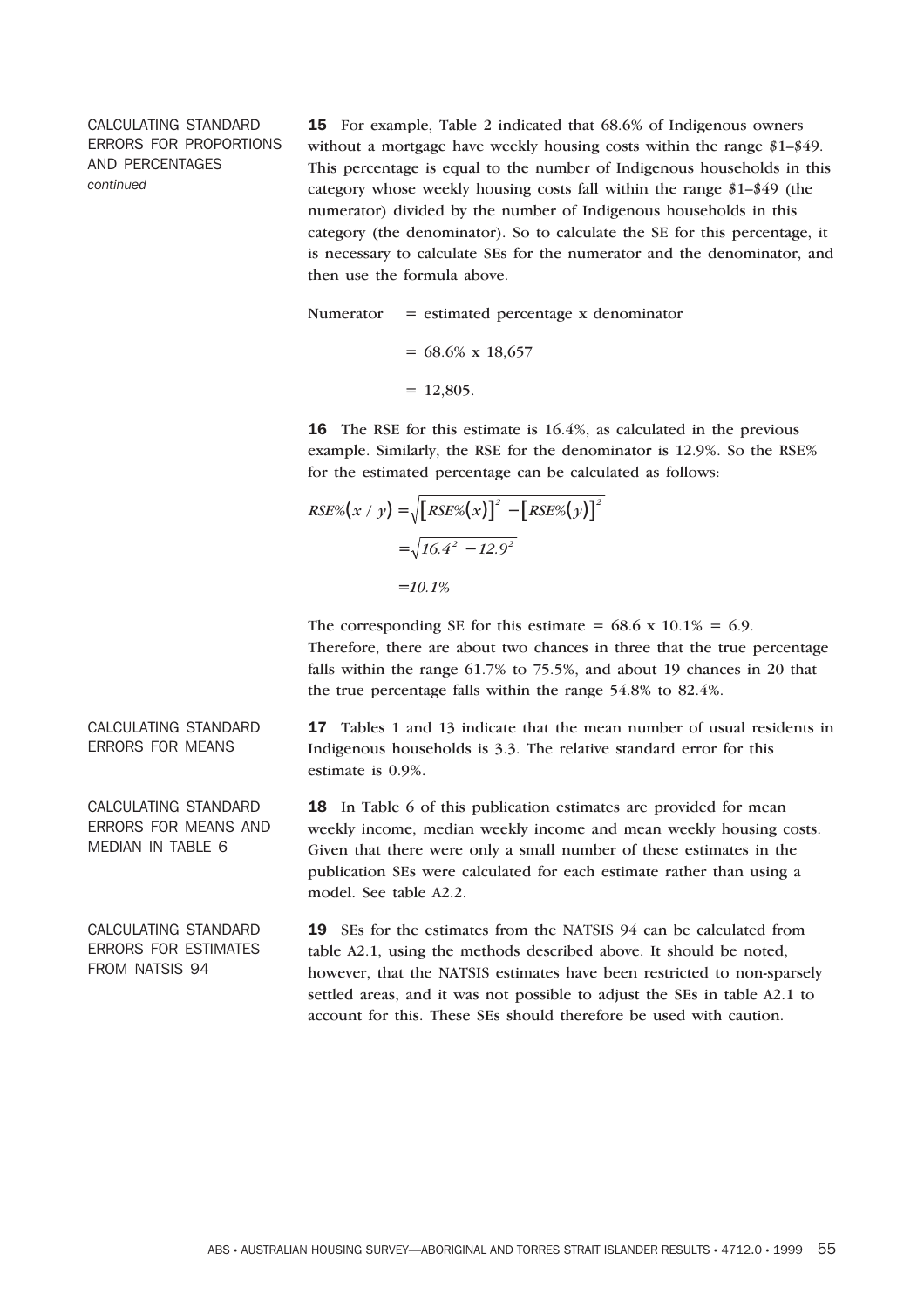### CALCULATING STANDARD ERRORS FOR PROPORTIONS AND PERCENTAGES *continued*

**15** For example, Table 2 indicated that 68.6% of Indigenous owners without a mortgage have weekly housing costs within the range \$1–\$49. This percentage is equal to the number of Indigenous households in this category whose weekly housing costs fall within the range \$1–\$49 (the numerator) divided by the number of Indigenous households in this category (the denominator). So to calculate the SE for this percentage, it is necessary to calculate SEs for the numerator and the denominator, and then use the formula above.

Numerator = estimated percentage x denominator

= 68.6% x 18,657

= 12,805.

**16** The RSE for this estimate is 16.4%, as calculated in the previous example. Similarly, the RSE for the denominator is 12.9%. So the RSE% for the estimated percentage can be calculated as follows:

$$RSE\%(x / y) = \sqrt{[RSE\%(x)]^2 - [RSE\%(y)]^2}$$

$$= \sqrt{16.4^2 - 12.9^2}$$

$$= 10.1\%$$

The corresponding SE for this estimate = 68.6 x 10.1% = 6.9. Therefore, there are about two chances in three that the true percentage falls within the range 61.7% to 75.5%, and about 19 chances in 20 that the true percentage falls within the range 54.8% to 82.4%.

### CALCULATING STANDARD ERRORS FOR MEANS

**17** Tables 1 and 13 indicate that the mean number of usual residents in Indigenous households is 3.3. The relative standard error for this estimate is 0.9%.

### CALCULATING STANDARD ERRORS FOR MEANS AND MEDIAN IN TABLE 6

**18** In Table 6 of this publication estimates are provided for mean weekly income, median weekly income and mean weekly housing costs. Given that there were only a small number of these estimates in the publication SEs were calculated for each estimate rather than using a model. See table A2.2.

### CALCULATING STANDARD ERRORS FOR ESTIMATES FROM NATSIS 94

**19** SEs for the estimates from the NATSIS 94 can be calculated from table A2.1, using the methods described above. It should be noted, however, that the NATSIS estimates have been restricted to non-sparsely settled areas, and it was not possible to adjust the SEs in table A2.1 to account for this. These SEs should therefore be used with caution.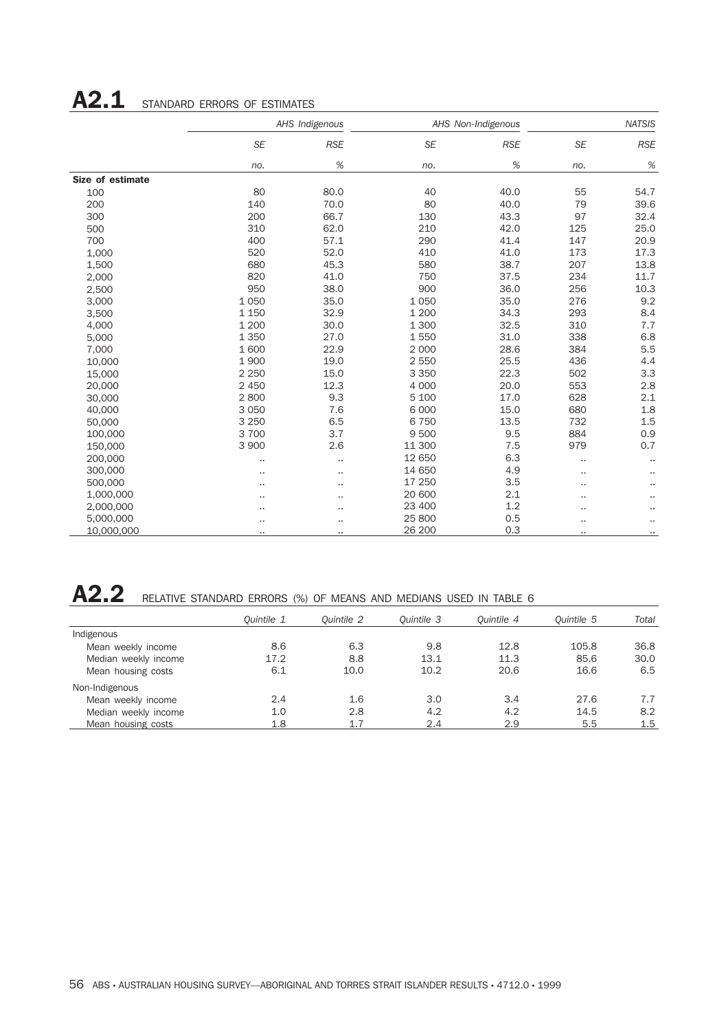## A2.1 STANDARD ERRORS OF ESTIMATES

| | *AHS Indigenous* | | *AHS Non-Indigenous* | | *NATSIS* | |
|---|---|---|---|---|---|---|
| | *SE* | *RSE* | *SE* | *RSE* | *SE* | *RSE* |
| | *no.* | *%* | *no.* | *%* | *no.* | *%* |
| **Size of estimate** | | | | | | |
| 100 | 80 | 80.0 | 40 | 40.0 | 55 | 54.7 |
| 200 | 140 | 70.0 | 80 | 40.0 | 79 | 39.6 |
| 300 | 200 | 66.7 | 130 | 43.3 | 97 | 32.4 |
| 500 | 310 | 62.0 | 210 | 42.0 | 125 | 25.0 |
| 700 | 400 | 57.1 | 290 | 41.4 | 147 | 20.9 |
| 1,000 | 520 | 52.0 | 410 | 41.0 | 173 | 17.3 |
| 1,500 | 680 | 45.3 | 580 | 38.7 | 207 | 13.8 |
| 2,000 | 820 | 41.0 | 750 | 37.5 | 234 | 11.7 |
| 2,500 | 950 | 38.0 | 900 | 36.0 | 256 | 10.3 |
| 3,000 | 1 050 | 35.0 | 1 050 | 35.0 | 276 | 9.2 |
| 3,500 | 1 150 | 32.9 | 1 200 | 34.3 | 293 | 8.4 |
| 4,000 | 1 200 | 30.0 | 1 300 | 32.5 | 310 | 7.7 |
| 5,000 | 1 350 | 27.0 | 1 550 | 31.0 | 338 | 6.8 |
| 7,000 | 1 600 | 22.9 | 2 000 | 28.6 | 384 | 5.5 |
| 10,000 | 1 900 | 19.0 | 2 550 | 25.5 | 436 | 4.4 |
| 15,000 | 2 250 | 15.0 | 3 350 | 22.3 | 502 | 3.3 |
| 20,000 | 2 450 | 12.3 | 4 000 | 20.0 | 553 | 2.8 |
| 30,000 | 2 800 | 9.3 | 5 100 | 17.0 | 628 | 2.1 |
| 40,000 | 3 050 | 7.6 | 6 000 | 15.0 | 680 | 1.8 |
| 50,000 | 3 250 | 6.5 | 6 750 | 13.5 | 732 | 1.5 |
| 100,000 | 3 700 | 3.7 | 9 500 | 9.5 | 884 | 0.9 |
| 150,000 | 3 900 | 2.6 | 11 300 | 7.5 | 979 | 0.7 |
| 200,000 | .. | .. | 12 650 | 6.3 | .. | .. |
| 300,000 | .. | .. | 14 650 | 4.9 | .. | .. |
| 500,000 | .. | .. | 17 250 | 3.5 | .. | .. |
| 1,000,000 | .. | .. | 20 600 | 2.1 | .. | .. |
| 2,000,000 | .. | .. | 23 400 | 1.2 | .. | .. |
| 5,000,000 | .. | .. | 25 800 | 0.5 | .. | .. |
| 10,000,000 | .. | .. | 26 200 | 0.3 | .. | .. |

## A2.2 RELATIVE STANDARD ERRORS (%) OF MEANS AND MEDIANS USED IN TABLE 6

| | *Quintile 1* | *Quintile 2* | *Quintile 3* | *Quintile 4* | *Quintile 5* | *Total* |
|---|---|---|---|---|---|---|
| Indigenous | | | | | | |
| Mean weekly income | 8.6 | 6.3 | 9.8 | 12.8 | 105.8 | 36.8 |
| Median weekly income | 17.2 | 8.8 | 13.1 | 11.3 | 85.6 | 30.0 |
| Mean housing costs | 6.1 | 10.0 | 10.2 | 20.6 | 16.6 | 6.5 |
| Non-Indigenous | | | | | | |
| Mean weekly income | 2.4 | 1.6 | 3.0 | 3.4 | 27.6 | 7.7 |
| Median weekly income | 1.0 | 2.8 | 4.2 | 4.2 | 14.5 | 8.2 |
| Mean housing costs | 1.8 | 1.7 | 2.4 | 2.9 | 5.5 | 1.5 |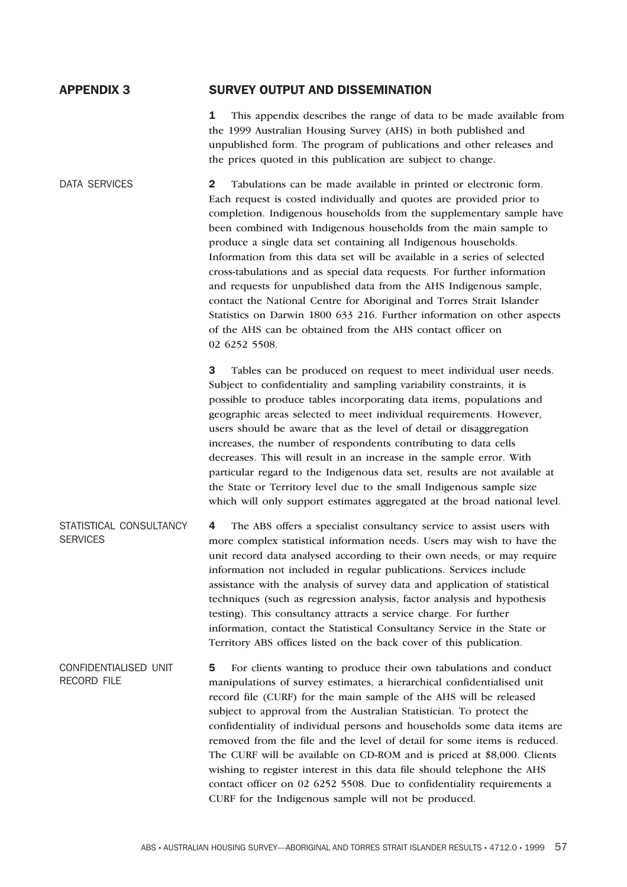# APPENDIX 3 SURVEY OUTPUT AND DISSEMINATION

**1** This appendix describes the range of data to be made available from the 1999 Australian Housing Survey (AHS) in both published and unpublished form. The program of publications and other releases and the prices quoted in this publication are subject to change.

## DATA SERVICES

**2** Tabulations can be made available in printed or electronic form. Each request is costed individually and quotes are provided prior to completion. Indigenous households from the supplementary sample have been combined with Indigenous households from the main sample to produce a single data set containing all Indigenous households. Information from this data set will be available in a series of selected cross-tabulations and as special data requests. For further information and requests for unpublished data from the AHS Indigenous sample, contact the National Centre for Aboriginal and Torres Strait Islander Statistics on Darwin 1800 633 216. Further information on other aspects of the AHS can be obtained from the AHS contact officer on 02 6252 5508.

**3** Tables can be produced on request to meet individual user needs. Subject to confidentiality and sampling variability constraints, it is possible to produce tables incorporating data items, populations and geographic areas selected to meet individual requirements. However, users should be aware that as the level of detail or disaggregation increases, the number of respondents contributing to data cells decreases. This will result in an increase in the sample error. With particular regard to the Indigenous data set, results are not available at the State or Territory level due to the small Indigenous sample size which will only support estimates aggregated at the broad national level.

## STATISTICAL CONSULTANCY SERVICES

**4** The ABS offers a specialist consultancy service to assist users with more complex statistical information needs. Users may wish to have the unit record data analysed according to their own needs, or may require information not included in regular publications. Services include assistance with the analysis of survey data and application of statistical techniques (such as regression analysis, factor analysis and hypothesis testing). This consultancy attracts a service charge. For further information, contact the Statistical Consultancy Service in the State or Territory ABS offices listed on the back cover of this publication.

## CONFIDENTIALISED UNIT RECORD FILE

**5** For clients wanting to produce their own tabulations and conduct manipulations of survey estimates, a hierarchical confidentialised unit record file (CURF) for the main sample of the AHS will be released subject to approval from the Australian Statistician. To protect the confidentiality of individual persons and households some data items are removed from the file and the level of detail for some items is reduced. The CURF will be available on CD-ROM and is priced at $8,000. Clients wishing to register interest in this data file should telephone the AHS contact officer on 02 6252 5508. Due to confidentiality requirements a CURF for the Indigenous sample will not be produced.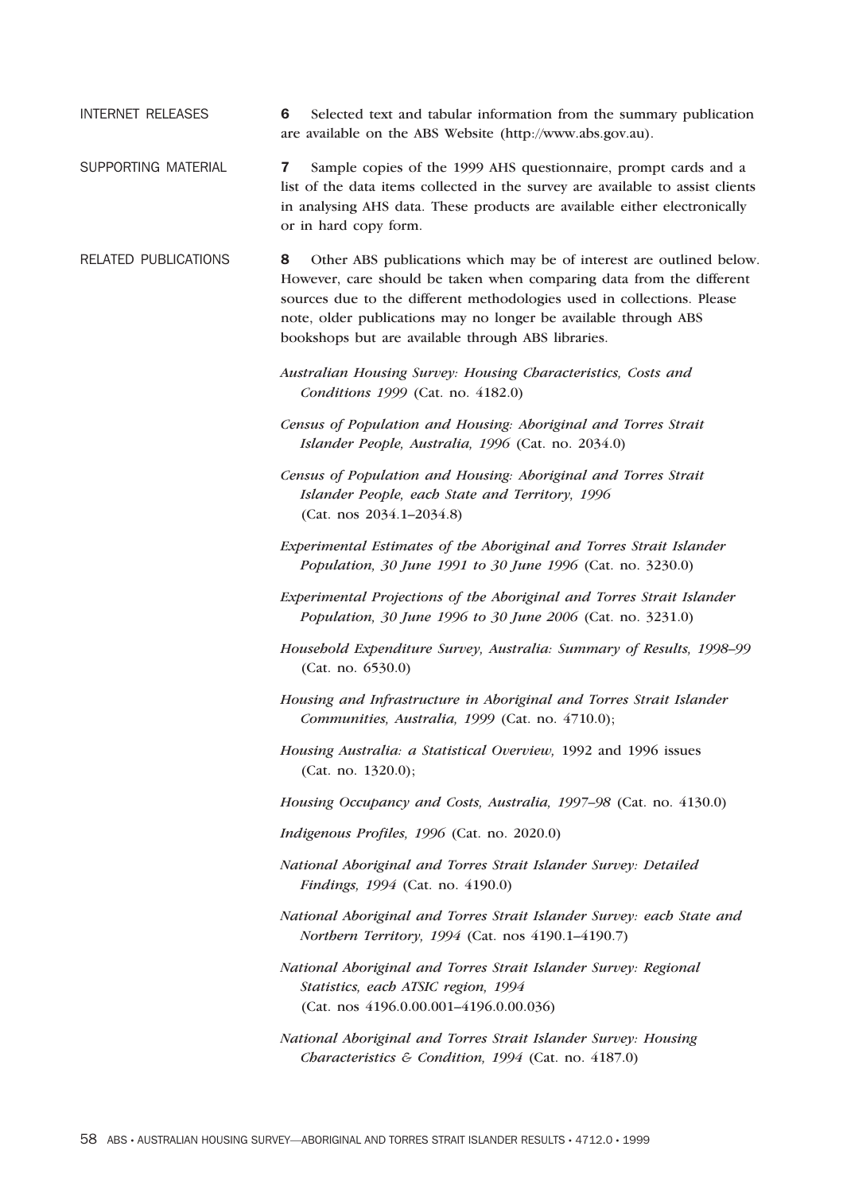## INTERNET RELEASES

**6** Selected text and tabular information from the summary publication are available on the ABS Website (http://www.abs.gov.au).

## SUPPORTING MATERIAL

**7** Sample copies of the 1999 AHS questionnaire, prompt cards and a list of the data items collected in the survey are available to assist clients in analysing AHS data. These products are available either electronically or in hard copy form.

## RELATED PUBLICATIONS

**8** Other ABS publications which may be of interest are outlined below. However, care should be taken when comparing data from the different sources due to the different methodologies used in collections. Please note, older publications may no longer be available through ABS bookshops but are available through ABS libraries.

*Australian Housing Survey: Housing Characteristics, Costs and Conditions 1999* (Cat. no. 4182.0)

*Census of Population and Housing: Aboriginal and Torres Strait Islander People, Australia, 1996* (Cat. no. 2034.0)

*Census of Population and Housing: Aboriginal and Torres Strait Islander People, each State and Territory, 1996* (Cat. nos 2034.1–2034.8)

*Experimental Estimates of the Aboriginal and Torres Strait Islander Population, 30 June 1991 to 30 June 1996* (Cat. no. 3230.0)

*Experimental Projections of the Aboriginal and Torres Strait Islander Population, 30 June 1996 to 30 June 2006* (Cat. no. 3231.0)

*Household Expenditure Survey, Australia: Summary of Results, 1998–99* (Cat. no. 6530.0)

*Housing and Infrastructure in Aboriginal and Torres Strait Islander Communities, Australia, 1999* (Cat. no. 4710.0);

*Housing Australia: a Statistical Overview,* 1992 and 1996 issues (Cat. no. 1320.0);

*Housing Occupancy and Costs, Australia, 1997–98* (Cat. no. 4130.0)

*Indigenous Profiles, 1996* (Cat. no. 2020.0)

*National Aboriginal and Torres Strait Islander Survey: Detailed Findings, 1994* (Cat. no. 4190.0)

*National Aboriginal and Torres Strait Islander Survey: each State and Northern Territory, 1994* (Cat. nos 4190.1–4190.7)

*National Aboriginal and Torres Strait Islander Survey: Regional Statistics, each ATSIC region, 1994* (Cat. nos 4196.0.00.001–4196.0.00.036)

*National Aboriginal and Torres Strait Islander Survey: Housing Characteristics & Condition, 1994* (Cat. no. 4187.0)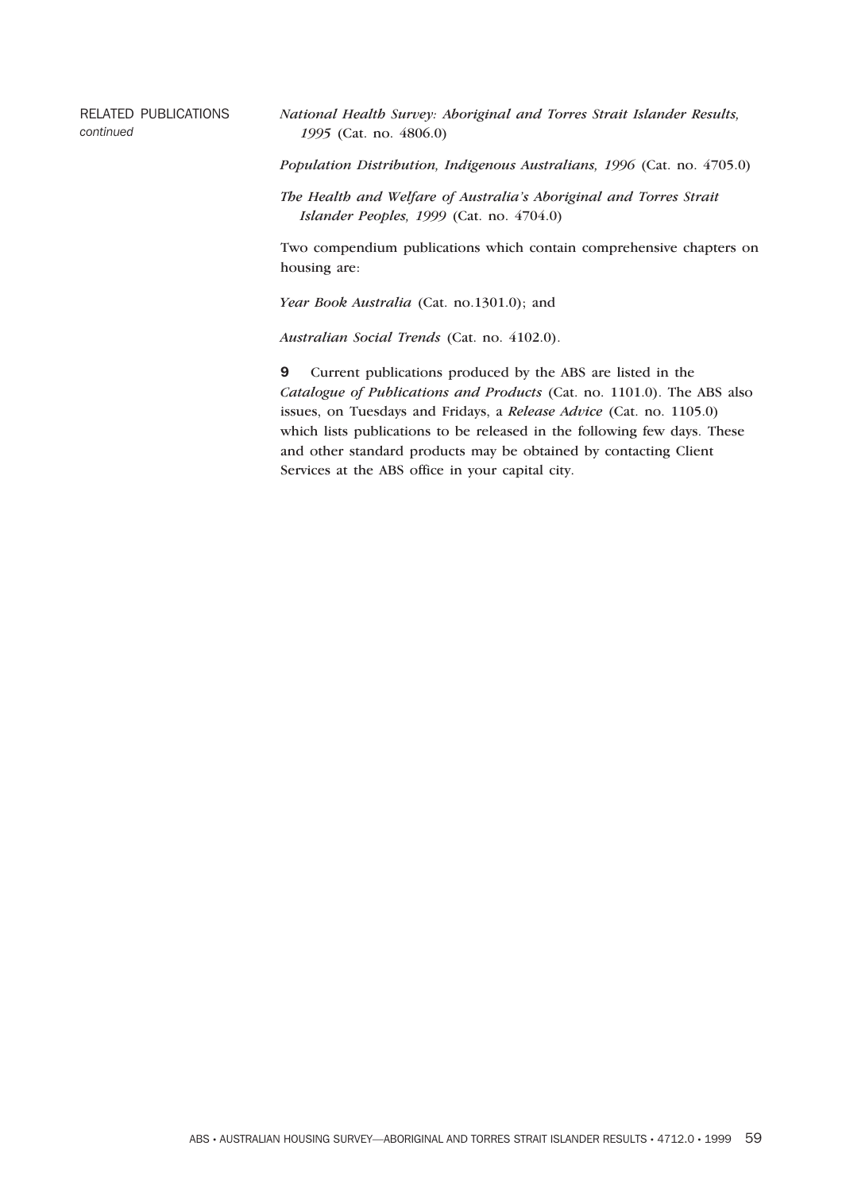RELATED PUBLICATIONS *continued*

*National Health Survey: Aboriginal and Torres Strait Islander Results, 1995* (Cat. no. 4806.0)

*Population Distribution, Indigenous Australians, 1996* (Cat. no. 4705.0)

*The Health and Welfare of Australia's Aboriginal and Torres Strait Islander Peoples, 1999* (Cat. no. 4704.0)

Two compendium publications which contain comprehensive chapters on housing are:

*Year Book Australia* (Cat. no.1301.0); and

*Australian Social Trends* (Cat. no. 4102.0).

**9** Current publications produced by the ABS are listed in the *Catalogue of Publications and Products* (Cat. no. 1101.0). The ABS also issues, on Tuesdays and Fridays, a *Release Advice* (Cat. no. 1105.0) which lists publications to be released in the following few days. These and other standard products may be obtained by contacting Client Services at the ABS office in your capital city.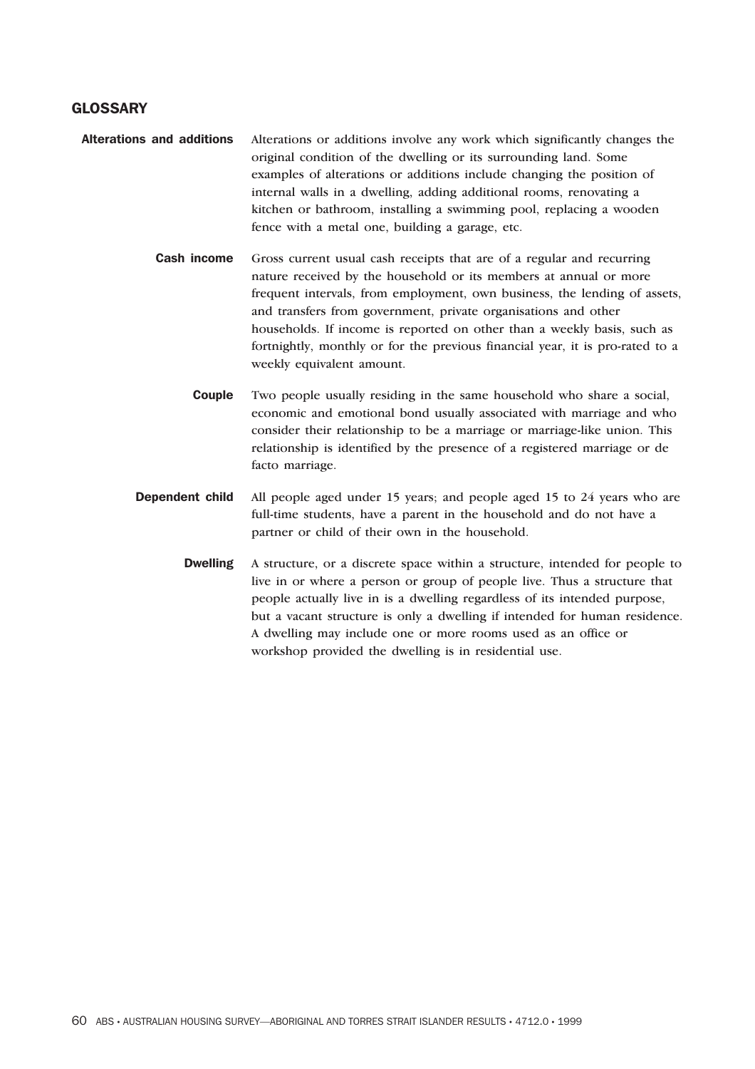## GLOSSARY

**Alterations and additions** Alterations or additions involve any work which significantly changes the original condition of the dwelling or its surrounding land. Some examples of alterations or additions include changing the position of internal walls in a dwelling, adding additional rooms, renovating a kitchen or bathroom, installing a swimming pool, replacing a wooden fence with a metal one, building a garage, etc.

**Cash income** Gross current usual cash receipts that are of a regular and recurring nature received by the household or its members at annual or more frequent intervals, from employment, own business, the lending of assets, and transfers from government, private organisations and other households. If income is reported on other than a weekly basis, such as fortnightly, monthly or for the previous financial year, it is pro-rated to a weekly equivalent amount.

**Couple** Two people usually residing in the same household who share a social, economic and emotional bond usually associated with marriage and who consider their relationship to be a marriage or marriage-like union. This relationship is identified by the presence of a registered marriage or de facto marriage.

**Dependent child** All people aged under 15 years; and people aged 15 to 24 years who are full-time students, have a parent in the household and do not have a partner or child of their own in the household.

**Dwelling** A structure, or a discrete space within a structure, intended for people to live in or where a person or group of people live. Thus a structure that people actually live in is a dwelling regardless of its intended purpose, but a vacant structure is only a dwelling if intended for human residence. A dwelling may include one or more rooms used as an office or workshop provided the dwelling is in residential use.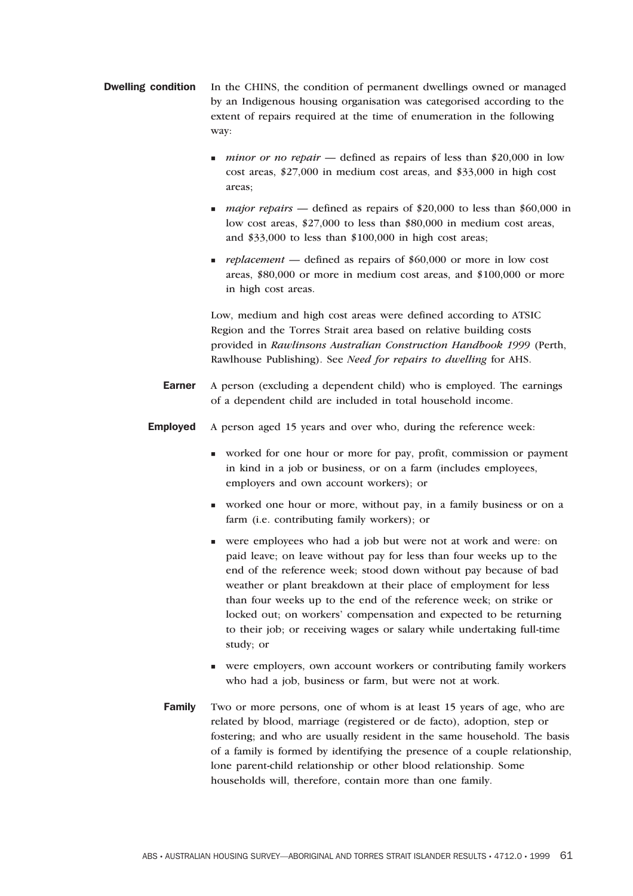**Dwelling condition** In the CHINS, the condition of permanent dwellings owned or managed by an Indigenous housing organisation was categorised according to the extent of repairs required at the time of enumeration in the following way:

- *minor or no repair* — defined as repairs of less than $20,000 in low cost areas, $27,000 in medium cost areas, and $33,000 in high cost areas;
- *major repairs* — defined as repairs of $20,000 to less than $60,000 in low cost areas, $27,000 to less than $80,000 in medium cost areas, and $33,000 to less than $100,000 in high cost areas;
- *replacement* — defined as repairs of $60,000 or more in low cost areas, $80,000 or more in medium cost areas, and $100,000 or more in high cost areas.

Low, medium and high cost areas were defined according to ATSIC Region and the Torres Strait area based on relative building costs provided in *Rawlinsons Australian Construction Handbook 1999* (Perth, Rawlhouse Publishing). See *Need for repairs to dwelling* for AHS.

**Earner** A person (excluding a dependent child) who is employed. The earnings of a dependent child are included in total household income.

**Employed** A person aged 15 years and over who, during the reference week:

- worked for one hour or more for pay, profit, commission or payment in kind in a job or business, or on a farm (includes employees, employers and own account workers); or
- worked one hour or more, without pay, in a family business or on a farm (i.e. contributing family workers); or
- were employees who had a job but were not at work and were: on paid leave; on leave without pay for less than four weeks up to the end of the reference week; stood down without pay because of bad weather or plant breakdown at their place of employment for less than four weeks up to the end of the reference week; on strike or locked out; on workers' compensation and expected to be returning to their job; or receiving wages or salary while undertaking full-time study; or
- were employers, own account workers or contributing family workers who had a job, business or farm, but were not at work.

**Family** Two or more persons, one of whom is at least 15 years of age, who are related by blood, marriage (registered or de facto), adoption, step or fostering; and who are usually resident in the same household. The basis of a family is formed by identifying the presence of a couple relationship, lone parent-child relationship or other blood relationship. Some households will, therefore, contain more than one family.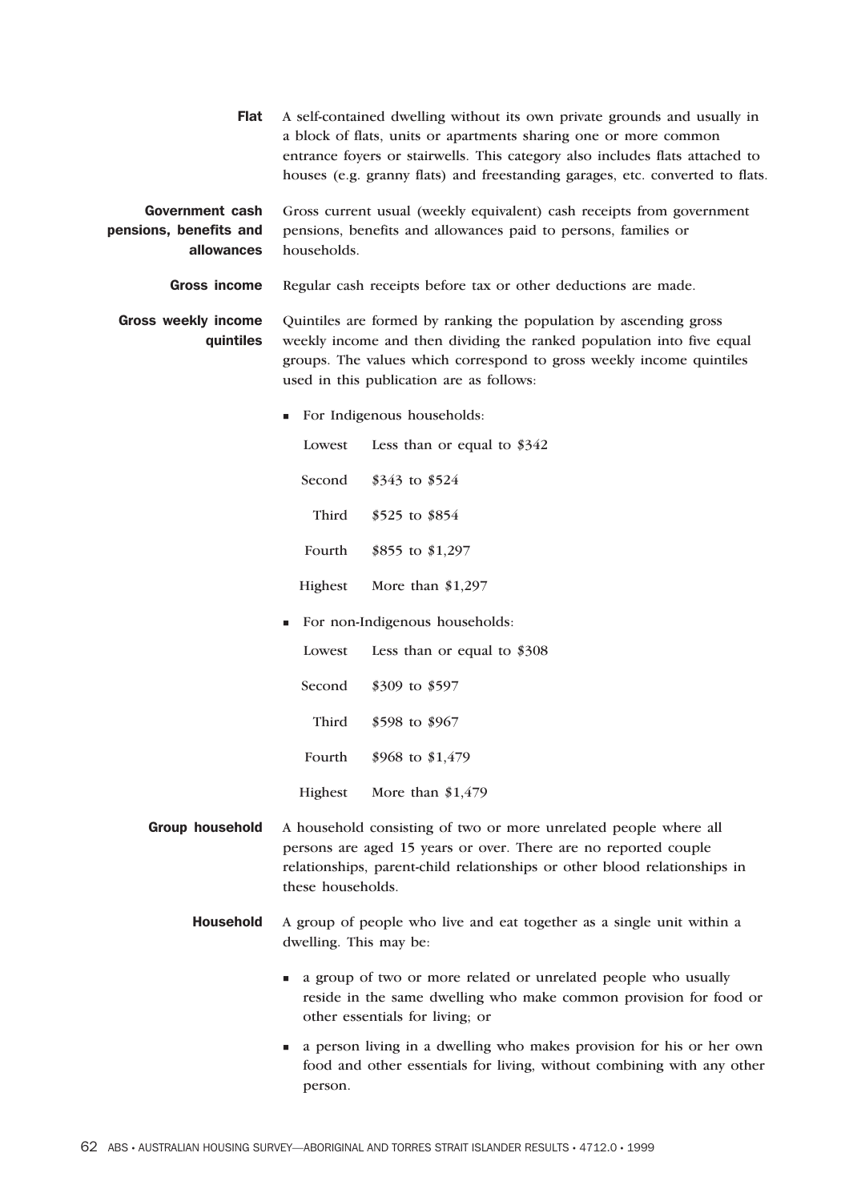**Flat** A self-contained dwelling without its own private grounds and usually in a block of flats, units or apartments sharing one or more common entrance foyers or stairwells. This category also includes flats attached to houses (e.g. granny flats) and freestanding garages, etc. converted to flats.

**Government cash pensions, benefits and allowances** Gross current usual (weekly equivalent) cash receipts from government pensions, benefits and allowances paid to persons, families or households.

**Gross income** Regular cash receipts before tax or other deductions are made.

**Gross weekly income quintiles** Quintiles are formed by ranking the population by ascending gross weekly income and then dividing the ranked population into five equal groups. The values which correspond to gross weekly income quintiles used in this publication are as follows:

- For Indigenous households:

| | |
|---|---|
| Lowest | Less than or equal to $342 |
| Second | $343 to $524 |
| Third | $525 to $854 |
| Fourth | $855 to $1,297 |
| Highest | More than $1,297 |

- For non-Indigenous households:

| | |
|---|---|
| Lowest | Less than or equal to $308 |
| Second | $309 to $597 |
| Third | $598 to $967 |
| Fourth | $968 to $1,479 |
| Highest | More than $1,479 |

**Group household** A household consisting of two or more unrelated people where all persons are aged 15 years or over. There are no reported couple relationships, parent-child relationships or other blood relationships in these households.

**Household** A group of people who live and eat together as a single unit within a dwelling. This may be:

- a group of two or more related or unrelated people who usually reside in the same dwelling who make common provision for food or other essentials for living; or
- a person living in a dwelling who makes provision for his or her own food and other essentials for living, without combining with any other person.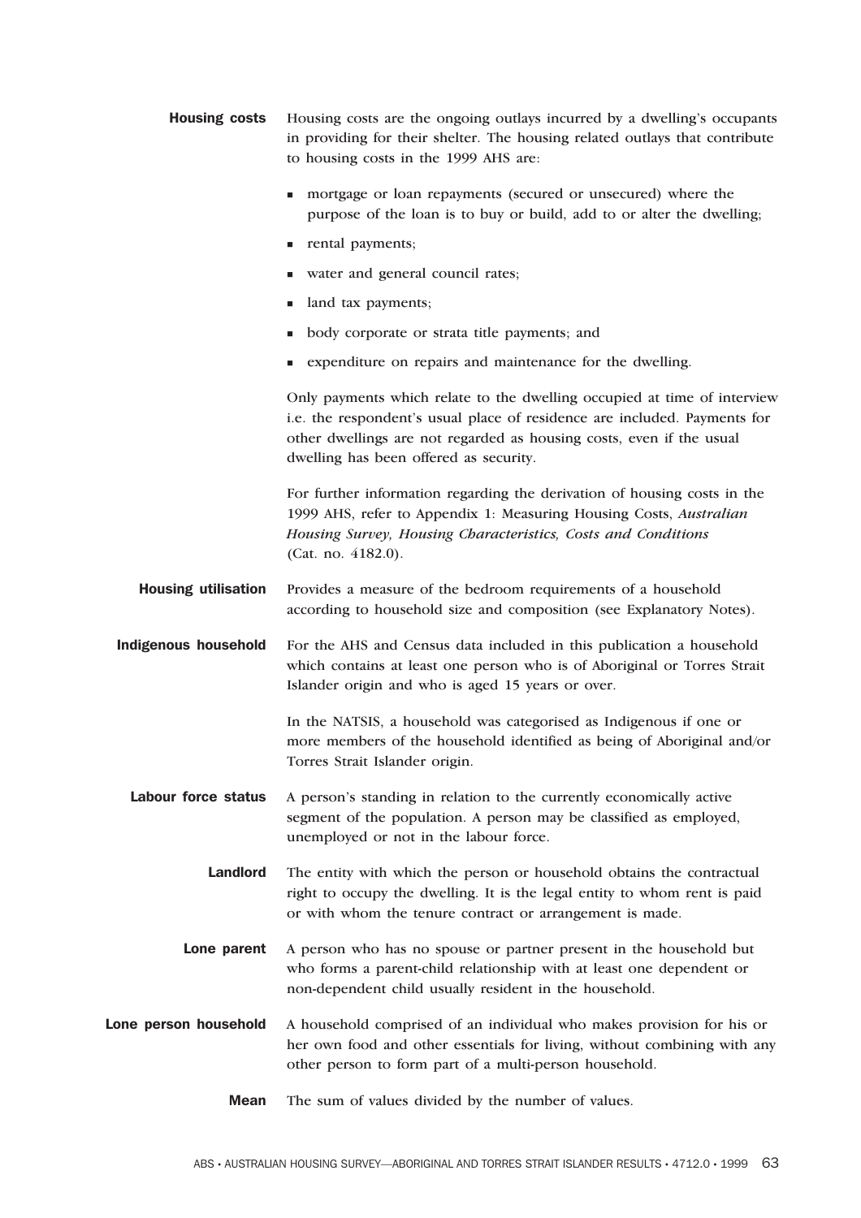**Housing costs** Housing costs are the ongoing outlays incurred by a dwelling's occupants in providing for their shelter. The housing related outlays that contribute to housing costs in the 1999 AHS are:

- mortgage or loan repayments (secured or unsecured) where the purpose of the loan is to buy or build, add to or alter the dwelling;
- rental payments;
- water and general council rates;
- land tax payments;
- body corporate or strata title payments; and
- expenditure on repairs and maintenance for the dwelling.

Only payments which relate to the dwelling occupied at time of interview i.e. the respondent's usual place of residence are included. Payments for other dwellings are not regarded as housing costs, even if the usual dwelling has been offered as security.

For further information regarding the derivation of housing costs in the 1999 AHS, refer to Appendix 1: Measuring Housing Costs, *Australian Housing Survey, Housing Characteristics, Costs and Conditions* (Cat. no. 4182.0).

**Housing utilisation** Provides a measure of the bedroom requirements of a household according to household size and composition (see Explanatory Notes).

**Indigenous household** For the AHS and Census data included in this publication a household which contains at least one person who is of Aboriginal or Torres Strait Islander origin and who is aged 15 years or over.

In the NATSIS, a household was categorised as Indigenous if one or more members of the household identified as being of Aboriginal and/or Torres Strait Islander origin.

**Labour force status** A person's standing in relation to the currently economically active segment of the population. A person may be classified as employed, unemployed or not in the labour force.

**Landlord** The entity with which the person or household obtains the contractual right to occupy the dwelling. It is the legal entity to whom rent is paid or with whom the tenure contract or arrangement is made.

**Lone parent** A person who has no spouse or partner present in the household but who forms a parent-child relationship with at least one dependent or non-dependent child usually resident in the household.

**Lone person household** A household comprised of an individual who makes provision for his or her own food and other essentials for living, without combining with any other person to form part of a multi-person household.

**Mean** The sum of values divided by the number of values.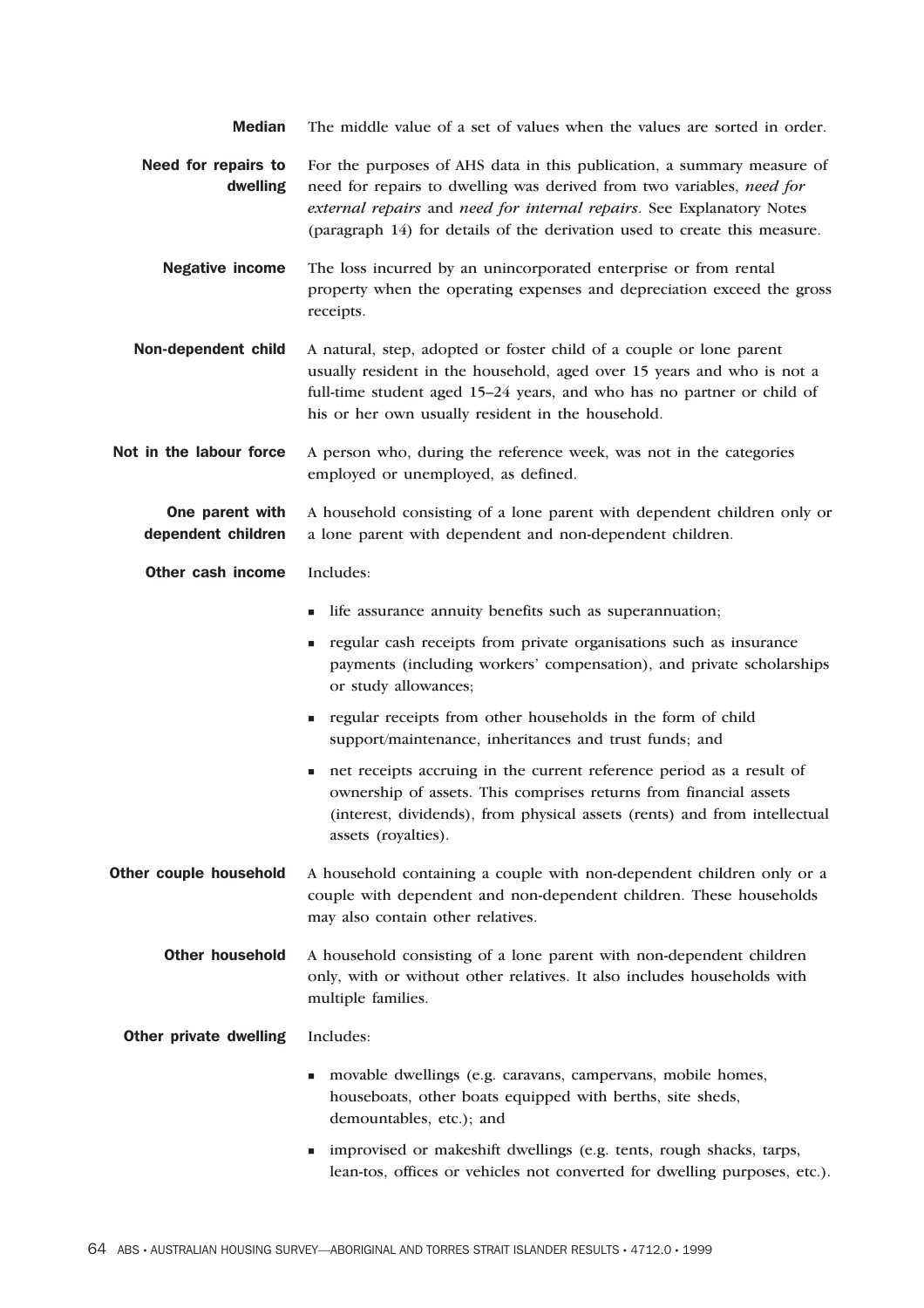**Median** The middle value of a set of values when the values are sorted in order.

**Need for repairs to dwelling** For the purposes of AHS data in this publication, a summary measure of need for repairs to dwelling was derived from two variables, *need for external repairs* and *need for internal repairs*. See Explanatory Notes (paragraph 14) for details of the derivation used to create this measure.

**Negative income** The loss incurred by an unincorporated enterprise or from rental property when the operating expenses and depreciation exceed the gross receipts.

**Non-dependent child** A natural, step, adopted or foster child of a couple or lone parent usually resident in the household, aged over 15 years and who is not a full-time student aged 15–24 years, and who has no partner or child of his or her own usually resident in the household.

**Not in the labour force** A person who, during the reference week, was not in the categories employed or unemployed, as defined.

**One parent with dependent children** A household consisting of a lone parent with dependent children only or a lone parent with dependent and non-dependent children.

**Other cash income** Includes:

- life assurance annuity benefits such as superannuation;
- regular cash receipts from private organisations such as insurance payments (including workers' compensation), and private scholarships or study allowances;
- regular receipts from other households in the form of child support/maintenance, inheritances and trust funds; and
- net receipts accruing in the current reference period as a result of ownership of assets. This comprises returns from financial assets (interest, dividends), from physical assets (rents) and from intellectual assets (royalties).

**Other couple household** A household containing a couple with non-dependent children only or a couple with dependent and non-dependent children. These households may also contain other relatives.

**Other household** A household consisting of a lone parent with non-dependent children only, with or without other relatives. It also includes households with multiple families.

**Other private dwelling** Includes:

- movable dwellings (e.g. caravans, campervans, mobile homes, houseboats, other boats equipped with berths, site sheds, demountables, etc.); and
- improvised or makeshift dwellings (e.g. tents, rough shacks, tarps, lean-tos, offices or vehicles not converted for dwelling purposes, etc.).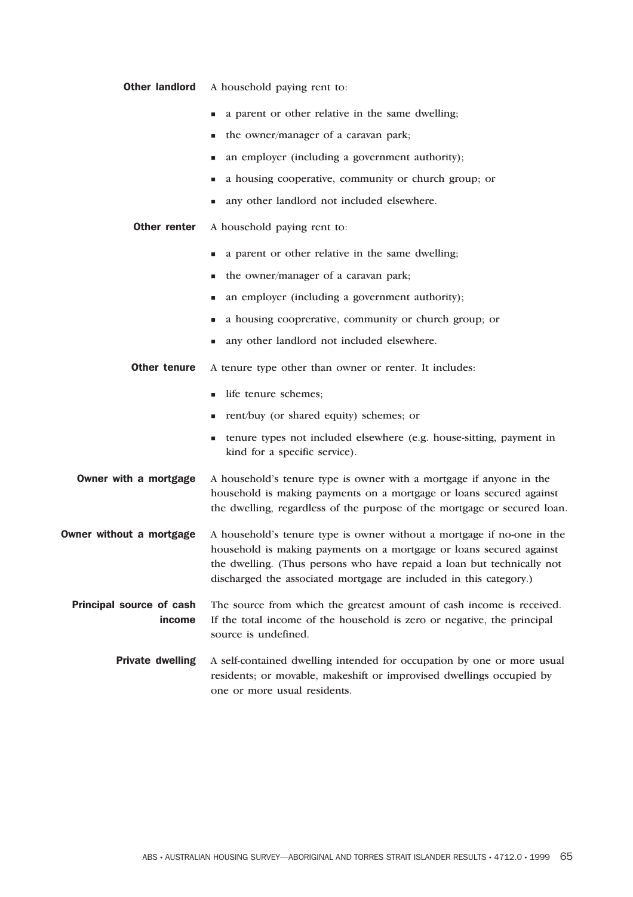**Other landlord** A household paying rent to:

- a parent or other relative in the same dwelling;
- the owner/manager of a caravan park;
- an employer (including a government authority);
- a housing cooperative, community or church group; or
- any other landlord not included elsewhere.

**Other renter** A household paying rent to:

- a parent or other relative in the same dwelling;
- the owner/manager of a caravan park;
- an employer (including a government authority);
- a housing cooprerative, community or church group; or
- any other landlord not included elsewhere.

**Other tenure** A tenure type other than owner or renter. It includes:

- life tenure schemes;
- rent/buy (or shared equity) schemes; or
- tenure types not included elsewhere (e.g. house-sitting, payment in kind for a specific service).

**Owner with a mortgage** A household's tenure type is owner with a mortgage if anyone in the household is making payments on a mortgage or loans secured against the dwelling, regardless of the purpose of the mortgage or secured loan.

**Owner without a mortgage** A household's tenure type is owner without a mortgage if no-one in the household is making payments on a mortgage or loans secured against the dwelling. (Thus persons who have repaid a loan but technically not discharged the associated mortgage are included in this category.)

**Principal source of cash income** The source from which the greatest amount of cash income is received. If the total income of the household is zero or negative, the principal source is undefined.

**Private dwelling** A self-contained dwelling intended for occupation by one or more usual residents; or movable, makeshift or improvised dwellings occupied by one or more usual residents.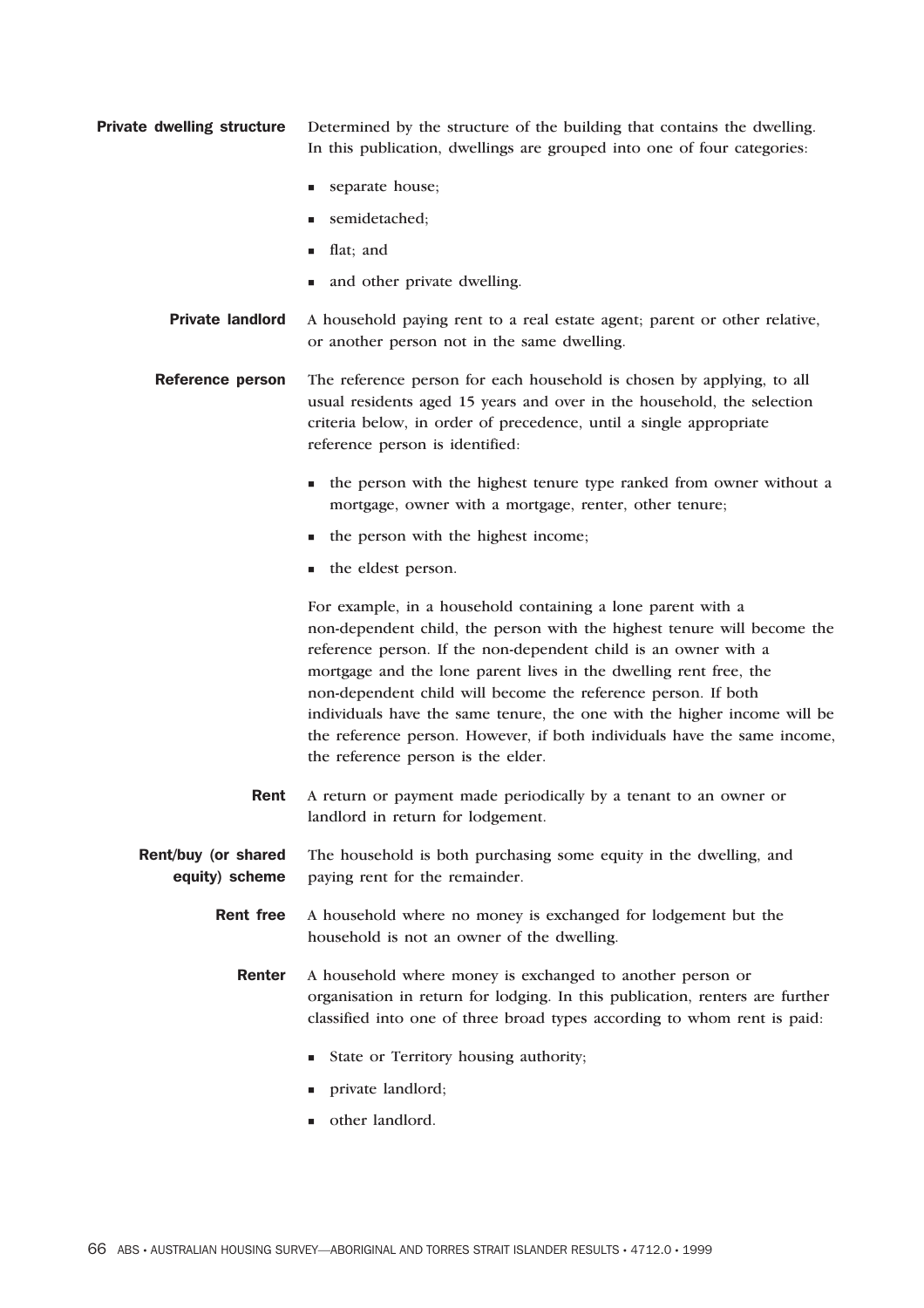**Private dwelling structure** Determined by the structure of the building that contains the dwelling. In this publication, dwellings are grouped into one of four categories:

- separate house;
- semidetached;
- flat; and
- and other private dwelling.

**Private landlord** A household paying rent to a real estate agent; parent or other relative, or another person not in the same dwelling.

**Reference person** The reference person for each household is chosen by applying, to all usual residents aged 15 years and over in the household, the selection criteria below, in order of precedence, until a single appropriate reference person is identified:

- the person with the highest tenure type ranked from owner without a mortgage, owner with a mortgage, renter, other tenure;
- the person with the highest income;
- the eldest person.

For example, in a household containing a lone parent with a non-dependent child, the person with the highest tenure will become the reference person. If the non-dependent child is an owner with a mortgage and the lone parent lives in the dwelling rent free, the non-dependent child will become the reference person. If both individuals have the same tenure, the one with the higher income will be the reference person. However, if both individuals have the same income, the reference person is the elder.

**Rent** A return or payment made periodically by a tenant to an owner or landlord in return for lodgement.

**Rent/buy (or shared equity) scheme** The household is both purchasing some equity in the dwelling, and paying rent for the remainder.

**Rent free** A household where no money is exchanged for lodgement but the household is not an owner of the dwelling.

**Renter** A household where money is exchanged to another person or organisation in return for lodging. In this publication, renters are further classified into one of three broad types according to whom rent is paid:

- State or Territory housing authority;
- private landlord;
- other landlord.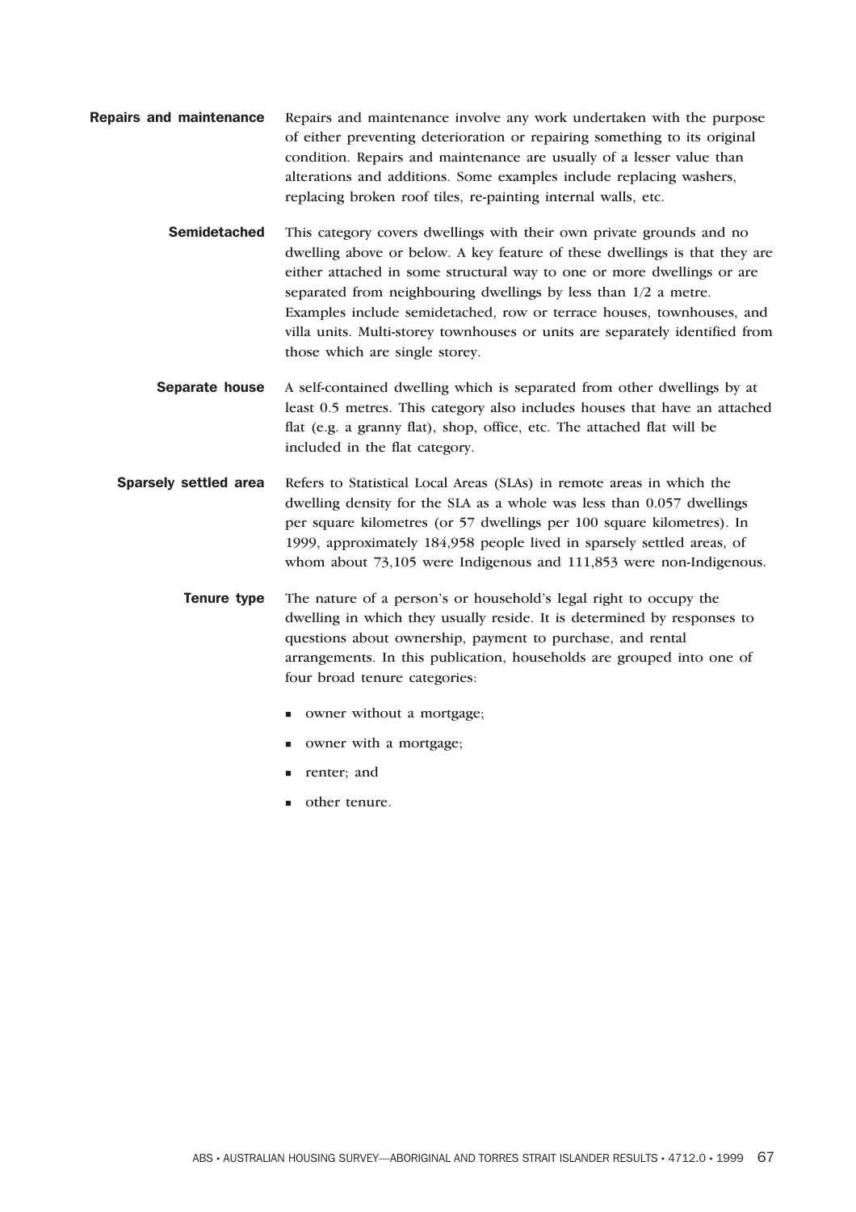**Repairs and maintenance** Repairs and maintenance involve any work undertaken with the purpose of either preventing deterioration or repairing something to its original condition. Repairs and maintenance are usually of a lesser value than alterations and additions. Some examples include replacing washers, replacing broken roof tiles, re-painting internal walls, etc.

**Semidetached** This category covers dwellings with their own private grounds and no dwelling above or below. A key feature of these dwellings is that they are either attached in some structural way to one or more dwellings or are separated from neighbouring dwellings by less than 1/2 a metre. Examples include semidetached, row or terrace houses, townhouses, and villa units. Multi-storey townhouses or units are separately identified from those which are single storey.

**Separate house** A self-contained dwelling which is separated from other dwellings by at least 0.5 metres. This category also includes houses that have an attached flat (e.g. a granny flat), shop, office, etc. The attached flat will be included in the flat category.

**Sparsely settled area** Refers to Statistical Local Areas (SLAs) in remote areas in which the dwelling density for the SLA as a whole was less than 0.057 dwellings per square kilometres (or 57 dwellings per 100 square kilometres). In 1999, approximately 184,958 people lived in sparsely settled areas, of whom about 73,105 were Indigenous and 111,853 were non-Indigenous.

**Tenure type** The nature of a person's or household's legal right to occupy the dwelling in which they usually reside. It is determined by responses to questions about ownership, payment to purchase, and rental arrangements. In this publication, households are grouped into one of four broad tenure categories:

- owner without a mortgage;
- owner with a mortgage;
- renter; and
- other tenure.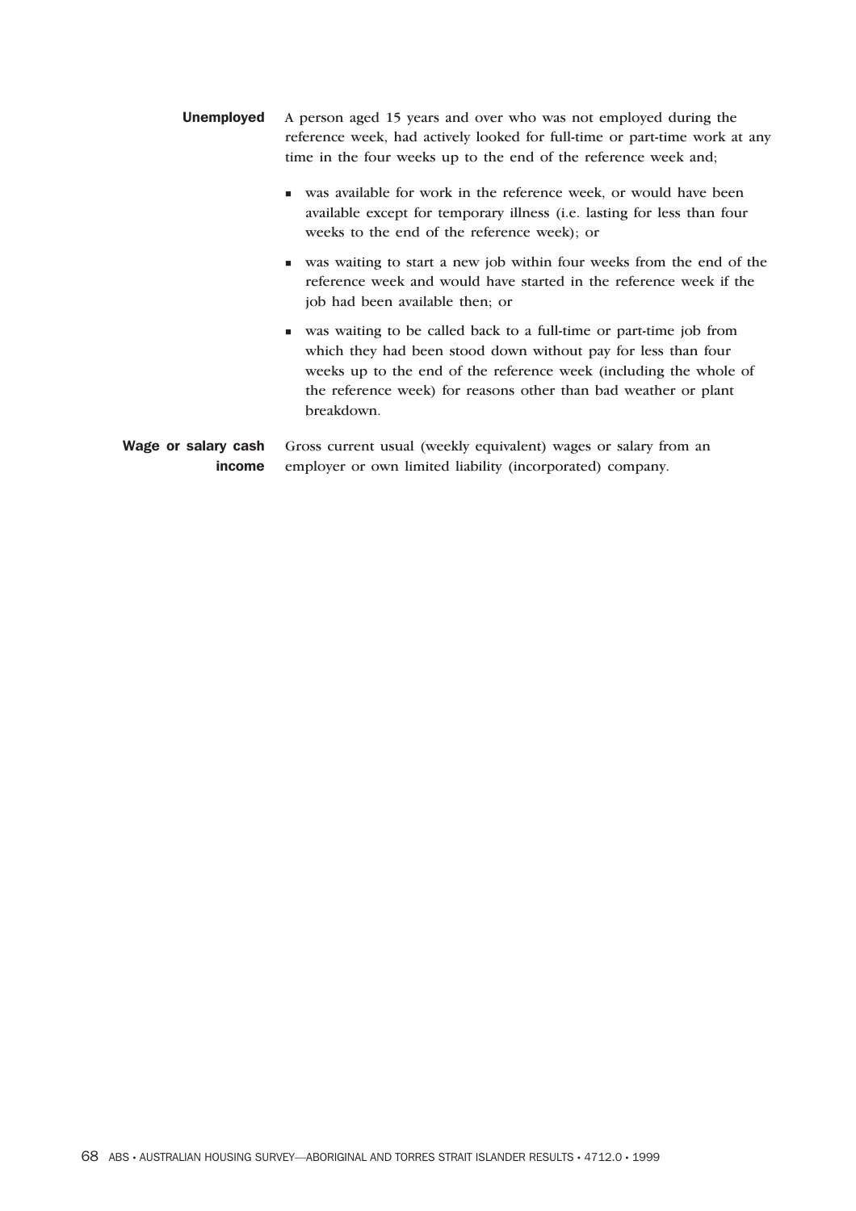**Unemployed** A person aged 15 years and over who was not employed during the reference week, had actively looked for full-time or part-time work at any time in the four weeks up to the end of the reference week and;

- was available for work in the reference week, or would have been available except for temporary illness (i.e. lasting for less than four weeks to the end of the reference week); or
- was waiting to start a new job within four weeks from the end of the reference week and would have started in the reference week if the job had been available then; or
- was waiting to be called back to a full-time or part-time job from which they had been stood down without pay for less than four weeks up to the end of the reference week (including the whole of the reference week) for reasons other than bad weather or plant breakdown.

**Wage or salary cash income** Gross current usual (weekly equivalent) wages or salary from an employer or own limited liability (incorporated) company.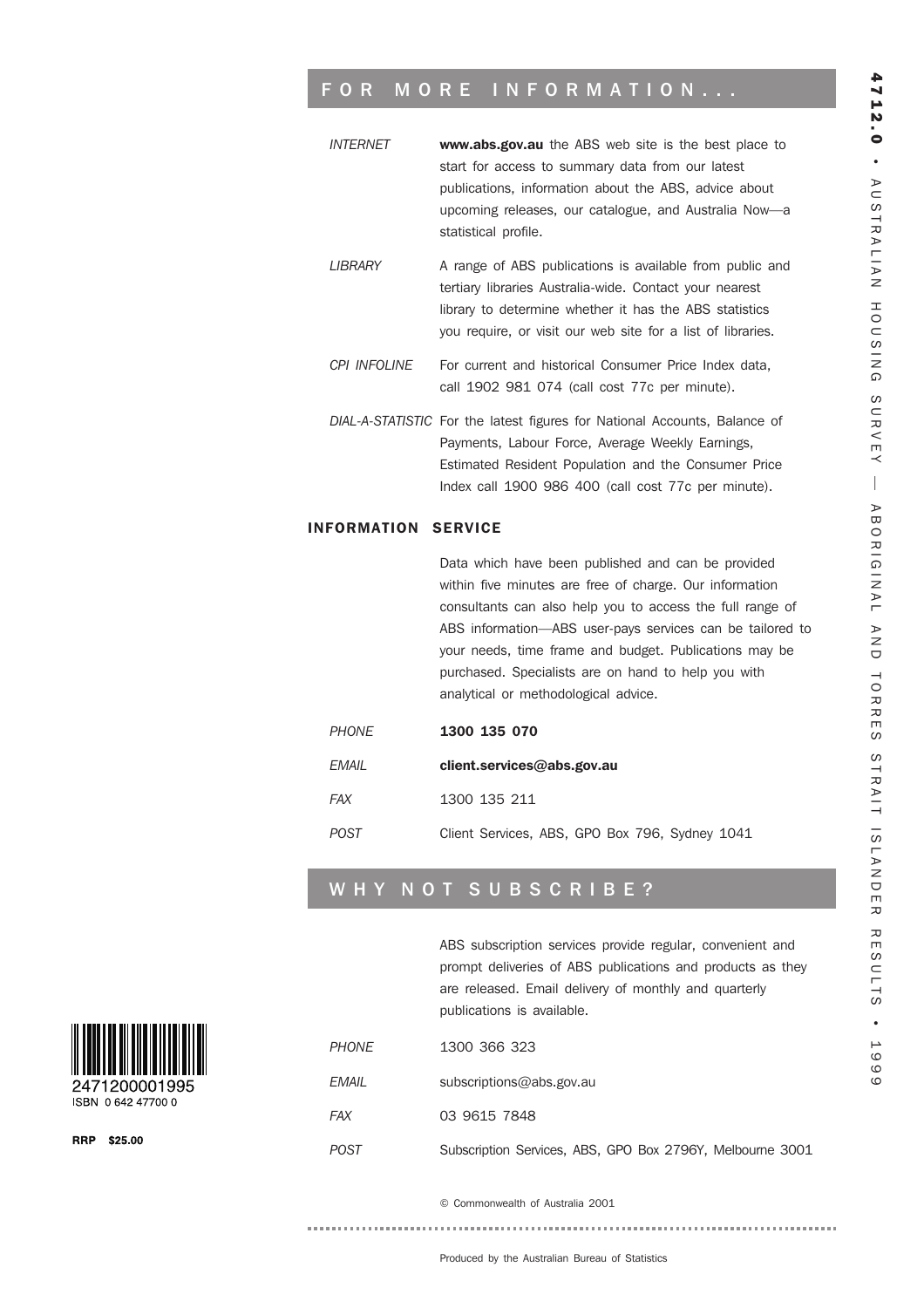## FOR MORE INFORMATION...

*INTERNET* **www.abs.gov.au** the ABS web site is the best place to start for access to summary data from our latest publications, information about the ABS, advice about upcoming releases, our catalogue, and Australia Now—a statistical profile.

*LIBRARY* A range of ABS publications is available from public and tertiary libraries Australia-wide. Contact your nearest library to determine whether it has the ABS statistics you require, or visit our web site for a list of libraries.

*CPI INFOLINE* For current and historical Consumer Price Index data, call 1902 981 074 (call cost 77c per minute).

*DIAL-A-STATISTIC* For the latest figures for National Accounts, Balance of Payments, Labour Force, Average Weekly Earnings, Estimated Resident Population and the Consumer Price Index call 1900 986 400 (call cost 77c per minute).

### INFORMATION SERVICE

Data which have been published and can be provided within five minutes are free of charge. Our information consultants can also help you to access the full range of ABS information—ABS user-pays services can be tailored to your needs, time frame and budget. Publications may be purchased. Specialists are on hand to help you with analytical or methodological advice.

*PHONE* **1300 135 070**

*EMAIL* **client.services@abs.gov.au**

*FAX* 1300 135 211

*POST* Client Services, ABS, GPO Box 796, Sydney 1041

## WHY NOT SUBSCRIBE?

ABS subscription services provide regular, convenient and prompt deliveries of ABS publications and products as they are released. Email delivery of monthly and quarterly publications is available.

*PHONE* 1300 366 323

*EMAIL* subscriptions@abs.gov.au

*FAX* 03 9615 7848

*POST* Subscription Services, ABS, GPO Box 2796Y, Melbourne 3001

2471200001995
ISBN 0 642 47700 0

**RRP $25.00**

© Commonwealth of Australia 2001

Produced by the Australian Bureau of Statistics

**4712.0** • AUSTRALIAN HOUSING SURVEY — ABORIGINAL AND TORRES STRAIT ISLANDER RESULTS • 1999